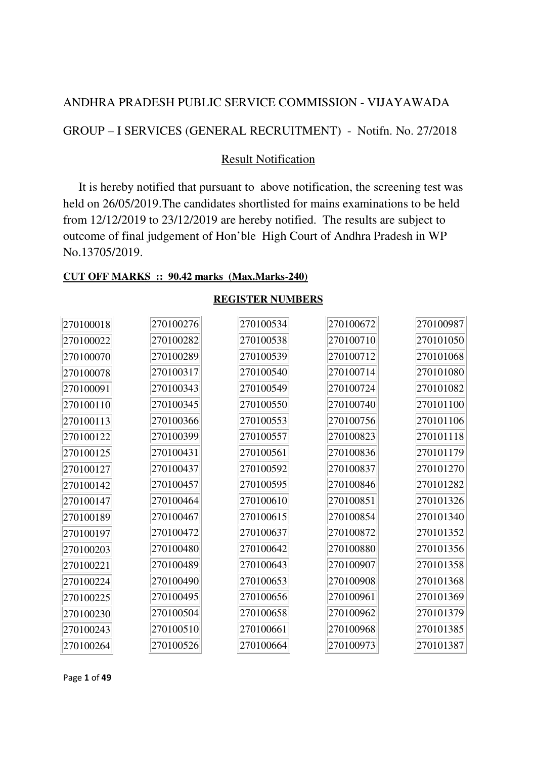ANDHRA PRADESH PUBLIC SERVICE COMMISSION - VIJAYAWADA

GROUP – I SERVICES (GENERAL RECRUITMENT) - Notifn. No. 27/2018

Result Notification

It is hereby notified that pursuant to above notification, the screening test was held on 26/05/2019.The candidates shortlisted for mains examinations to be held from 12/12/2019 to 23/12/2019 are hereby notified. The results are subject to outcome of final judgement of Hon'ble High Court of Andhra Pradesh in WP No.13705/2019.

**CUT OFF MARKS :: 90.42 marks (Max.Marks-240)**

**REGISTER NUMBERS**

| | | | | |
|---|---|---|---|---|
| 270100018 | 270100276 | 270100534 | 270100672 | 270100987 |
| 270100022 | 270100282 | 270100538 | 270100710 | 270101050 |
| 270100070 | 270100289 | 270100539 | 270100712 | 270101068 |
| 270100078 | 270100317 | 270100540 | 270100714 | 270101080 |
| 270100091 | 270100343 | 270100549 | 270100724 | 270101082 |
| 270100110 | 270100345 | 270100550 | 270100740 | 270101100 |
| 270100113 | 270100366 | 270100553 | 270100756 | 270101106 |
| 270100122 | 270100399 | 270100557 | 270100823 | 270101118 |
| 270100125 | 270100431 | 270100561 | 270100836 | 270101179 |
| 270100127 | 270100437 | 270100592 | 270100837 | 270101270 |
| 270100142 | 270100457 | 270100595 | 270100846 | 270101282 |
| 270100147 | 270100464 | 270100610 | 270100851 | 270101326 |
| 270100189 | 270100467 | 270100615 | 270100854 | 270101340 |
| 270100197 | 270100472 | 270100637 | 270100872 | 270101352 |
| 270100203 | 270100480 | 270100642 | 270100880 | 270101356 |
| 270100221 | 270100489 | 270100643 | 270100907 | 270101358 |
| 270100224 | 270100490 | 270100653 | 270100908 | 270101368 |
| 270100225 | 270100495 | 270100656 | 270100961 | 270101369 |
| 270100230 | 270100504 | 270100658 | 270100962 | 270101379 |
| 270100243 | 270100510 | 270100661 | 270100968 | 270101385 |
| 270100264 | 270100526 | 270100664 | 270100973 | 270101387 |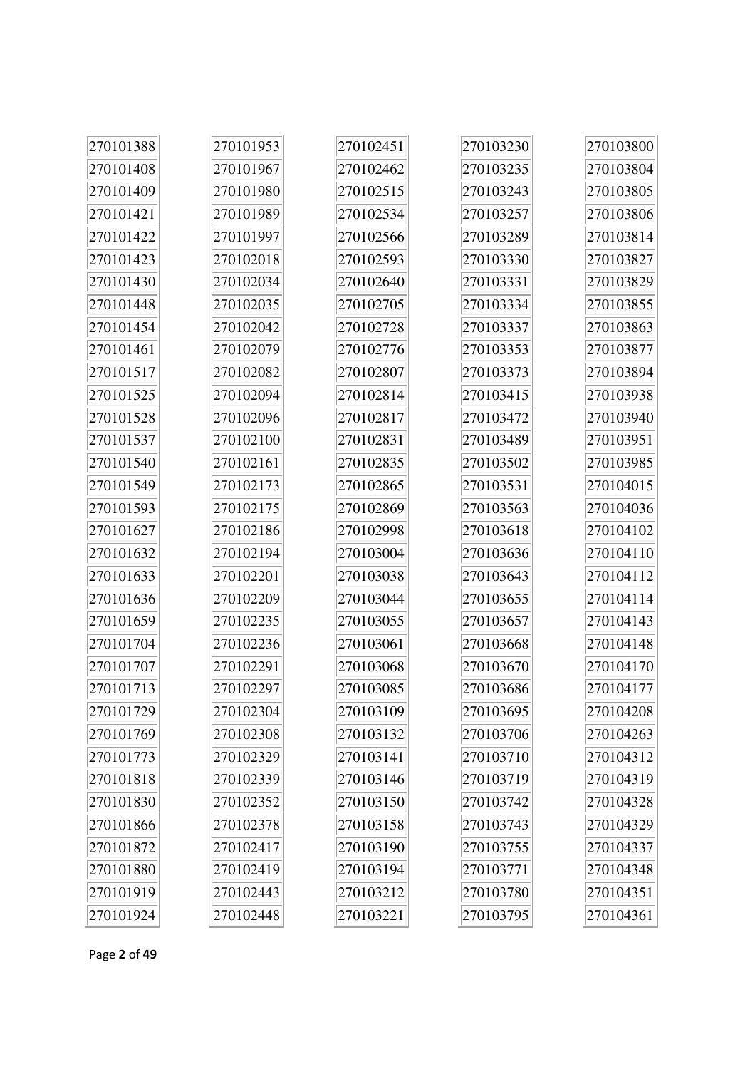270101388
270101408
270101409
270101421
270101422
270101423
270101430
270101448
270101454
270101461
270101517
270101525
270101528
270101537
270101540
270101549
270101593
270101627
270101632
270101633
270101636
270101659
270101704
270101707
270101713
270101729
270101769
270101773
270101818
270101830
270101866
270101872
270101880
270101919
270101924

270101953
270101967
270101980
270101989
270101997
270102018
270102034
270102035
270102042
270102079
270102082
270102094
270102096
270102100
270102161
270102173
270102175
270102186
270102194
270102201
270102209
270102235
270102236
270102291
270102297
270102304
270102308
270102329
270102339
270102352
270102378
270102417
270102419
270102443
270102448

270102451
270102462
270102515
270102534
270102566
270102593
270102640
270102705
270102728
270102776
270102807
270102814
270102817
270102831
270102835
270102865
270102869
270102998
270103004
270103038
270103044
270103055
270103061
270103068
270103085
270103109
270103132
270103141
270103146
270103150
270103158
270103190
270103194
270103212
270103221

270103230
270103235
270103243
270103257
270103289
270103330
270103331
270103334
270103337
270103353
270103373
270103415
270103472
270103489
270103502
270103531
270103563
270103618
270103636
270103643
270103655
270103657
270103668
270103670
270103686
270103695
270103706
270103710
270103719
270103742
270103743
270103755
270103771
270103780
270103795

270103800
270103804
270103805
270103806
270103814
270103827
270103829
270103855
270103863
270103877
270103894
270103938
270103940
270103951
270103985
270104015
270104036
270104102
270104110
270104112
270104114
270104143
270104148
270104170
270104177
270104208
270104263
270104312
270104319
270104328
270104329
270104337
270104348
270104351
270104361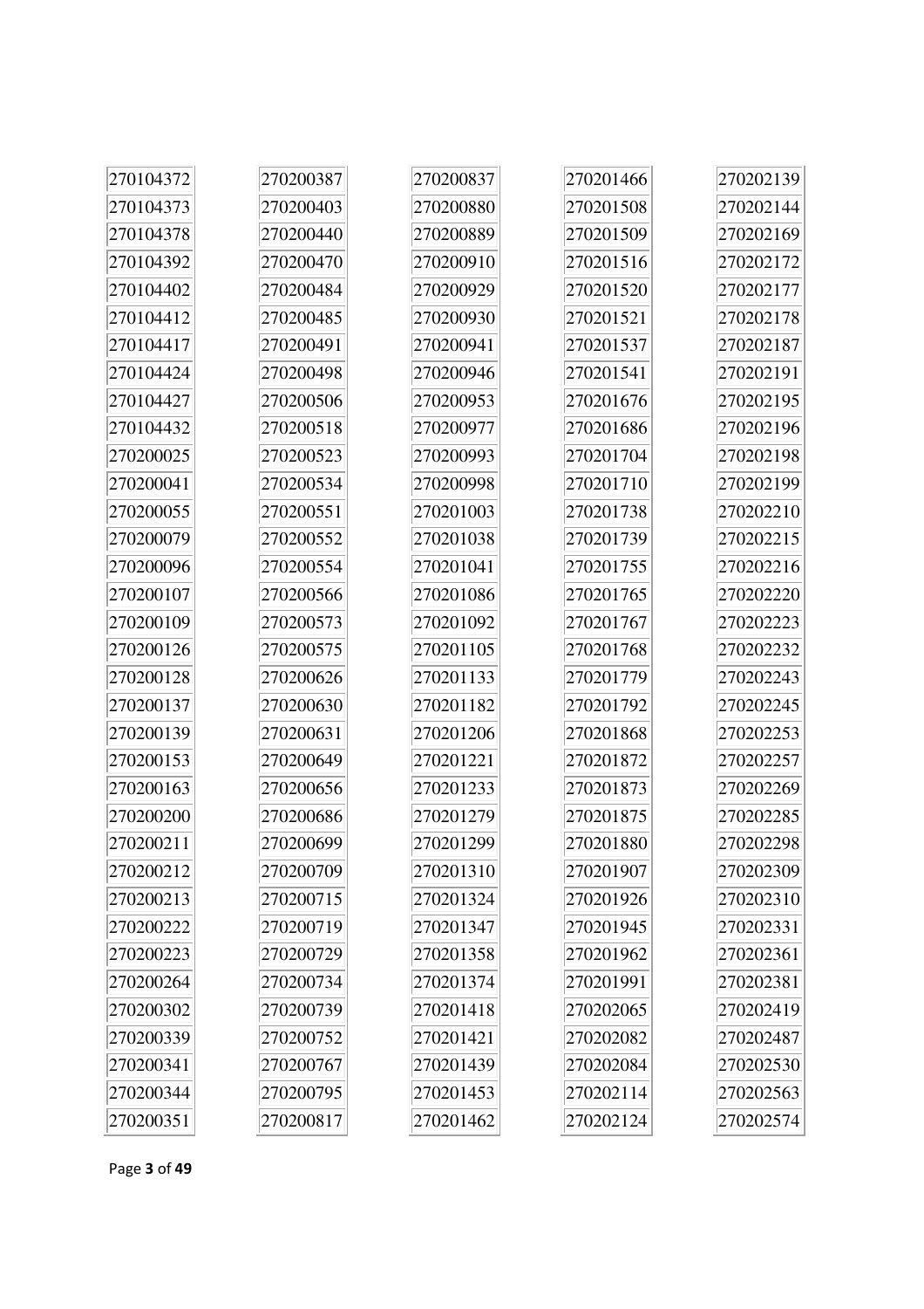- 270104372
- 270104373
- 270104378
- 270104392
- 270104402
- 270104412
- 270104417
- 270104424
- 270104427
- 270104432
- 270200025
- 270200041
- 270200055
- 270200079
- 270200096
- 270200107
- 270200109
- 270200126
- 270200128
- 270200137
- 270200139
- 270200153
- 270200163
- 270200200
- 270200211
- 270200212
- 270200213
- 270200222
- 270200223
- 270200264
- 270200302
- 270200339
- 270200341
- 270200344
- 270200351
- 270200387
- 270200403
- 270200440
- 270200470
- 270200484
- 270200485
- 270200491
- 270200498
- 270200506
- 270200518
- 270200523
- 270200534
- 270200551
- 270200552
- 270200554
- 270200566
- 270200573
- 270200575
- 270200626
- 270200630
- 270200631
- 270200649
- 270200656
- 270200686
- 270200699
- 270200709
- 270200715
- 270200719
- 270200729
- 270200734
- 270200739
- 270200752
- 270200767
- 270200795
- 270200817
- 270200837
- 270200880
- 270200889
- 270200910
- 270200929
- 270200930
- 270200941
- 270200946
- 270200953
- 270200977
- 270200993
- 270200998
- 270201003
- 270201038
- 270201041
- 270201086
- 270201092
- 270201105
- 270201133
- 270201182
- 270201206
- 270201221
- 270201233
- 270201279
- 270201299
- 270201310
- 270201324
- 270201347
- 270201358
- 270201374
- 270201418
- 270201421
- 270201439
- 270201453
- 270201462
- 270201466
- 270201508
- 270201509
- 270201516
- 270201520
- 270201521
- 270201537
- 270201541
- 270201676
- 270201686
- 270201704
- 270201710
- 270201738
- 270201739
- 270201755
- 270201765
- 270201767
- 270201768
- 270201779
- 270201792
- 270201868
- 270201872
- 270201873
- 270201875
- 270201880
- 270201907
- 270201926
- 270201945
- 270201962
- 270201991
- 270202065
- 270202082
- 270202084
- 270202114
- 270202124
- 270202139
- 270202144
- 270202169
- 270202172
- 270202177
- 270202178
- 270202187
- 270202191
- 270202195
- 270202196
- 270202198
- 270202199
- 270202210
- 270202215
- 270202216
- 270202220
- 270202223
- 270202232
- 270202243
- 270202245
- 270202253
- 270202257
- 270202269
- 270202285
- 270202298
- 270202309
- 270202310
- 270202331
- 270202361
- 270202381
- 270202419
- 270202487
- 270202530
- 270202563
- 270202574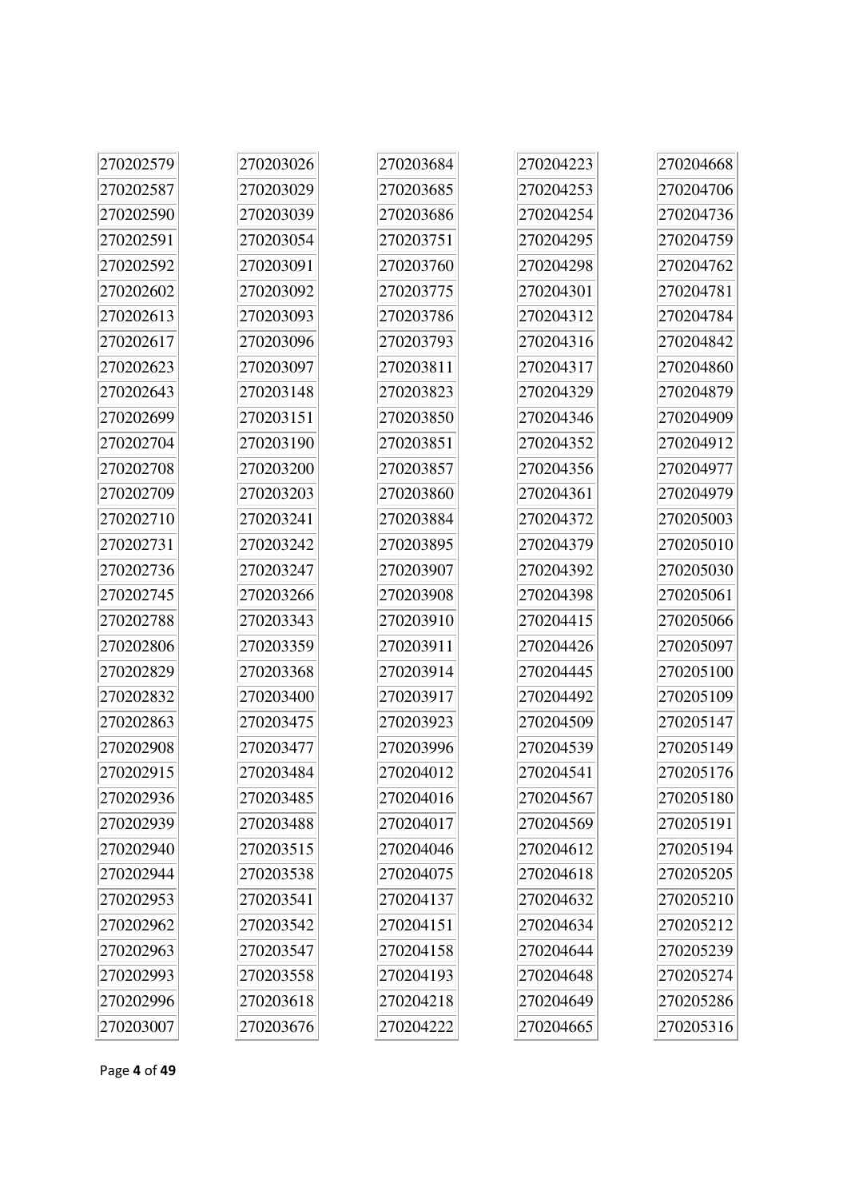270202579
270202587
270202590
270202591
270202592
270202602
270202613
270202617
270202623
270202643
270202699
270202704
270202708
270202709
270202710
270202731
270202736
270202745
270202788
270202806
270202829
270202832
270202863
270202908
270202915
270202936
270202939
270202940
270202944
270202953
270202962
270202963
270202993
270202996
270203007
270203026
270203029
270203039
270203054
270203091
270203092
270203093
270203096
270203097
270203148
270203151
270203190
270203200
270203203
270203241
270203242
270203247
270203266
270203343
270203359
270203368
270203400
270203475
270203477
270203484
270203485
270203488
270203515
270203538
270203541
270203542
270203547
270203558
270203618
270203676
270203684
270203685
270203686
270203751
270203760
270203775
270203786
270203793
270203811
270203823
270203850
270203851
270203857
270203860
270203884
270203895
270203907
270203908
270203910
270203911
270203914
270203917
270203923
270203996
270204012
270204016
270204017
270204046
270204075
270204137
270204151
270204158
270204193
270204218
270204222
270204223
270204253
270204254
270204295
270204298
270204301
270204312
270204316
270204317
270204329
270204346
270204352
270204356
270204361
270204372
270204379
270204392
270204398
270204415
270204426
270204445
270204492
270204509
270204539
270204541
270204567
270204569
270204612
270204618
270204632
270204634
270204644
270204648
270204649
270204665
270204668
270204706
270204736
270204759
270204762
270204781
270204784
270204842
270204860
270204879
270204909
270204912
270204977
270204979
270205003
270205010
270205030
270205061
270205066
270205097
270205100
270205109
270205147
270205149
270205176
270205180
270205191
270205194
270205205
270205210
270205212
270205239
270205274
270205286
270205316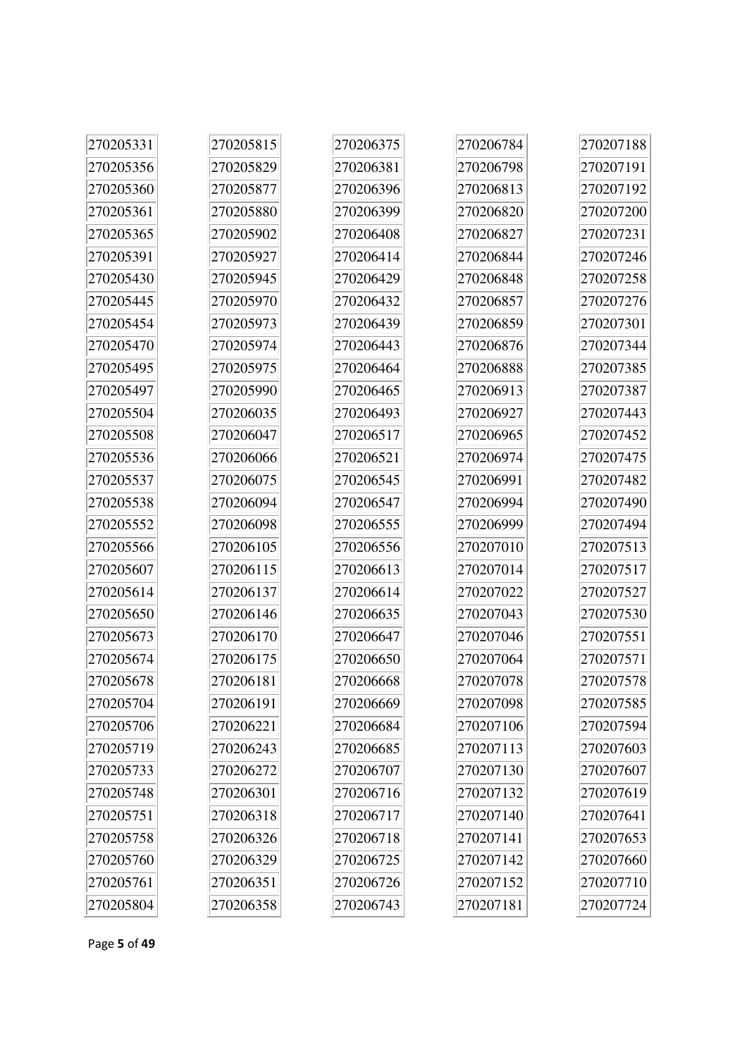| 270205331 | 270205815 | 270206375 | 270206784 | 270207188 |
|---|---|---|---|---|
| 270205356 | 270205829 | 270206381 | 270206798 | 270207191 |
| 270205360 | 270205877 | 270206396 | 270206813 | 270207192 |
| 270205361 | 270205880 | 270206399 | 270206820 | 270207200 |
| 270205365 | 270205902 | 270206408 | 270206827 | 270207231 |
| 270205391 | 270205927 | 270206414 | 270206844 | 270207246 |
| 270205430 | 270205945 | 270206429 | 270206848 | 270207258 |
| 270205445 | 270205970 | 270206432 | 270206857 | 270207276 |
| 270205454 | 270205973 | 270206439 | 270206859 | 270207301 |
| 270205470 | 270205974 | 270206443 | 270206876 | 270207344 |
| 270205495 | 270205975 | 270206464 | 270206888 | 270207385 |
| 270205497 | 270205990 | 270206465 | 270206913 | 270207387 |
| 270205504 | 270206035 | 270206493 | 270206927 | 270207443 |
| 270205508 | 270206047 | 270206517 | 270206965 | 270207452 |
| 270205536 | 270206066 | 270206521 | 270206974 | 270207475 |
| 270205537 | 270206075 | 270206545 | 270206991 | 270207482 |
| 270205538 | 270206094 | 270206547 | 270206994 | 270207490 |
| 270205552 | 270206098 | 270206555 | 270206999 | 270207494 |
| 270205566 | 270206105 | 270206556 | 270207010 | 270207513 |
| 270205607 | 270206115 | 270206613 | 270207014 | 270207517 |
| 270205614 | 270206137 | 270206614 | 270207022 | 270207527 |
| 270205650 | 270206146 | 270206635 | 270207043 | 270207530 |
| 270205673 | 270206170 | 270206647 | 270207046 | 270207551 |
| 270205674 | 270206175 | 270206650 | 270207064 | 270207571 |
| 270205678 | 270206181 | 270206668 | 270207078 | 270207578 |
| 270205704 | 270206191 | 270206669 | 270207098 | 270207585 |
| 270205706 | 270206221 | 270206684 | 270207106 | 270207594 |
| 270205719 | 270206243 | 270206685 | 270207113 | 270207603 |
| 270205733 | 270206272 | 270206707 | 270207130 | 270207607 |
| 270205748 | 270206301 | 270206716 | 270207132 | 270207619 |
| 270205751 | 270206318 | 270206717 | 270207140 | 270207641 |
| 270205758 | 270206326 | 270206718 | 270207141 | 270207653 |
| 270205760 | 270206329 | 270206725 | 270207142 | 270207660 |
| 270205761 | 270206351 | 270206726 | 270207152 | 270207710 |
| 270205804 | 270206358 | 270206743 | 270207181 | 270207724 |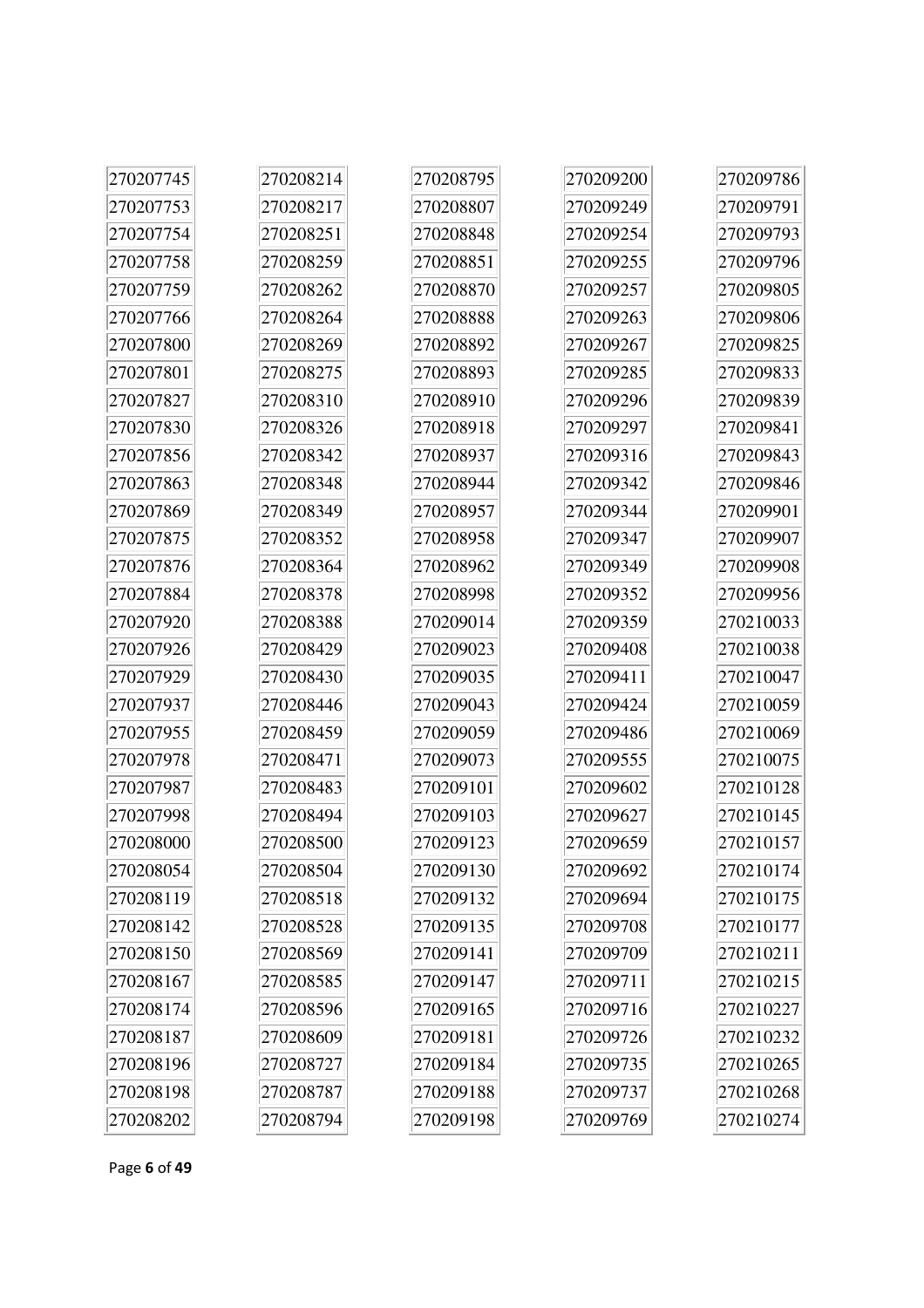| | | | | |
|---|---|---|---|---|
| 270207745 | 270208214 | 270208795 | 270209200 | 270209786 |
| 270207753 | 270208217 | 270208807 | 270209249 | 270209791 |
| 270207754 | 270208251 | 270208848 | 270209254 | 270209793 |
| 270207758 | 270208259 | 270208851 | 270209255 | 270209796 |
| 270207759 | 270208262 | 270208870 | 270209257 | 270209805 |
| 270207766 | 270208264 | 270208888 | 270209263 | 270209806 |
| 270207800 | 270208269 | 270208892 | 270209267 | 270209825 |
| 270207801 | 270208275 | 270208893 | 270209285 | 270209833 |
| 270207827 | 270208310 | 270208910 | 270209296 | 270209839 |
| 270207830 | 270208326 | 270208918 | 270209297 | 270209841 |
| 270207856 | 270208342 | 270208937 | 270209316 | 270209843 |
| 270207863 | 270208348 | 270208944 | 270209342 | 270209846 |
| 270207869 | 270208349 | 270208957 | 270209344 | 270209901 |
| 270207875 | 270208352 | 270208958 | 270209347 | 270209907 |
| 270207876 | 270208364 | 270208962 | 270209349 | 270209908 |
| 270207884 | 270208378 | 270208998 | 270209352 | 270209956 |
| 270207920 | 270208388 | 270209014 | 270209359 | 270210033 |
| 270207926 | 270208429 | 270209023 | 270209408 | 270210038 |
| 270207929 | 270208430 | 270209035 | 270209411 | 270210047 |
| 270207937 | 270208446 | 270209043 | 270209424 | 270210059 |
| 270207955 | 270208459 | 270209059 | 270209486 | 270210069 |
| 270207978 | 270208471 | 270209073 | 270209555 | 270210075 |
| 270207987 | 270208483 | 270209101 | 270209602 | 270210128 |
| 270207998 | 270208494 | 270209103 | 270209627 | 270210145 |
| 270208000 | 270208500 | 270209123 | 270209659 | 270210157 |
| 270208054 | 270208504 | 270209130 | 270209692 | 270210174 |
| 270208119 | 270208518 | 270209132 | 270209694 | 270210175 |
| 270208142 | 270208528 | 270209135 | 270209708 | 270210177 |
| 270208150 | 270208569 | 270209141 | 270209709 | 270210211 |
| 270208167 | 270208585 | 270209147 | 270209711 | 270210215 |
| 270208174 | 270208596 | 270209165 | 270209716 | 270210227 |
| 270208187 | 270208609 | 270209181 | 270209726 | 270210232 |
| 270208196 | 270208727 | 270209184 | 270209735 | 270210265 |
| 270208198 | 270208787 | 270209188 | 270209737 | 270210268 |
| 270208202 | 270208794 | 270209198 | 270209769 | 270210274 |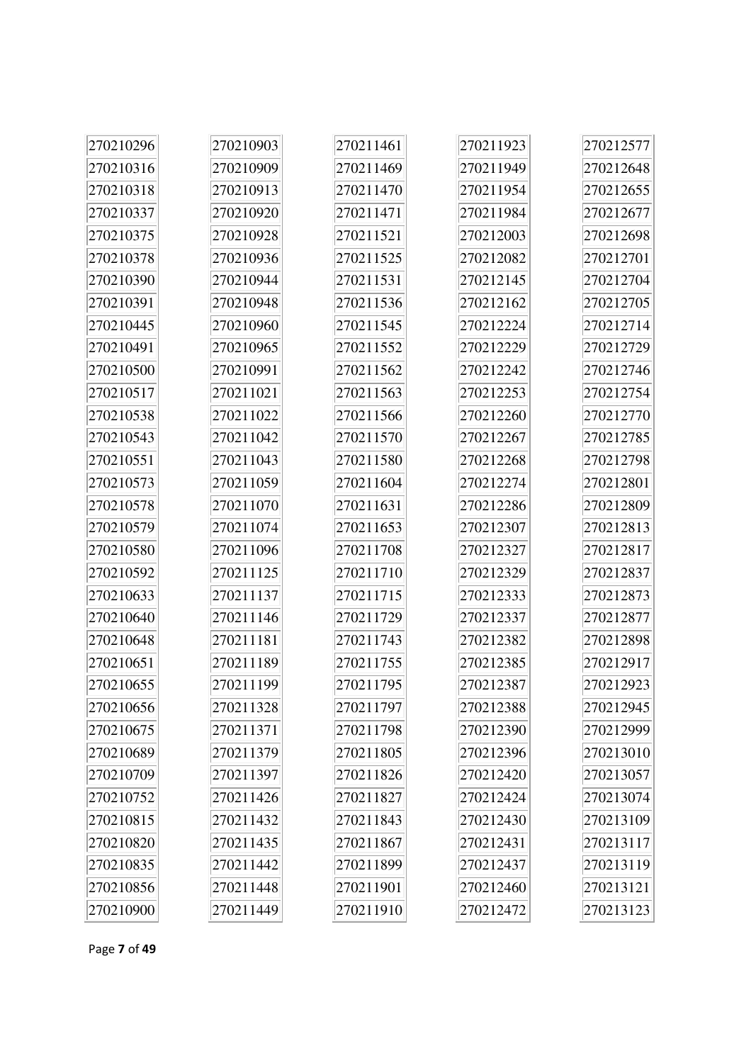270210296
270210316
270210318
270210337
270210375
270210378
270210390
270210391
270210445
270210491
270210500
270210517
270210538
270210543
270210551
270210573
270210578
270210579
270210580
270210592
270210633
270210640
270210648
270210651
270210655
270210656
270210675
270210689
270210709
270210752
270210815
270210820
270210835
270210856
270210900
270210903
270210909
270210913
270210920
270210928
270210936
270210944
270210948
270210960
270210965
270210991
270211021
270211022
270211042
270211043
270211059
270211070
270211074
270211096
270211125
270211137
270211146
270211181
270211189
270211199
270211328
270211371
270211379
270211397
270211426
270211432
270211435
270211442
270211448
270211449
270211461
270211469
270211470
270211471
270211521
270211525
270211531
270211536
270211545
270211552
270211562
270211563
270211566
270211570
270211580
270211604
270211631
270211653
270211708
270211710
270211715
270211729
270211743
270211755
270211795
270211797
270211798
270211805
270211826
270211827
270211843
270211867
270211899
270211901
270211910
270211923
270211949
270211954
270211984
270212003
270212082
270212145
270212162
270212224
270212229
270212242
270212253
270212260
270212267
270212268
270212274
270212286
270212307
270212327
270212329
270212333
270212337
270212382
270212385
270212387
270212388
270212390
270212396
270212420
270212424
270212430
270212431
270212437
270212460
270212472
270212577
270212648
270212655
270212677
270212698
270212701
270212704
270212705
270212714
270212729
270212746
270212754
270212770
270212785
270212798
270212801
270212809
270212813
270212817
270212837
270212873
270212877
270212898
270212917
270212923
270212945
270212999
270213010
270213057
270213074
270213109
270213117
270213119
270213121
270213123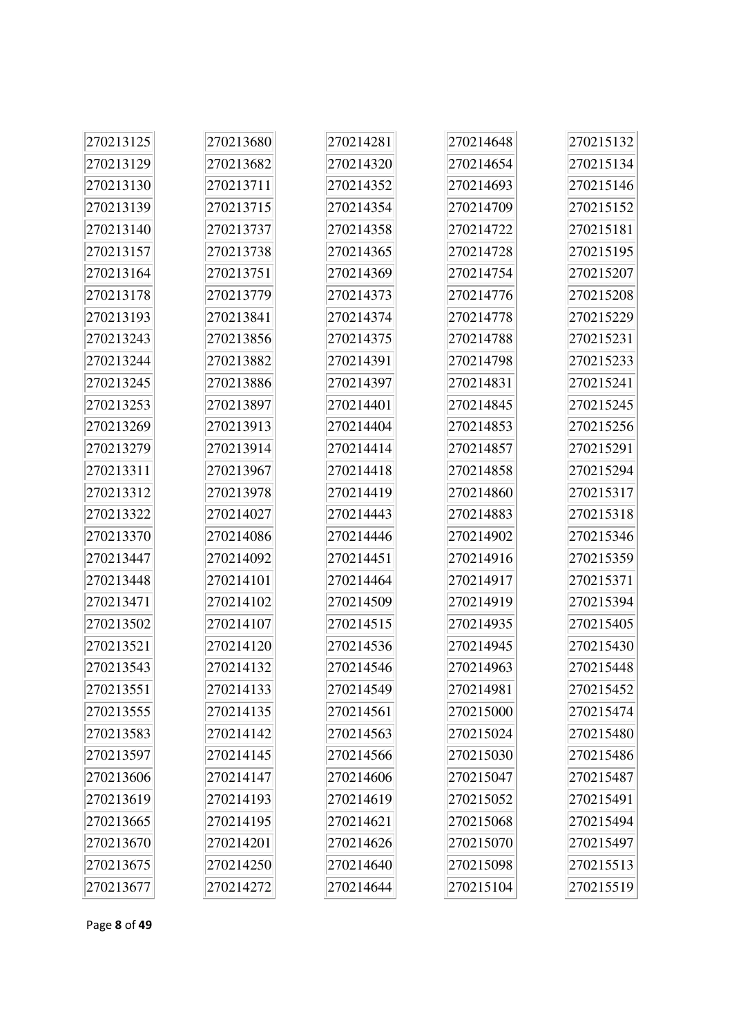270213125
270213129
270213130
270213139
270213140
270213157
270213164
270213178
270213193
270213243
270213244
270213245
270213253
270213269
270213279
270213311
270213312
270213322
270213370
270213447
270213448
270213471
270213502
270213521
270213543
270213551
270213555
270213583
270213597
270213606
270213619
270213665
270213670
270213675
270213677

270213680
270213682
270213711
270213715
270213737
270213738
270213751
270213779
270213841
270213856
270213882
270213886
270213897
270213913
270213914
270213967
270213978
270214027
270214086
270214092
270214101
270214102
270214107
270214120
270214132
270214133
270214135
270214142
270214145
270214147
270214193
270214195
270214201
270214250
270214272

270214281
270214320
270214352
270214354
270214358
270214365
270214369
270214373
270214374
270214375
270214391
270214397
270214401
270214404
270214414
270214418
270214419
270214443
270214446
270214451
270214464
270214509
270214515
270214536
270214546
270214549
270214561
270214563
270214566
270214606
270214619
270214621
270214626
270214640
270214644

270214648
270214654
270214693
270214709
270214722
270214728
270214754
270214776
270214778
270214788
270214798
270214831
270214845
270214853
270214857
270214858
270214860
270214883
270214902
270214916
270214917
270214919
270214935
270214945
270214963
270214981
270215000
270215024
270215030
270215047
270215052
270215068
270215070
270215098
270215104

270215132
270215134
270215146
270215152
270215181
270215195
270215207
270215208
270215229
270215231
270215233
270215241
270215245
270215256
270215291
270215294
270215317
270215318
270215346
270215359
270215371
270215394
270215405
270215430
270215448
270215452
270215474
270215480
270215486
270215487
270215491
270215494
270215497
270215513
270215519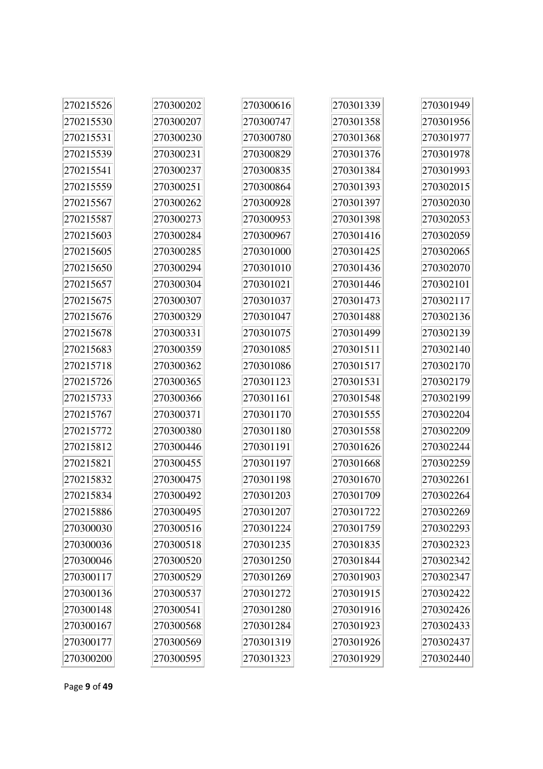270215526
270215530
270215531
270215539
270215541
270215559
270215567
270215587
270215603
270215605
270215650
270215657
270215675
270215676
270215678
270215683
270215718
270215726
270215733
270215767
270215772
270215812
270215821
270215832
270215834
270215886
270300030
270300036
270300046
270300117
270300136
270300148
270300167
270300177
270300200
270300202
270300207
270300230
270300231
270300237
270300251
270300262
270300273
270300284
270300285
270300294
270300304
270300307
270300329
270300331
270300359
270300362
270300365
270300366
270300371
270300380
270300446
270300455
270300475
270300492
270300495
270300516
270300518
270300520
270300529
270300537
270300541
270300568
270300569
270300595
270300616
270300747
270300780
270300829
270300835
270300864
270300928
270300953
270300967
270301000
270301010
270301021
270301037
270301047
270301075
270301085
270301086
270301123
270301161
270301170
270301180
270301191
270301197
270301198
270301203
270301207
270301224
270301235
270301250
270301269
270301272
270301280
270301284
270301319
270301323
270301339
270301358
270301368
270301376
270301384
270301393
270301397
270301398
270301416
270301425
270301436
270301446
270301473
270301488
270301499
270301511
270301517
270301531
270301548
270301555
270301558
270301626
270301668
270301670
270301709
270301722
270301759
270301835
270301844
270301903
270301915
270301916
270301923
270301926
270301929
270301949
270301956
270301977
270301978
270301993
270302015
270302030
270302053
270302059
270302065
270302070
270302101
270302117
270302136
270302139
270302140
270302170
270302179
270302199
270302204
270302209
270302244
270302259
270302261
270302264
270302269
270302293
270302323
270302342
270302347
270302422
270302426
270302433
270302437
270302440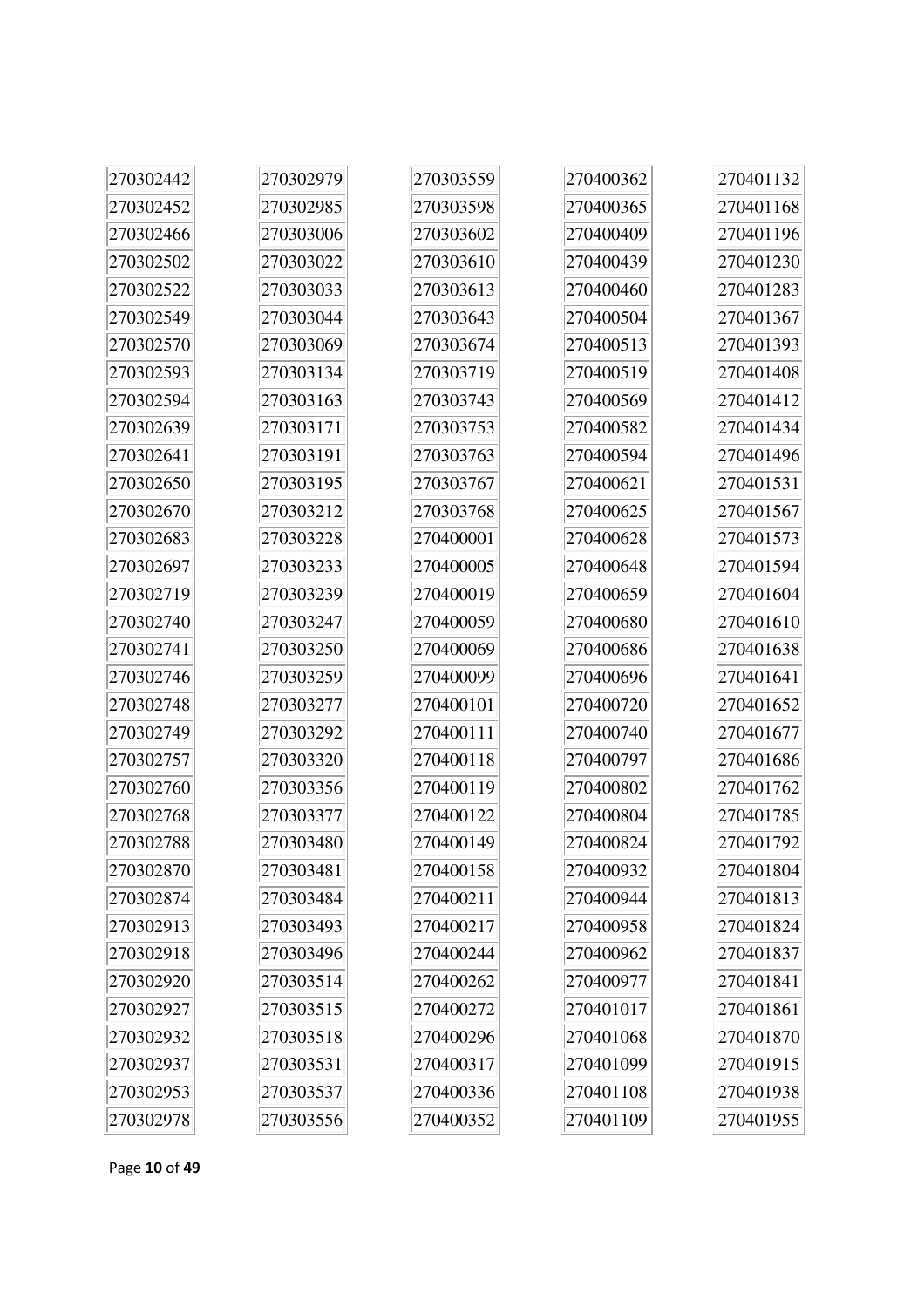270302442
270302452
270302466
270302502
270302522
270302549
270302570
270302593
270302594
270302639
270302641
270302650
270302670
270302683
270302697
270302719
270302740
270302741
270302746
270302748
270302749
270302757
270302760
270302768
270302788
270302870
270302874
270302913
270302918
270302920
270302927
270302932
270302937
270302953
270302978
270302979
270302985
270303006
270303022
270303033
270303044
270303069
270303134
270303163
270303171
270303191
270303195
270303212
270303228
270303233
270303239
270303247
270303250
270303259
270303277
270303292
270303320
270303356
270303377
270303480
270303481
270303484
270303493
270303496
270303514
270303515
270303518
270303531
270303537
270303556
270303559
270303598
270303602
270303610
270303613
270303643
270303674
270303719
270303743
270303753
270303763
270303767
270303768
270400001
270400005
270400019
270400059
270400069
270400099
270400101
270400111
270400118
270400119
270400122
270400149
270400158
270400211
270400217
270400244
270400262
270400272
270400296
270400317
270400336
270400352
270400362
270400365
270400409
270400439
270400460
270400504
270400513
270400519
270400569
270400582
270400594
270400621
270400625
270400628
270400648
270400659
270400680
270400686
270400696
270400720
270400740
270400797
270400802
270400804
270400824
270400932
270400944
270400958
270400962
270400977
270401017
270401068
270401099
270401108
270401109
270401132
270401168
270401196
270401230
270401283
270401367
270401393
270401408
270401412
270401434
270401496
270401531
270401567
270401573
270401594
270401604
270401610
270401638
270401641
270401652
270401677
270401686
270401762
270401785
270401792
270401804
270401813
270401824
270401837
270401841
270401861
270401870
270401915
270401938
270401955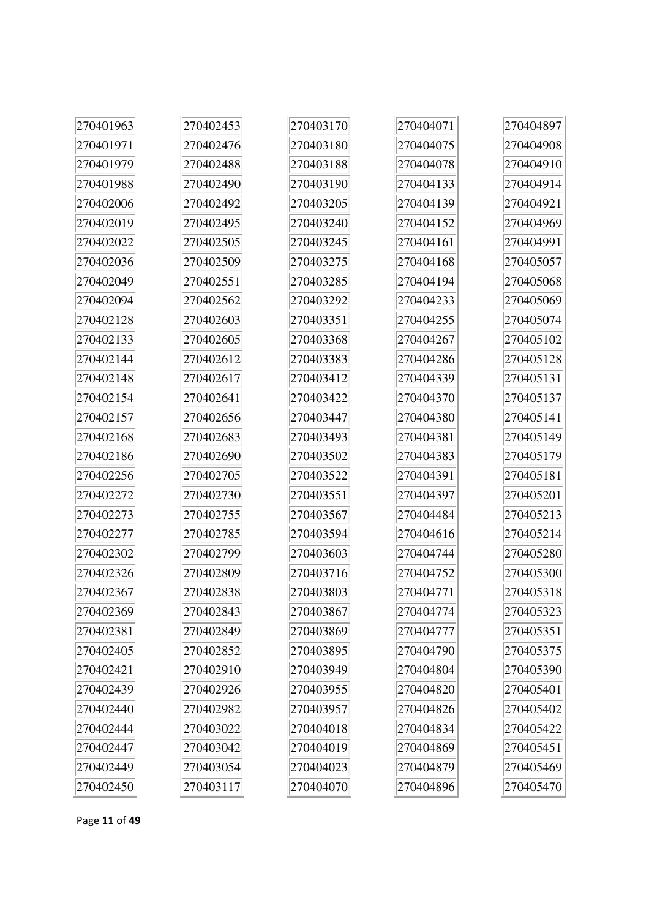| 270401963 | 270402453 | 270403170 | 270404071 | 270404897 |
|---|---|---|---|---|
| 270401971 | 270402476 | 270403180 | 270404075 | 270404908 |
| 270401979 | 270402488 | 270403188 | 270404078 | 270404910 |
| 270401988 | 270402490 | 270403190 | 270404133 | 270404914 |
| 270402006 | 270402492 | 270403205 | 270404139 | 270404921 |
| 270402019 | 270402495 | 270403240 | 270404152 | 270404969 |
| 270402022 | 270402505 | 270403245 | 270404161 | 270404991 |
| 270402036 | 270402509 | 270403275 | 270404168 | 270405057 |
| 270402049 | 270402551 | 270403285 | 270404194 | 270405068 |
| 270402094 | 270402562 | 270403292 | 270404233 | 270405069 |
| 270402128 | 270402603 | 270403351 | 270404255 | 270405074 |
| 270402133 | 270402605 | 270403368 | 270404267 | 270405102 |
| 270402144 | 270402612 | 270403383 | 270404286 | 270405128 |
| 270402148 | 270402617 | 270403412 | 270404339 | 270405131 |
| 270402154 | 270402641 | 270403422 | 270404370 | 270405137 |
| 270402157 | 270402656 | 270403447 | 270404380 | 270405141 |
| 270402168 | 270402683 | 270403493 | 270404381 | 270405149 |
| 270402186 | 270402690 | 270403502 | 270404383 | 270405179 |
| 270402256 | 270402705 | 270403522 | 270404391 | 270405181 |
| 270402272 | 270402730 | 270403551 | 270404397 | 270405201 |
| 270402273 | 270402755 | 270403567 | 270404484 | 270405213 |
| 270402277 | 270402785 | 270403594 | 270404616 | 270405214 |
| 270402302 | 270402799 | 270403603 | 270404744 | 270405280 |
| 270402326 | 270402809 | 270403716 | 270404752 | 270405300 |
| 270402367 | 270402838 | 270403803 | 270404771 | 270405318 |
| 270402369 | 270402843 | 270403867 | 270404774 | 270405323 |
| 270402381 | 270402849 | 270403869 | 270404777 | 270405351 |
| 270402405 | 270402852 | 270403895 | 270404790 | 270405375 |
| 270402421 | 270402910 | 270403949 | 270404804 | 270405390 |
| 270402439 | 270402926 | 270403955 | 270404820 | 270405401 |
| 270402440 | 270402982 | 270403957 | 270404826 | 270405402 |
| 270402444 | 270403022 | 270404018 | 270404834 | 270405422 |
| 270402447 | 270403042 | 270404019 | 270404869 | 270405451 |
| 270402449 | 270403054 | 270404023 | 270404879 | 270405469 |
| 270402450 | 270403117 | 270404070 | 270404896 | 270405470 |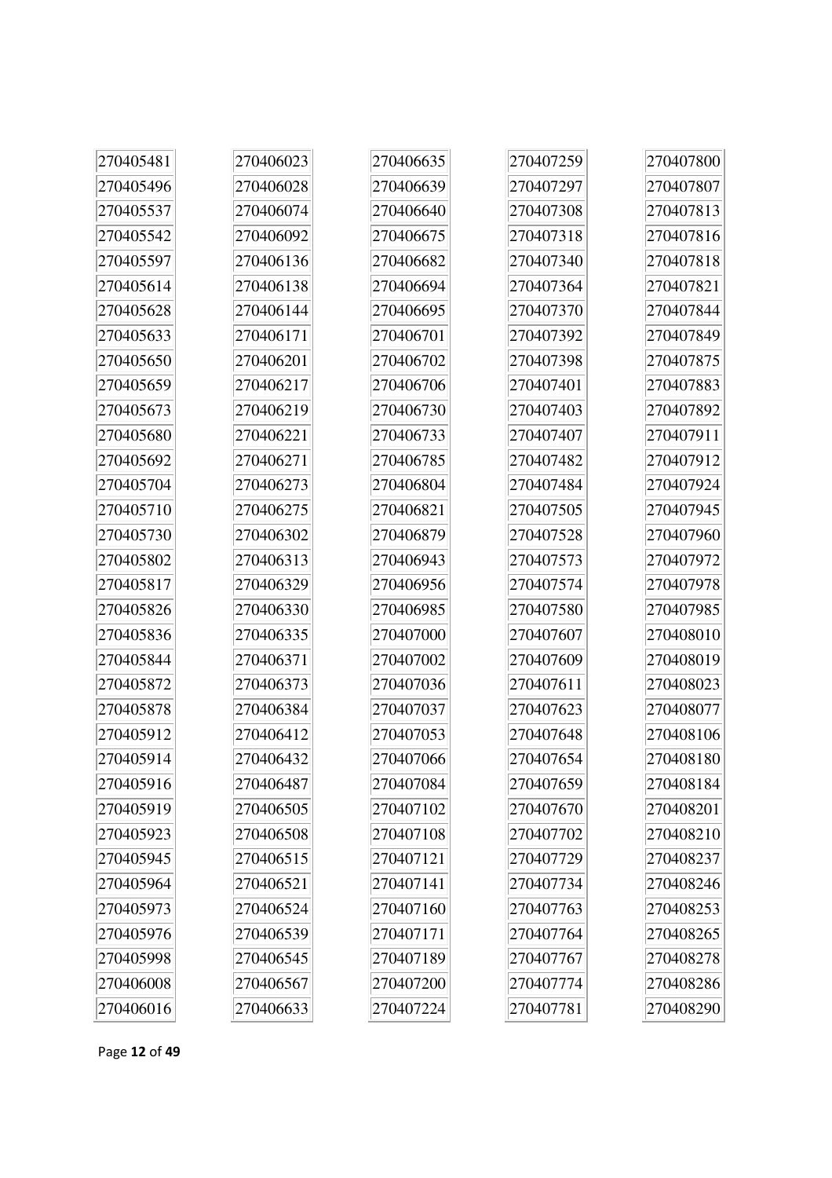| | | | | |
|---|---|---|---|---|
| 270405481 | 270406023 | 270406635 | 270407259 | 270407800 |
| 270405496 | 270406028 | 270406639 | 270407297 | 270407807 |
| 270405537 | 270406074 | 270406640 | 270407308 | 270407813 |
| 270405542 | 270406092 | 270406675 | 270407318 | 270407816 |
| 270405597 | 270406136 | 270406682 | 270407340 | 270407818 |
| 270405614 | 270406138 | 270406694 | 270407364 | 270407821 |
| 270405628 | 270406144 | 270406695 | 270407370 | 270407844 |
| 270405633 | 270406171 | 270406701 | 270407392 | 270407849 |
| 270405650 | 270406201 | 270406702 | 270407398 | 270407875 |
| 270405659 | 270406217 | 270406706 | 270407401 | 270407883 |
| 270405673 | 270406219 | 270406730 | 270407403 | 270407892 |
| 270405680 | 270406221 | 270406733 | 270407407 | 270407911 |
| 270405692 | 270406271 | 270406785 | 270407482 | 270407912 |
| 270405704 | 270406273 | 270406804 | 270407484 | 270407924 |
| 270405710 | 270406275 | 270406821 | 270407505 | 270407945 |
| 270405730 | 270406302 | 270406879 | 270407528 | 270407960 |
| 270405802 | 270406313 | 270406943 | 270407573 | 270407972 |
| 270405817 | 270406329 | 270406956 | 270407574 | 270407978 |
| 270405826 | 270406330 | 270406985 | 270407580 | 270407985 |
| 270405836 | 270406335 | 270407000 | 270407607 | 270408010 |
| 270405844 | 270406371 | 270407002 | 270407609 | 270408019 |
| 270405872 | 270406373 | 270407036 | 270407611 | 270408023 |
| 270405878 | 270406384 | 270407037 | 270407623 | 270408077 |
| 270405912 | 270406412 | 270407053 | 270407648 | 270408106 |
| 270405914 | 270406432 | 270407066 | 270407654 | 270408180 |
| 270405916 | 270406487 | 270407084 | 270407659 | 270408184 |
| 270405919 | 270406505 | 270407102 | 270407670 | 270408201 |
| 270405923 | 270406508 | 270407108 | 270407702 | 270408210 |
| 270405945 | 270406515 | 270407121 | 270407729 | 270408237 |
| 270405964 | 270406521 | 270407141 | 270407734 | 270408246 |
| 270405973 | 270406524 | 270407160 | 270407763 | 270408253 |
| 270405976 | 270406539 | 270407171 | 270407764 | 270408265 |
| 270405998 | 270406545 | 270407189 | 270407767 | 270408278 |
| 270406008 | 270406567 | 270407200 | 270407774 | 270408286 |
| 270406016 | 270406633 | 270407224 | 270407781 | 270408290 |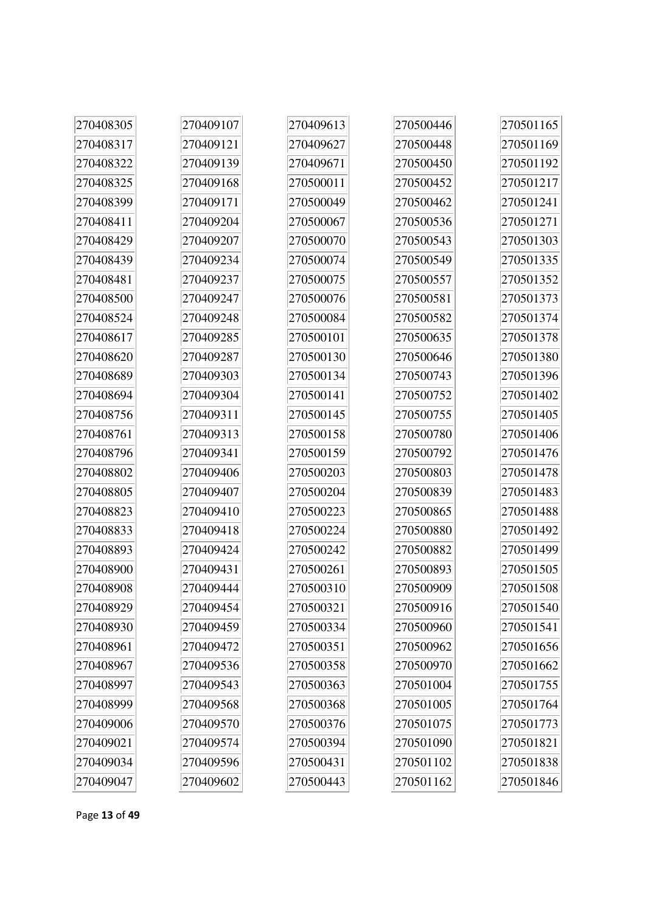| | | | | |
|---|---|---|---|---|
| 270408305 | 270409107 | 270409613 | 270500446 | 270501165 |
| 270408317 | 270409121 | 270409627 | 270500448 | 270501169 |
| 270408322 | 270409139 | 270409671 | 270500450 | 270501192 |
| 270408325 | 270409168 | 270500011 | 270500452 | 270501217 |
| 270408399 | 270409171 | 270500049 | 270500462 | 270501241 |
| 270408411 | 270409204 | 270500067 | 270500536 | 270501271 |
| 270408429 | 270409207 | 270500070 | 270500543 | 270501303 |
| 270408439 | 270409234 | 270500074 | 270500549 | 270501335 |
| 270408481 | 270409237 | 270500075 | 270500557 | 270501352 |
| 270408500 | 270409247 | 270500076 | 270500581 | 270501373 |
| 270408524 | 270409248 | 270500084 | 270500582 | 270501374 |
| 270408617 | 270409285 | 270500101 | 270500635 | 270501378 |
| 270408620 | 270409287 | 270500130 | 270500646 | 270501380 |
| 270408689 | 270409303 | 270500134 | 270500743 | 270501396 |
| 270408694 | 270409304 | 270500141 | 270500752 | 270501402 |
| 270408756 | 270409311 | 270500145 | 270500755 | 270501405 |
| 270408761 | 270409313 | 270500158 | 270500780 | 270501406 |
| 270408796 | 270409341 | 270500159 | 270500792 | 270501476 |
| 270408802 | 270409406 | 270500203 | 270500803 | 270501478 |
| 270408805 | 270409407 | 270500204 | 270500839 | 270501483 |
| 270408823 | 270409410 | 270500223 | 270500865 | 270501488 |
| 270408833 | 270409418 | 270500224 | 270500880 | 270501492 |
| 270408893 | 270409424 | 270500242 | 270500882 | 270501499 |
| 270408900 | 270409431 | 270500261 | 270500893 | 270501505 |
| 270408908 | 270409444 | 270500310 | 270500909 | 270501508 |
| 270408929 | 270409454 | 270500321 | 270500916 | 270501540 |
| 270408930 | 270409459 | 270500334 | 270500960 | 270501541 |
| 270408961 | 270409472 | 270500351 | 270500962 | 270501656 |
| 270408967 | 270409536 | 270500358 | 270500970 | 270501662 |
| 270408997 | 270409543 | 270500363 | 270501004 | 270501755 |
| 270408999 | 270409568 | 270500368 | 270501005 | 270501764 |
| 270409006 | 270409570 | 270500376 | 270501075 | 270501773 |
| 270409021 | 270409574 | 270500394 | 270501090 | 270501821 |
| 270409034 | 270409596 | 270500431 | 270501102 | 270501838 |
| 270409047 | 270409602 | 270500443 | 270501162 | 270501846 |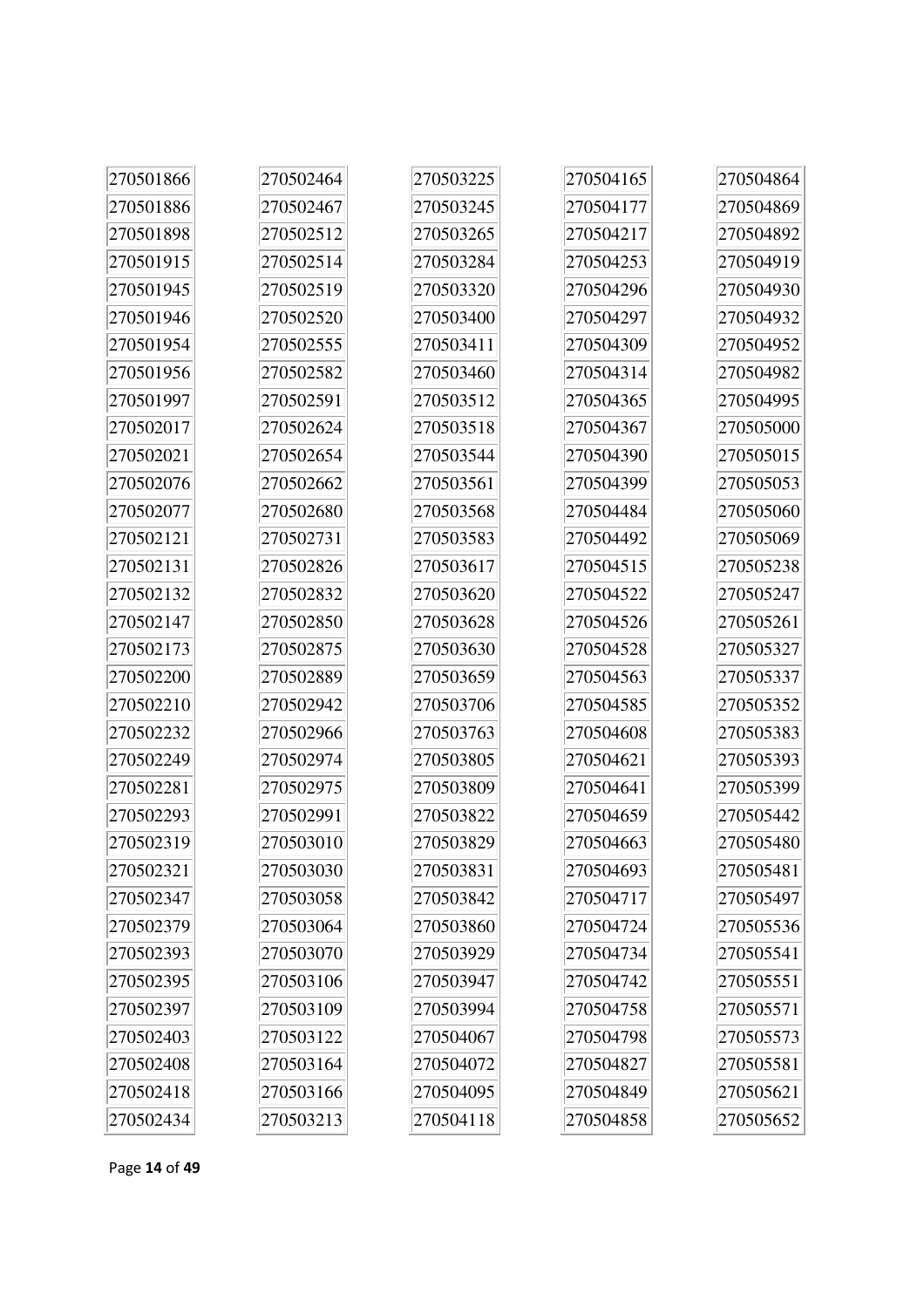| 270501866 | 270502464 | 270503225 | 270504165 | 270504864 |
|---|---|---|---|---|
| 270501886 | 270502467 | 270503245 | 270504177 | 270504869 |
| 270501898 | 270502512 | 270503265 | 270504217 | 270504892 |
| 270501915 | 270502514 | 270503284 | 270504253 | 270504919 |
| 270501945 | 270502519 | 270503320 | 270504296 | 270504930 |
| 270501946 | 270502520 | 270503400 | 270504297 | 270504932 |
| 270501954 | 270502555 | 270503411 | 270504309 | 270504952 |
| 270501956 | 270502582 | 270503460 | 270504314 | 270504982 |
| 270501997 | 270502591 | 270503512 | 270504365 | 270504995 |
| 270502017 | 270502624 | 270503518 | 270504367 | 270505000 |
| 270502021 | 270502654 | 270503544 | 270504390 | 270505015 |
| 270502076 | 270502662 | 270503561 | 270504399 | 270505053 |
| 270502077 | 270502680 | 270503568 | 270504484 | 270505060 |
| 270502121 | 270502731 | 270503583 | 270504492 | 270505069 |
| 270502131 | 270502826 | 270503617 | 270504515 | 270505238 |
| 270502132 | 270502832 | 270503620 | 270504522 | 270505247 |
| 270502147 | 270502850 | 270503628 | 270504526 | 270505261 |
| 270502173 | 270502875 | 270503630 | 270504528 | 270505327 |
| 270502200 | 270502889 | 270503659 | 270504563 | 270505337 |
| 270502210 | 270502942 | 270503706 | 270504585 | 270505352 |
| 270502232 | 270502966 | 270503763 | 270504608 | 270505383 |
| 270502249 | 270502974 | 270503805 | 270504621 | 270505393 |
| 270502281 | 270502975 | 270503809 | 270504641 | 270505399 |
| 270502293 | 270502991 | 270503822 | 270504659 | 270505442 |
| 270502319 | 270503010 | 270503829 | 270504663 | 270505480 |
| 270502321 | 270503030 | 270503831 | 270504693 | 270505481 |
| 270502347 | 270503058 | 270503842 | 270504717 | 270505497 |
| 270502379 | 270503064 | 270503860 | 270504724 | 270505536 |
| 270502393 | 270503070 | 270503929 | 270504734 | 270505541 |
| 270502395 | 270503106 | 270503947 | 270504742 | 270505551 |
| 270502397 | 270503109 | 270503994 | 270504758 | 270505571 |
| 270502403 | 270503122 | 270504067 | 270504798 | 270505573 |
| 270502408 | 270503164 | 270504072 | 270504827 | 270505581 |
| 270502418 | 270503166 | 270504095 | 270504849 | 270505621 |
| 270502434 | 270503213 | 270504118 | 270504858 | 270505652 |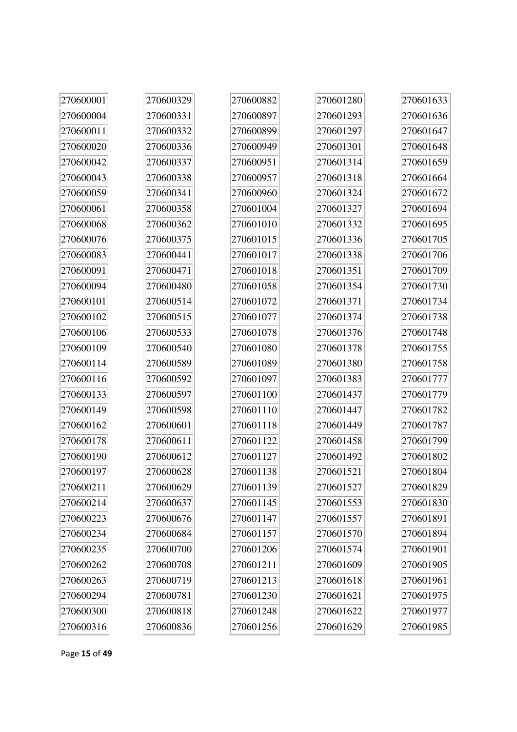270600001
270600004
270600011
270600020
270600042
270600043
270600059
270600061
270600068
270600076
270600083
270600091
270600094
270600101
270600102
270600106
270600109
270600114
270600116
270600133
270600149
270600162
270600178
270600190
270600197
270600211
270600214
270600223
270600234
270600235
270600262
270600263
270600294
270600300
270600316
270600329
270600331
270600332
270600336
270600337
270600338
270600341
270600358
270600362
270600375
270600441
270600471
270600480
270600514
270600515
270600533
270600540
270600589
270600592
270600597
270600598
270600601
270600611
270600612
270600628
270600629
270600637
270600676
270600684
270600700
270600708
270600719
270600781
270600818
270600836
270600882
270600897
270600899
270600949
270600951
270600957
270600960
270601004
270601010
270601015
270601017
270601018
270601058
270601072
270601077
270601078
270601080
270601089
270601097
270601100
270601110
270601118
270601122
270601127
270601138
270601139
270601145
270601147
270601157
270601206
270601211
270601213
270601230
270601248
270601256
270601280
270601293
270601297
270601301
270601314
270601318
270601324
270601327
270601332
270601336
270601338
270601351
270601354
270601371
270601374
270601376
270601378
270601380
270601383
270601437
270601447
270601449
270601458
270601492
270601521
270601527
270601553
270601557
270601570
270601574
270601609
270601618
270601621
270601622
270601629
270601633
270601636
270601647
270601648
270601659
270601664
270601672
270601694
270601695
270601705
270601706
270601709
270601730
270601734
270601738
270601748
270601755
270601758
270601777
270601779
270601782
270601787
270601799
270601802
270601804
270601829
270601830
270601891
270601894
270601901
270601905
270601961
270601975
270601977
270601985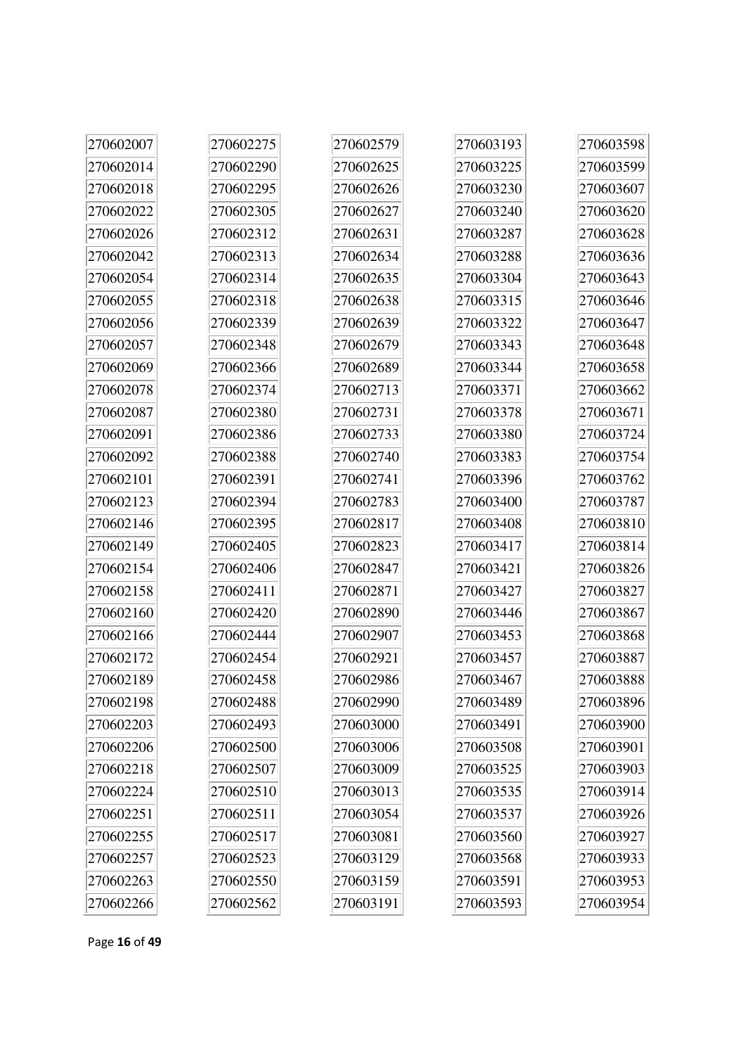270602007
270602014
270602018
270602022
270602026
270602042
270602054
270602055
270602056
270602057
270602069
270602078
270602087
270602091
270602092
270602101
270602123
270602146
270602149
270602154
270602158
270602160
270602166
270602172
270602189
270602198
270602203
270602206
270602218
270602224
270602251
270602255
270602257
270602263
270602266
270602275
270602290
270602295
270602305
270602312
270602313
270602314
270602318
270602339
270602348
270602366
270602374
270602380
270602386
270602388
270602391
270602394
270602395
270602405
270602406
270602411
270602420
270602444
270602454
270602458
270602488
270602493
270602500
270602507
270602510
270602511
270602517
270602523
270602550
270602562
270602579
270602625
270602626
270602627
270602631
270602634
270602635
270602638
270602639
270602679
270602689
270602713
270602731
270602733
270602740
270602741
270602783
270602817
270602823
270602847
270602871
270602890
270602907
270602921
270602986
270602990
270603000
270603006
270603009
270603013
270603054
270603081
270603129
270603159
270603191
270603193
270603225
270603230
270603240
270603287
270603288
270603304
270603315
270603322
270603343
270603344
270603371
270603378
270603380
270603383
270603396
270603400
270603408
270603417
270603421
270603427
270603446
270603453
270603457
270603467
270603489
270603491
270603508
270603525
270603535
270603537
270603560
270603568
270603591
270603593
270603598
270603599
270603607
270603620
270603628
270603636
270603643
270603646
270603647
270603648
270603658
270603662
270603671
270603724
270603754
270603762
270603787
270603810
270603814
270603826
270603827
270603867
270603868
270603887
270603888
270603896
270603900
270603901
270603903
270603914
270603926
270603927
270603933
270603953
270603954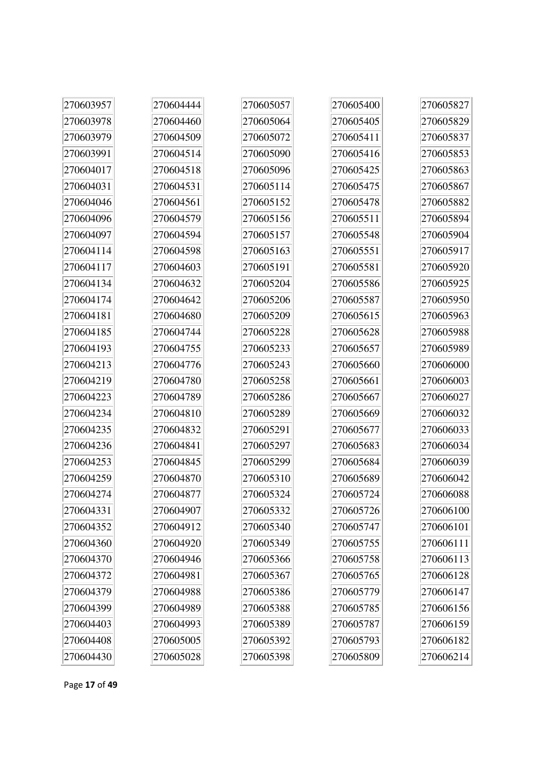| 270603957 | 270604444 | 270605057 | 270605400 | 270605827 |
|---|---|---|---|---|
| 270603978 | 270604460 | 270605064 | 270605405 | 270605829 |
| 270603979 | 270604509 | 270605072 | 270605411 | 270605837 |
| 270603991 | 270604514 | 270605090 | 270605416 | 270605853 |
| 270604017 | 270604518 | 270605096 | 270605425 | 270605863 |
| 270604031 | 270604531 | 270605114 | 270605475 | 270605867 |
| 270604046 | 270604561 | 270605152 | 270605478 | 270605882 |
| 270604096 | 270604579 | 270605156 | 270605511 | 270605894 |
| 270604097 | 270604594 | 270605157 | 270605548 | 270605904 |
| 270604114 | 270604598 | 270605163 | 270605551 | 270605917 |
| 270604117 | 270604603 | 270605191 | 270605581 | 270605920 |
| 270604134 | 270604632 | 270605204 | 270605586 | 270605925 |
| 270604174 | 270604642 | 270605206 | 270605587 | 270605950 |
| 270604181 | 270604680 | 270605209 | 270605615 | 270605963 |
| 270604185 | 270604744 | 270605228 | 270605628 | 270605988 |
| 270604193 | 270604755 | 270605233 | 270605657 | 270605989 |
| 270604213 | 270604776 | 270605243 | 270605660 | 270606000 |
| 270604219 | 270604780 | 270605258 | 270605661 | 270606003 |
| 270604223 | 270604789 | 270605286 | 270605667 | 270606027 |
| 270604234 | 270604810 | 270605289 | 270605669 | 270606032 |
| 270604235 | 270604832 | 270605291 | 270605677 | 270606033 |
| 270604236 | 270604841 | 270605297 | 270605683 | 270606034 |
| 270604253 | 270604845 | 270605299 | 270605684 | 270606039 |
| 270604259 | 270604870 | 270605310 | 270605689 | 270606042 |
| 270604274 | 270604877 | 270605324 | 270605724 | 270606088 |
| 270604331 | 270604907 | 270605332 | 270605726 | 270606100 |
| 270604352 | 270604912 | 270605340 | 270605747 | 270606101 |
| 270604360 | 270604920 | 270605349 | 270605755 | 270606111 |
| 270604370 | 270604946 | 270605366 | 270605758 | 270606113 |
| 270604372 | 270604981 | 270605367 | 270605765 | 270606128 |
| 270604379 | 270604988 | 270605386 | 270605779 | 270606147 |
| 270604399 | 270604989 | 270605388 | 270605785 | 270606156 |
| 270604403 | 270604993 | 270605389 | 270605787 | 270606159 |
| 270604408 | 270605005 | 270605392 | 270605793 | 270606182 |
| 270604430 | 270605028 | 270605398 | 270605809 | 270606214 |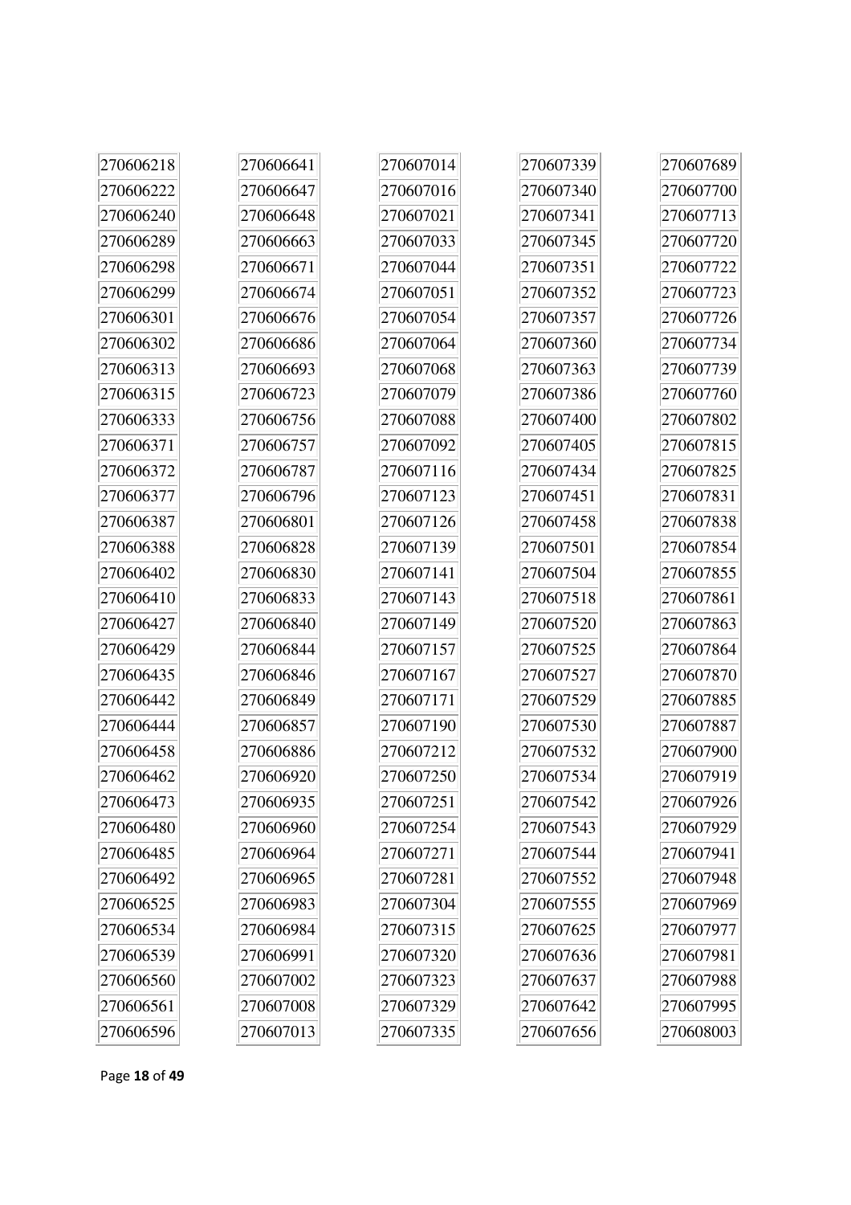270606218
270606222
270606240
270606289
270606298
270606299
270606301
270606302
270606313
270606315
270606333
270606371
270606372
270606377
270606387
270606388
270606402
270606410
270606427
270606429
270606435
270606442
270606444
270606458
270606462
270606473
270606480
270606485
270606492
270606525
270606534
270606539
270606560
270606561
270606596
270606641
270606647
270606648
270606663
270606671
270606674
270606676
270606686
270606693
270606723
270606756
270606757
270606787
270606796
270606801
270606828
270606830
270606833
270606840
270606844
270606846
270606849
270606857
270606886
270606920
270606935
270606960
270606964
270606965
270606983
270606984
270606991
270607002
270607008
270607013
270607014
270607016
270607021
270607033
270607044
270607051
270607054
270607064
270607068
270607079
270607088
270607092
270607116
270607123
270607126
270607139
270607141
270607143
270607149
270607157
270607167
270607171
270607190
270607212
270607250
270607251
270607254
270607271
270607281
270607304
270607315
270607320
270607323
270607329
270607335
270607339
270607340
270607341
270607345
270607351
270607352
270607357
270607360
270607363
270607386
270607400
270607405
270607434
270607451
270607458
270607501
270607504
270607518
270607520
270607525
270607527
270607529
270607530
270607532
270607534
270607542
270607543
270607544
270607552
270607555
270607625
270607636
270607637
270607642
270607656
270607689
270607700
270607713
270607720
270607722
270607723
270607726
270607734
270607739
270607760
270607802
270607815
270607825
270607831
270607838
270607854
270607855
270607861
270607863
270607864
270607870
270607885
270607887
270607900
270607919
270607926
270607929
270607941
270607948
270607969
270607977
270607981
270607988
270607995
270608003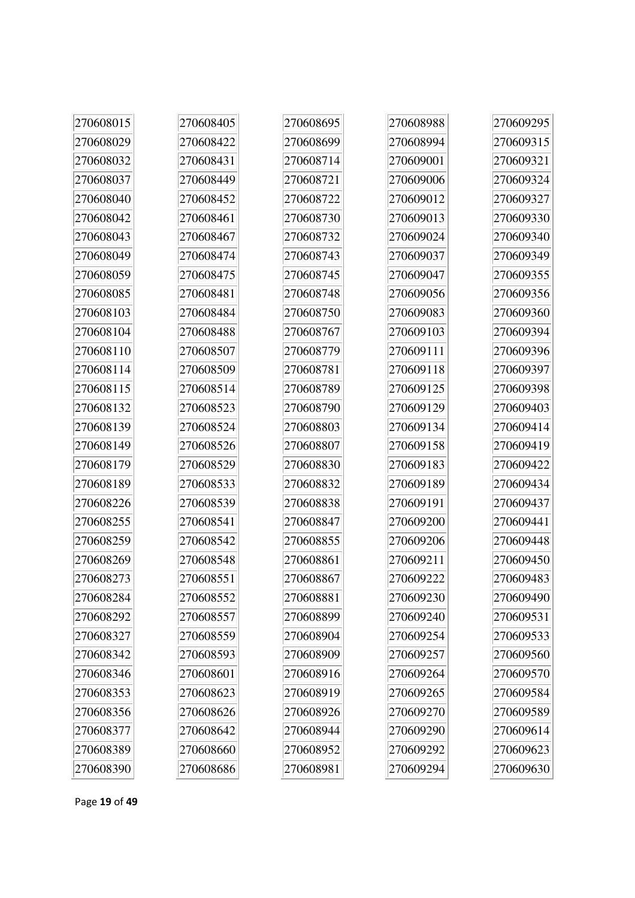270608015
270608029
270608032
270608037
270608040
270608042
270608043
270608049
270608059
270608085
270608103
270608104
270608110
270608114
270608115
270608132
270608139
270608149
270608179
270608189
270608226
270608255
270608259
270608269
270608273
270608284
270608292
270608327
270608342
270608346
270608353
270608356
270608377
270608389
270608390
270608405
270608422
270608431
270608449
270608452
270608461
270608467
270608474
270608475
270608481
270608484
270608488
270608507
270608509
270608514
270608523
270608524
270608526
270608529
270608533
270608539
270608541
270608542
270608548
270608551
270608552
270608557
270608559
270608593
270608601
270608623
270608626
270608642
270608660
270608686
270608695
270608699
270608714
270608721
270608722
270608730
270608732
270608743
270608745
270608748
270608750
270608767
270608779
270608781
270608789
270608790
270608803
270608807
270608830
270608832
270608838
270608847
270608855
270608861
270608867
270608881
270608899
270608904
270608909
270608916
270608919
270608926
270608944
270608952
270608981
270608988
270608994
270609001
270609006
270609012
270609013
270609024
270609037
270609047
270609056
270609083
270609103
270609111
270609118
270609125
270609129
270609134
270609158
270609183
270609189
270609191
270609200
270609206
270609211
270609222
270609230
270609240
270609254
270609257
270609264
270609265
270609270
270609290
270609292
270609294
270609295
270609315
270609321
270609324
270609327
270609330
270609340
270609349
270609355
270609356
270609360
270609394
270609396
270609397
270609398
270609403
270609414
270609419
270609422
270609434
270609437
270609441
270609448
270609450
270609483
270609490
270609531
270609533
270609560
270609570
270609584
270609589
270609614
270609623
270609630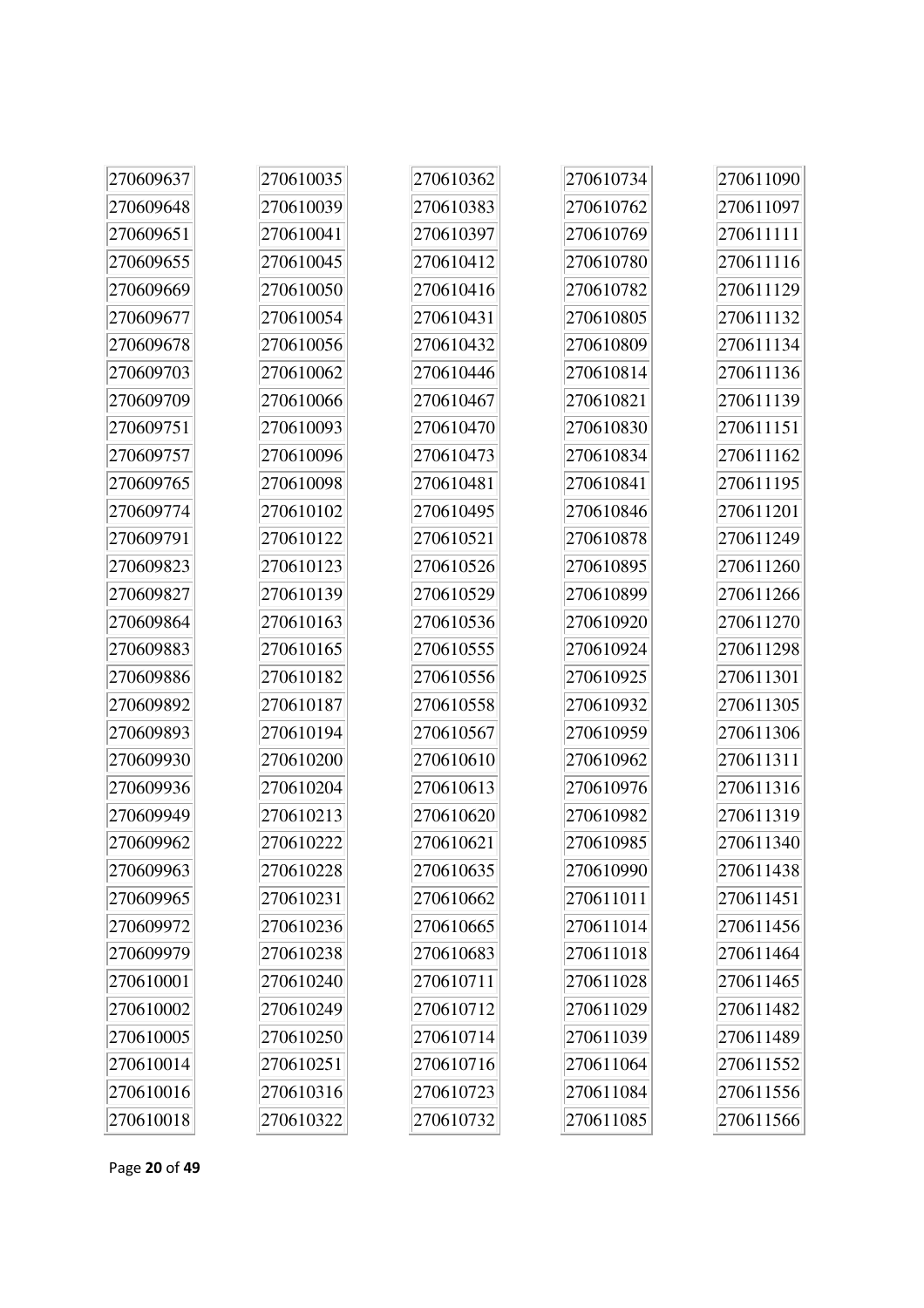270609637
270609648
270609651
270609655
270609669
270609677
270609678
270609703
270609709
270609751
270609757
270609765
270609774
270609791
270609823
270609827
270609864
270609883
270609886
270609892
270609893
270609930
270609936
270609949
270609962
270609963
270609965
270609972
270609979
270610001
270610002
270610005
270610014
270610016
270610018

270610035
270610039
270610041
270610045
270610050
270610054
270610056
270610062
270610066
270610093
270610096
270610098
270610102
270610122
270610123
270610139
270610163
270610165
270610182
270610187
270610194
270610200
270610204
270610213
270610222
270610228
270610231
270610236
270610238
270610240
270610249
270610250
270610251
270610316
270610322

270610362
270610383
270610397
270610412
270610416
270610431
270610432
270610446
270610467
270610470
270610473
270610481
270610495
270610521
270610526
270610529
270610536
270610555
270610556
270610558
270610567
270610610
270610613
270610620
270610621
270610635
270610662
270610665
270610683
270610711
270610712
270610714
270610716
270610723
270610732

270610734
270610762
270610769
270610780
270610782
270610805
270610809
270610814
270610821
270610830
270610834
270610841
270610846
270610878
270610895
270610899
270610920
270610924
270610925
270610932
270610959
270610962
270610976
270610982
270610985
270610990
270611011
270611014
270611018
270611028
270611029
270611039
270611064
270611084
270611085

270611090
270611097
270611111
270611116
270611129
270611132
270611134
270611136
270611139
270611151
270611162
270611195
270611201
270611249
270611260
270611266
270611270
270611298
270611301
270611305
270611306
270611311
270611316
270611319
270611340
270611438
270611451
270611456
270611464
270611465
270611482
270611489
270611552
270611556
270611566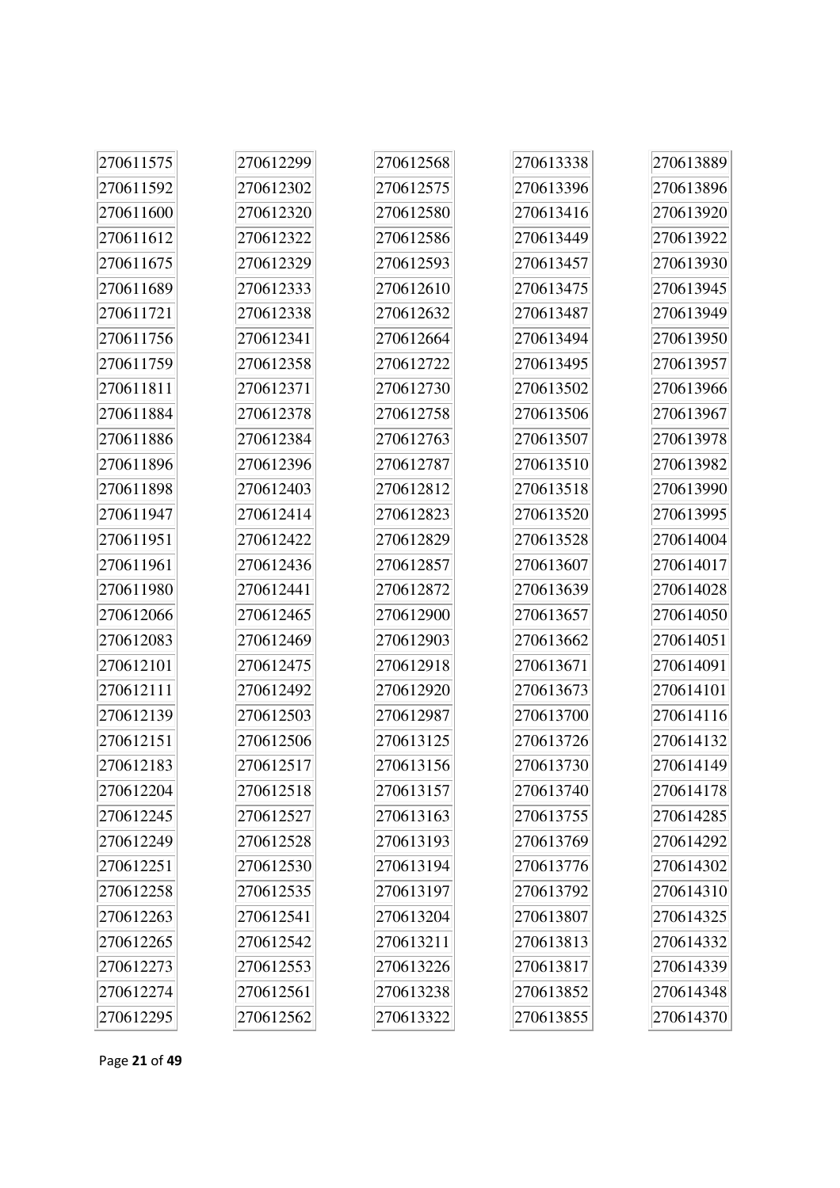270611575
270611592
270611600
270611612
270611675
270611689
270611721
270611756
270611759
270611811
270611884
270611886
270611896
270611898
270611947
270611951
270611961
270611980
270612066
270612083
270612101
270612111
270612139
270612151
270612183
270612204
270612245
270612249
270612251
270612258
270612263
270612265
270612273
270612274
270612295
270612299
270612302
270612320
270612322
270612329
270612333
270612338
270612341
270612358
270612371
270612378
270612384
270612396
270612403
270612414
270612422
270612436
270612441
270612465
270612469
270612475
270612492
270612503
270612506
270612517
270612518
270612527
270612528
270612530
270612535
270612541
270612542
270612553
270612561
270612562
270612568
270612575
270612580
270612586
270612593
270612610
270612632
270612664
270612722
270612730
270612758
270612763
270612787
270612812
270612823
270612829
270612857
270612872
270612900
270612903
270612918
270612920
270612987
270613125
270613156
270613157
270613163
270613193
270613194
270613197
270613204
270613211
270613226
270613238
270613322
270613338
270613396
270613416
270613449
270613457
270613475
270613487
270613494
270613495
270613502
270613506
270613507
270613510
270613518
270613520
270613528
270613607
270613639
270613657
270613662
270613671
270613673
270613700
270613726
270613730
270613740
270613755
270613769
270613776
270613792
270613807
270613813
270613817
270613852
270613855
270613889
270613896
270613920
270613922
270613930
270613945
270613949
270613950
270613957
270613966
270613967
270613978
270613982
270613990
270613995
270614004
270614017
270614028
270614050
270614051
270614091
270614101
270614116
270614132
270614149
270614178
270614285
270614292
270614302
270614310
270614325
270614332
270614339
270614348
270614370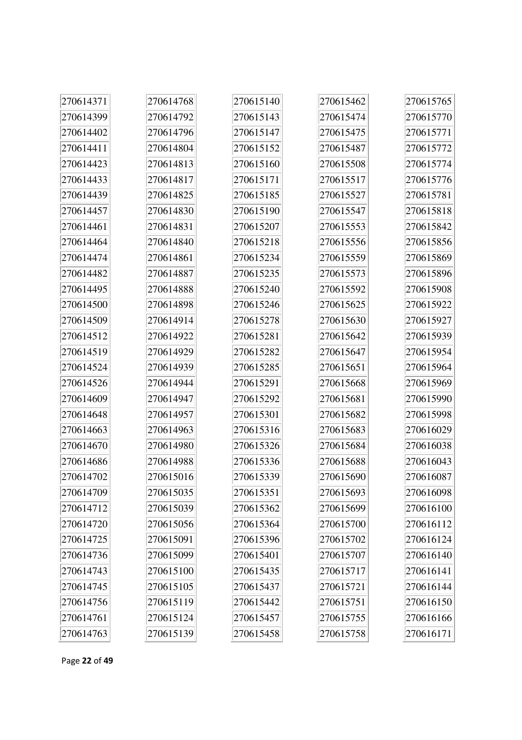270614371
270614399
270614402
270614411
270614423
270614433
270614439
270614457
270614461
270614464
270614474
270614482
270614495
270614500
270614509
270614512
270614519
270614524
270614526
270614609
270614648
270614663
270614670
270614686
270614702
270614709
270614712
270614720
270614725
270614736
270614743
270614745
270614756
270614761
270614763

270614768
270614792
270614796
270614804
270614813
270614817
270614825
270614830
270614831
270614840
270614861
270614887
270614888
270614898
270614914
270614922
270614929
270614939
270614944
270614947
270614957
270614963
270614980
270614988
270615016
270615035
270615039
270615056
270615091
270615099
270615100
270615105
270615119
270615124
270615139

270615140
270615143
270615147
270615152
270615160
270615171
270615185
270615190
270615207
270615218
270615234
270615235
270615240
270615246
270615278
270615281
270615282
270615285
270615291
270615292
270615301
270615316
270615326
270615336
270615339
270615351
270615362
270615364
270615396
270615401
270615435
270615437
270615442
270615457
270615458

270615462
270615474
270615475
270615487
270615508
270615517
270615527
270615547
270615553
270615556
270615559
270615573
270615592
270615625
270615630
270615642
270615647
270615651
270615668
270615681
270615682
270615683
270615684
270615688
270615690
270615693
270615699
270615700
270615702
270615707
270615717
270615721
270615751
270615755
270615758

270615765
270615770
270615771
270615772
270615774
270615776
270615781
270615818
270615842
270615856
270615869
270615896
270615908
270615922
270615927
270615939
270615954
270615964
270615969
270615990
270615998
270616029
270616038
270616043
270616087
270616098
270616100
270616112
270616124
270616140
270616141
270616144
270616150
270616166
270616171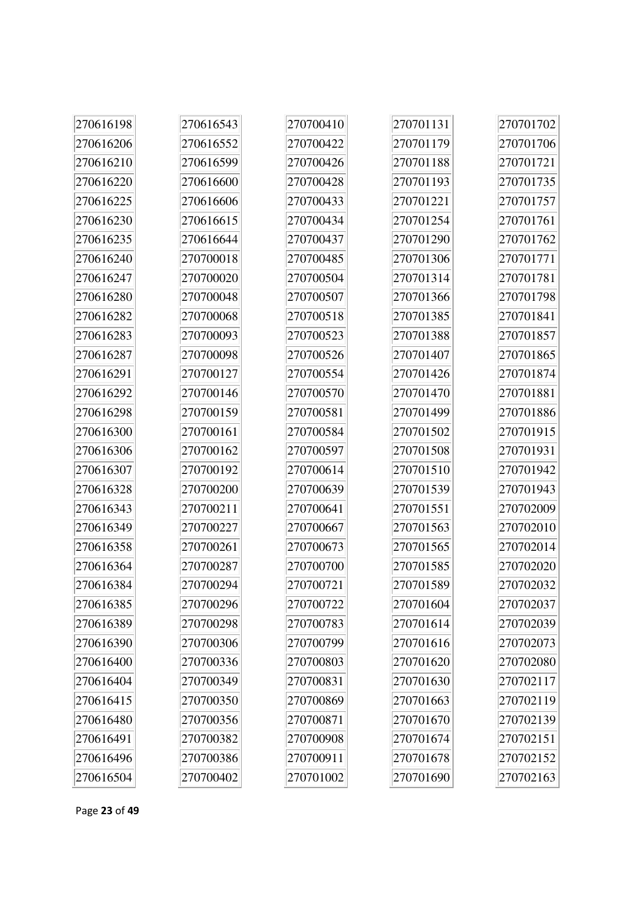| | | | | |
|---|---|---|---|---|
| 270616198 | 270616543 | 270700410 | 270701131 | 270701702 |
| 270616206 | 270616552 | 270700422 | 270701179 | 270701706 |
| 270616210 | 270616599 | 270700426 | 270701188 | 270701721 |
| 270616220 | 270616600 | 270700428 | 270701193 | 270701735 |
| 270616225 | 270616606 | 270700433 | 270701221 | 270701757 |
| 270616230 | 270616615 | 270700434 | 270701254 | 270701761 |
| 270616235 | 270616644 | 270700437 | 270701290 | 270701762 |
| 270616240 | 270700018 | 270700485 | 270701306 | 270701771 |
| 270616247 | 270700020 | 270700504 | 270701314 | 270701781 |
| 270616280 | 270700048 | 270700507 | 270701366 | 270701798 |
| 270616282 | 270700068 | 270700518 | 270701385 | 270701841 |
| 270616283 | 270700093 | 270700523 | 270701388 | 270701857 |
| 270616287 | 270700098 | 270700526 | 270701407 | 270701865 |
| 270616291 | 270700127 | 270700554 | 270701426 | 270701874 |
| 270616292 | 270700146 | 270700570 | 270701470 | 270701881 |
| 270616298 | 270700159 | 270700581 | 270701499 | 270701886 |
| 270616300 | 270700161 | 270700584 | 270701502 | 270701915 |
| 270616306 | 270700162 | 270700597 | 270701508 | 270701931 |
| 270616307 | 270700192 | 270700614 | 270701510 | 270701942 |
| 270616328 | 270700200 | 270700639 | 270701539 | 270701943 |
| 270616343 | 270700211 | 270700641 | 270701551 | 270702009 |
| 270616349 | 270700227 | 270700667 | 270701563 | 270702010 |
| 270616358 | 270700261 | 270700673 | 270701565 | 270702014 |
| 270616364 | 270700287 | 270700700 | 270701585 | 270702020 |
| 270616384 | 270700294 | 270700721 | 270701589 | 270702032 |
| 270616385 | 270700296 | 270700722 | 270701604 | 270702037 |
| 270616389 | 270700298 | 270700783 | 270701614 | 270702039 |
| 270616390 | 270700306 | 270700799 | 270701616 | 270702073 |
| 270616400 | 270700336 | 270700803 | 270701620 | 270702080 |
| 270616404 | 270700349 | 270700831 | 270701630 | 270702117 |
| 270616415 | 270700350 | 270700869 | 270701663 | 270702119 |
| 270616480 | 270700356 | 270700871 | 270701670 | 270702139 |
| 270616491 | 270700382 | 270700908 | 270701674 | 270702151 |
| 270616496 | 270700386 | 270700911 | 270701678 | 270702152 |
| 270616504 | 270700402 | 270701002 | 270701690 | 270702163 |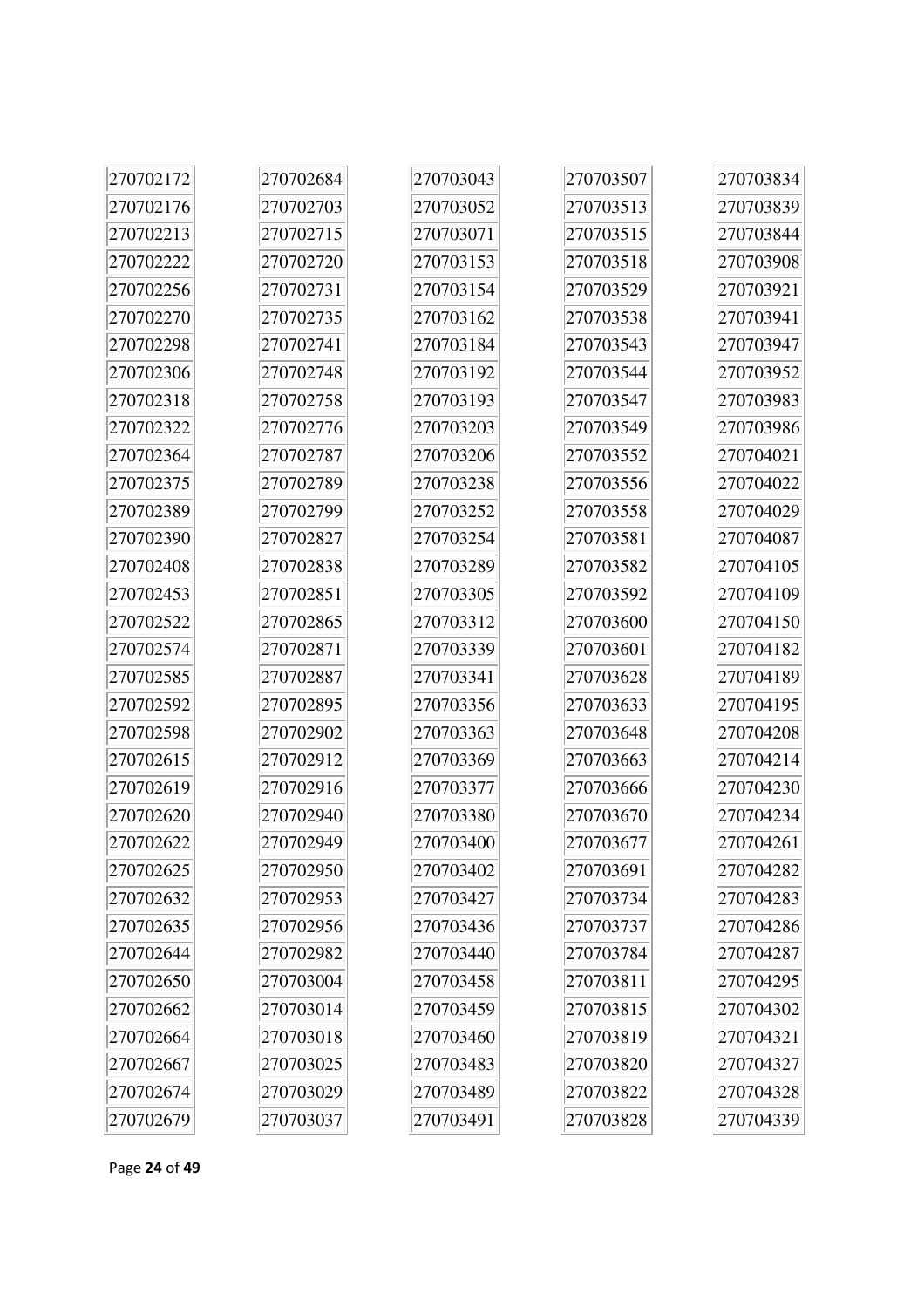270702172
270702176
270702213
270702222
270702256
270702270
270702298
270702306
270702318
270702322
270702364
270702375
270702389
270702390
270702408
270702453
270702522
270702574
270702585
270702592
270702598
270702615
270702619
270702620
270702622
270702625
270702632
270702635
270702644
270702650
270702662
270702664
270702667
270702674
270702679
270702684
270702703
270702715
270702720
270702731
270702735
270702741
270702748
270702758
270702776
270702787
270702789
270702799
270702827
270702838
270702851
270702865
270702871
270702887
270702895
270702902
270702912
270702916
270702940
270702949
270702950
270702953
270702956
270702982
270703004
270703014
270703018
270703025
270703029
270703037
270703043
270703052
270703071
270703153
270703154
270703162
270703184
270703192
270703193
270703203
270703206
270703238
270703252
270703254
270703289
270703305
270703312
270703339
270703341
270703356
270703363
270703369
270703377
270703380
270703400
270703402
270703427
270703436
270703440
270703458
270703459
270703460
270703483
270703489
270703491
270703507
270703513
270703515
270703518
270703529
270703538
270703543
270703544
270703547
270703549
270703552
270703556
270703558
270703581
270703582
270703592
270703600
270703601
270703628
270703633
270703648
270703663
270703666
270703670
270703677
270703691
270703734
270703737
270703784
270703811
270703815
270703819
270703820
270703822
270703828
270703834
270703839
270703844
270703908
270703921
270703941
270703947
270703952
270703983
270703986
270704021
270704022
270704029
270704087
270704105
270704109
270704150
270704182
270704189
270704195
270704208
270704214
270704230
270704234
270704261
270704282
270704283
270704286
270704287
270704295
270704302
270704321
270704327
270704328
270704339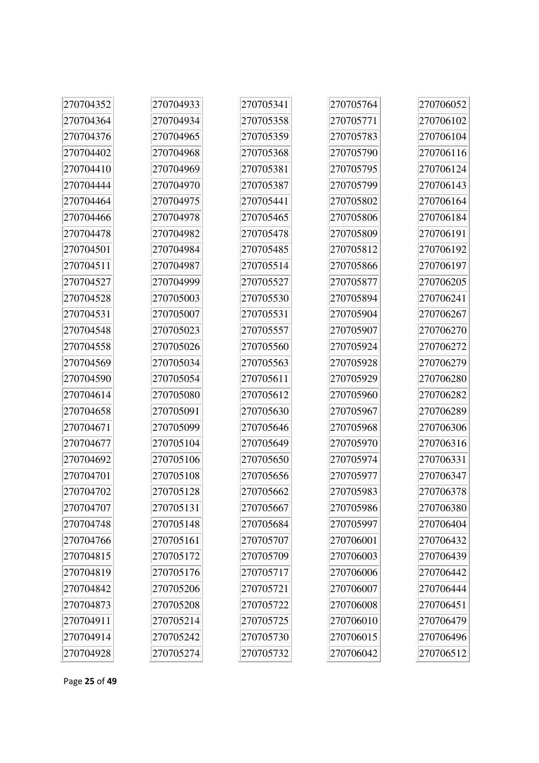| | | | | |
|---|---|---|---|---|
| 270704352 | 270704933 | 270705341 | 270705764 | 270706052 |
| 270704364 | 270704934 | 270705358 | 270705771 | 270706102 |
| 270704376 | 270704965 | 270705359 | 270705783 | 270706104 |
| 270704402 | 270704968 | 270705368 | 270705790 | 270706116 |
| 270704410 | 270704969 | 270705381 | 270705795 | 270706124 |
| 270704444 | 270704970 | 270705387 | 270705799 | 270706143 |
| 270704464 | 270704975 | 270705441 | 270705802 | 270706164 |
| 270704466 | 270704978 | 270705465 | 270705806 | 270706184 |
| 270704478 | 270704982 | 270705478 | 270705809 | 270706191 |
| 270704501 | 270704984 | 270705485 | 270705812 | 270706192 |
| 270704511 | 270704987 | 270705514 | 270705866 | 270706197 |
| 270704527 | 270704999 | 270705527 | 270705877 | 270706205 |
| 270704528 | 270705003 | 270705530 | 270705894 | 270706241 |
| 270704531 | 270705007 | 270705531 | 270705904 | 270706267 |
| 270704548 | 270705023 | 270705557 | 270705907 | 270706270 |
| 270704558 | 270705026 | 270705560 | 270705924 | 270706272 |
| 270704569 | 270705034 | 270705563 | 270705928 | 270706279 |
| 270704590 | 270705054 | 270705611 | 270705929 | 270706280 |
| 270704614 | 270705080 | 270705612 | 270705960 | 270706282 |
| 270704658 | 270705091 | 270705630 | 270705967 | 270706289 |
| 270704671 | 270705099 | 270705646 | 270705968 | 270706306 |
| 270704677 | 270705104 | 270705649 | 270705970 | 270706316 |
| 270704692 | 270705106 | 270705650 | 270705974 | 270706331 |
| 270704701 | 270705108 | 270705656 | 270705977 | 270706347 |
| 270704702 | 270705128 | 270705662 | 270705983 | 270706378 |
| 270704707 | 270705131 | 270705667 | 270705986 | 270706380 |
| 270704748 | 270705148 | 270705684 | 270705997 | 270706404 |
| 270704766 | 270705161 | 270705707 | 270706001 | 270706432 |
| 270704815 | 270705172 | 270705709 | 270706003 | 270706439 |
| 270704819 | 270705176 | 270705717 | 270706006 | 270706442 |
| 270704842 | 270705206 | 270705721 | 270706007 | 270706444 |
| 270704873 | 270705208 | 270705722 | 270706008 | 270706451 |
| 270704911 | 270705214 | 270705725 | 270706010 | 270706479 |
| 270704914 | 270705242 | 270705730 | 270706015 | 270706496 |
| 270704928 | 270705274 | 270705732 | 270706042 | 270706512 |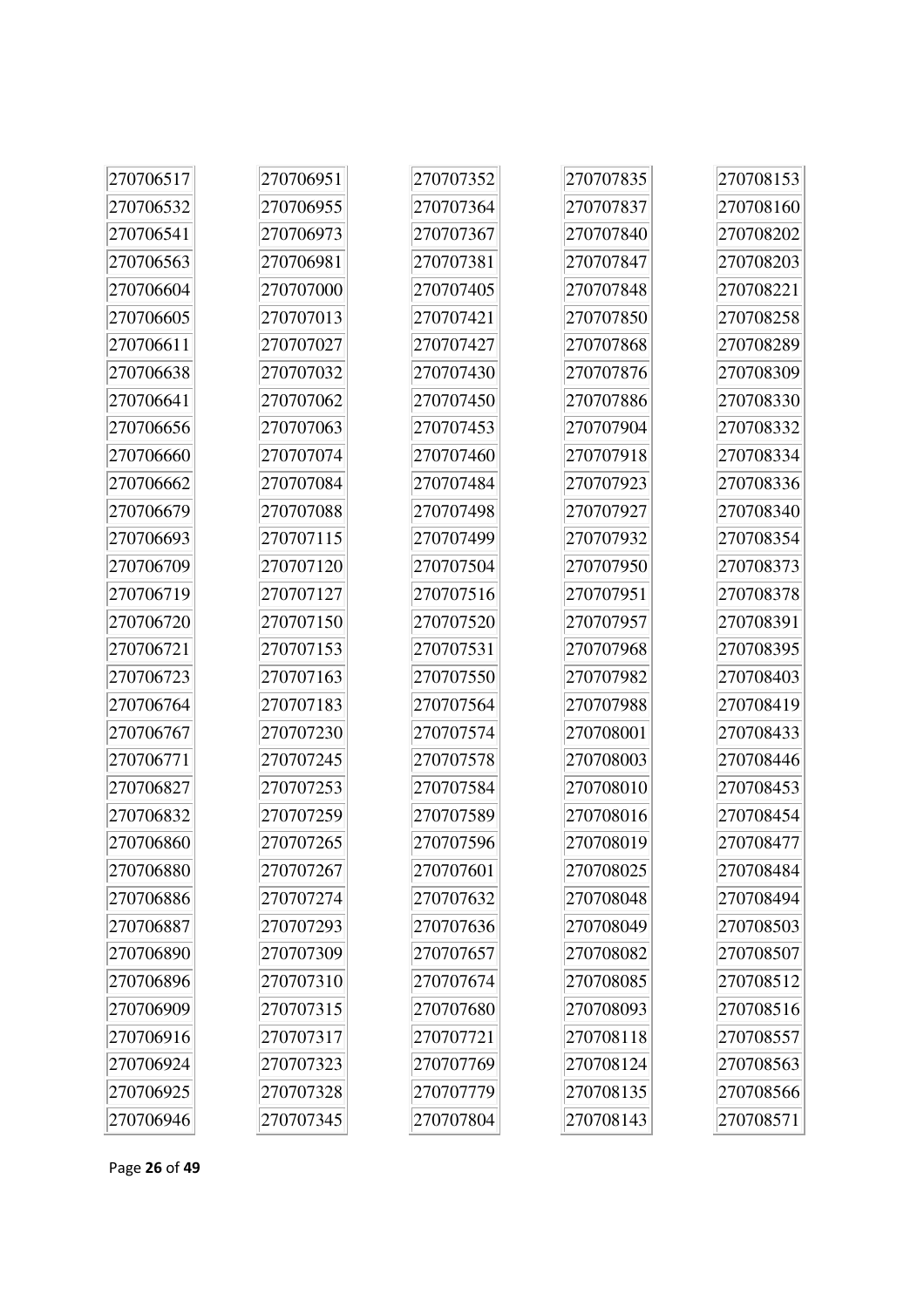| 270706517 | 270706951 | 270707352 | 270707835 | 270708153 |
| --- | --- | --- | --- | --- |
| 270706532 | 270706955 | 270707364 | 270707837 | 270708160 |
| 270706541 | 270706973 | 270707367 | 270707840 | 270708202 |
| 270706563 | 270706981 | 270707381 | 270707847 | 270708203 |
| 270706604 | 270707000 | 270707405 | 270707848 | 270708221 |
| 270706605 | 270707013 | 270707421 | 270707850 | 270708258 |
| 270706611 | 270707027 | 270707427 | 270707868 | 270708289 |
| 270706638 | 270707032 | 270707430 | 270707876 | 270708309 |
| 270706641 | 270707062 | 270707450 | 270707886 | 270708330 |
| 270706656 | 270707063 | 270707453 | 270707904 | 270708332 |
| 270706660 | 270707074 | 270707460 | 270707918 | 270708334 |
| 270706662 | 270707084 | 270707484 | 270707923 | 270708336 |
| 270706679 | 270707088 | 270707498 | 270707927 | 270708340 |
| 270706693 | 270707115 | 270707499 | 270707932 | 270708354 |
| 270706709 | 270707120 | 270707504 | 270707950 | 270708373 |
| 270706719 | 270707127 | 270707516 | 270707951 | 270708378 |
| 270706720 | 270707150 | 270707520 | 270707957 | 270708391 |
| 270706721 | 270707153 | 270707531 | 270707968 | 270708395 |
| 270706723 | 270707163 | 270707550 | 270707982 | 270708403 |
| 270706764 | 270707183 | 270707564 | 270707988 | 270708419 |
| 270706767 | 270707230 | 270707574 | 270708001 | 270708433 |
| 270706771 | 270707245 | 270707578 | 270708003 | 270708446 |
| 270706827 | 270707253 | 270707584 | 270708010 | 270708453 |
| 270706832 | 270707259 | 270707589 | 270708016 | 270708454 |
| 270706860 | 270707265 | 270707596 | 270708019 | 270708477 |
| 270706880 | 270707267 | 270707601 | 270708025 | 270708484 |
| 270706886 | 270707274 | 270707632 | 270708048 | 270708494 |
| 270706887 | 270707293 | 270707636 | 270708049 | 270708503 |
| 270706890 | 270707309 | 270707657 | 270708082 | 270708507 |
| 270706896 | 270707310 | 270707674 | 270708085 | 270708512 |
| 270706909 | 270707315 | 270707680 | 270708093 | 270708516 |
| 270706916 | 270707317 | 270707721 | 270708118 | 270708557 |
| 270706924 | 270707323 | 270707769 | 270708124 | 270708563 |
| 270706925 | 270707328 | 270707779 | 270708135 | 270708566 |
| 270706946 | 270707345 | 270707804 | 270708143 | 270708571 |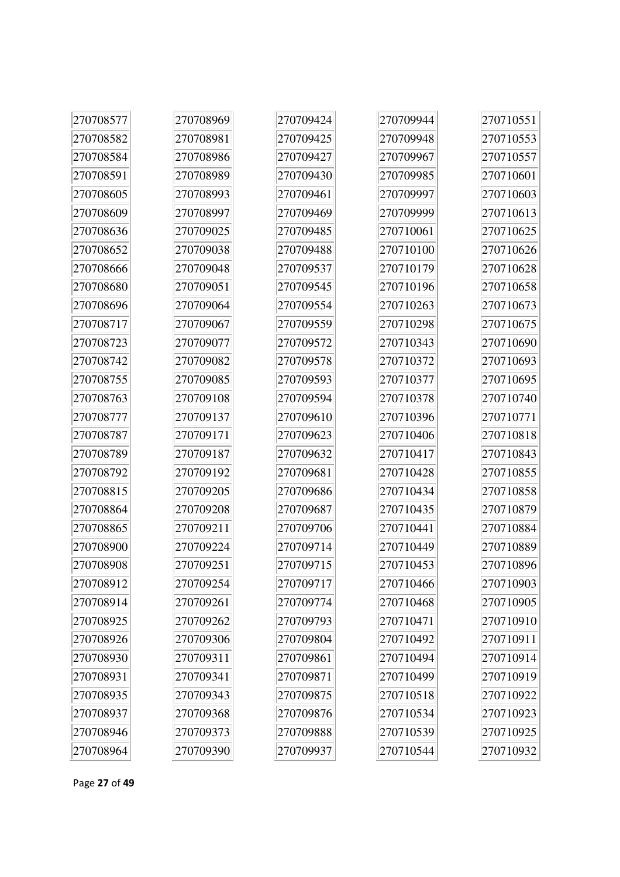270708577
270708582
270708584
270708591
270708605
270708609
270708636
270708652
270708666
270708680
270708696
270708717
270708723
270708742
270708755
270708763
270708777
270708787
270708789
270708792
270708815
270708864
270708865
270708900
270708908
270708912
270708914
270708925
270708926
270708930
270708931
270708935
270708937
270708946
270708964
270708969
270708981
270708986
270708989
270708993
270708997
270709025
270709038
270709048
270709051
270709064
270709067
270709077
270709082
270709085
270709108
270709137
270709171
270709187
270709192
270709205
270709208
270709211
270709224
270709251
270709254
270709261
270709262
270709306
270709311
270709341
270709343
270709368
270709373
270709390
270709424
270709425
270709427
270709430
270709461
270709469
270709485
270709488
270709537
270709545
270709554
270709559
270709572
270709578
270709593
270709594
270709610
270709623
270709632
270709681
270709686
270709687
270709706
270709714
270709715
270709717
270709774
270709793
270709804
270709861
270709871
270709875
270709876
270709888
270709937
270709944
270709948
270709967
270709985
270709997
270709999
270710061
270710100
270710179
270710196
270710263
270710298
270710343
270710372
270710377
270710378
270710396
270710406
270710417
270710428
270710434
270710435
270710441
270710449
270710453
270710466
270710468
270710471
270710492
270710494
270710499
270710518
270710534
270710539
270710544
270710551
270710553
270710557
270710601
270710603
270710613
270710625
270710626
270710628
270710658
270710673
270710675
270710690
270710693
270710695
270710740
270710771
270710818
270710843
270710855
270710858
270710879
270710884
270710889
270710896
270710903
270710905
270710910
270710911
270710914
270710919
270710922
270710923
270710925
270710932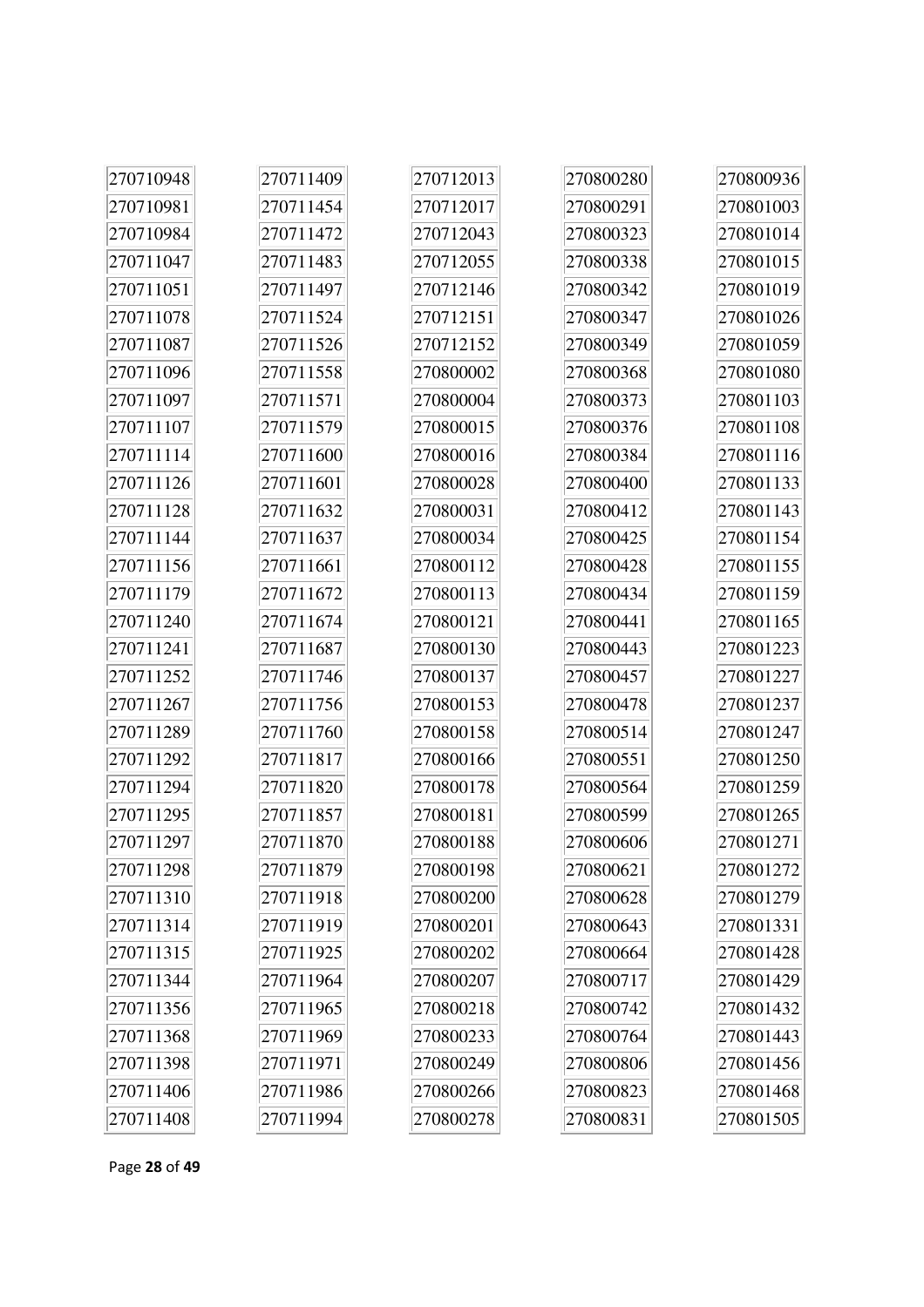270710948
270710981
270710984
270711047
270711051
270711078
270711087
270711096
270711097
270711107
270711114
270711126
270711128
270711144
270711156
270711179
270711240
270711241
270711252
270711267
270711289
270711292
270711294
270711295
270711297
270711298
270711310
270711314
270711315
270711344
270711356
270711368
270711398
270711406
270711408
270711409
270711454
270711472
270711483
270711497
270711524
270711526
270711558
270711571
270711579
270711600
270711601
270711632
270711637
270711661
270711672
270711674
270711687
270711746
270711756
270711760
270711817
270711820
270711857
270711870
270711879
270711918
270711919
270711925
270711964
270711965
270711969
270711971
270711986
270711994
270712013
270712017
270712043
270712055
270712146
270712151
270712152
270800002
270800004
270800015
270800016
270800028
270800031
270800034
270800112
270800113
270800121
270800130
270800137
270800153
270800158
270800166
270800178
270800181
270800188
270800198
270800200
270800201
270800202
270800207
270800218
270800233
270800249
270800266
270800278
270800280
270800291
270800323
270800338
270800342
270800347
270800349
270800368
270800373
270800376
270800384
270800400
270800412
270800425
270800428
270800434
270800441
270800443
270800457
270800478
270800514
270800551
270800564
270800599
270800606
270800621
270800628
270800643
270800664
270800717
270800742
270800764
270800806
270800823
270800831
270800936
270801003
270801014
270801015
270801019
270801026
270801059
270801080
270801103
270801108
270801116
270801133
270801143
270801154
270801155
270801159
270801165
270801223
270801227
270801237
270801247
270801250
270801259
270801265
270801271
270801272
270801279
270801331
270801428
270801429
270801432
270801443
270801456
270801468
270801505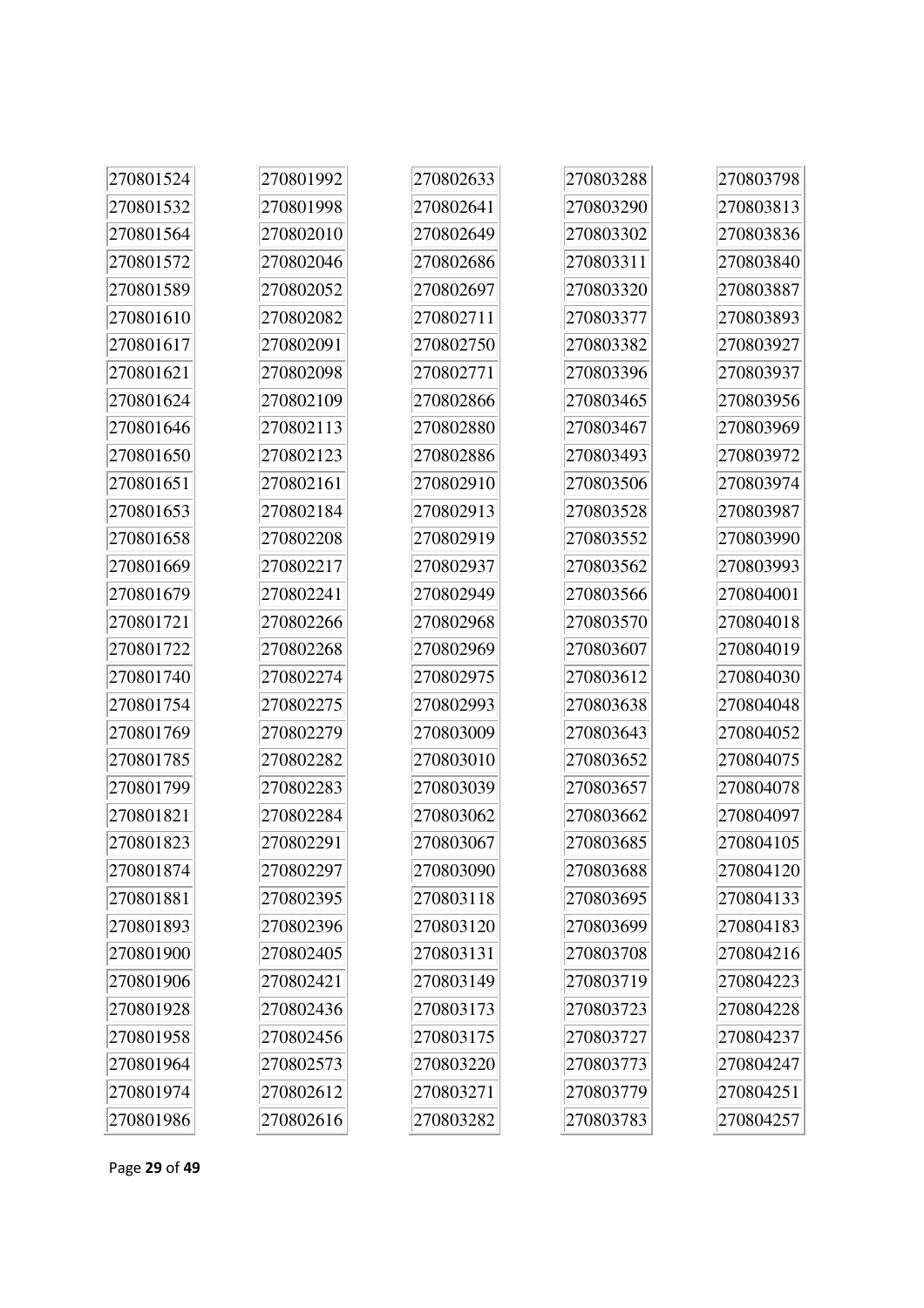| | | | | |
|---|---|---|---|---|
| 270801524 | 270801992 | 270802633 | 270803288 | 270803798 |
| 270801532 | 270801998 | 270802641 | 270803290 | 270803813 |
| 270801564 | 270802010 | 270802649 | 270803302 | 270803836 |
| 270801572 | 270802046 | 270802686 | 270803311 | 270803840 |
| 270801589 | 270802052 | 270802697 | 270803320 | 270803887 |
| 270801610 | 270802082 | 270802711 | 270803377 | 270803893 |
| 270801617 | 270802091 | 270802750 | 270803382 | 270803927 |
| 270801621 | 270802098 | 270802771 | 270803396 | 270803937 |
| 270801624 | 270802109 | 270802866 | 270803465 | 270803956 |
| 270801646 | 270802113 | 270802880 | 270803467 | 270803969 |
| 270801650 | 270802123 | 270802886 | 270803493 | 270803972 |
| 270801651 | 270802161 | 270802910 | 270803506 | 270803974 |
| 270801653 | 270802184 | 270802913 | 270803528 | 270803987 |
| 270801658 | 270802208 | 270802919 | 270803552 | 270803990 |
| 270801669 | 270802217 | 270802937 | 270803562 | 270803993 |
| 270801679 | 270802241 | 270802949 | 270803566 | 270804001 |
| 270801721 | 270802266 | 270802968 | 270803570 | 270804018 |
| 270801722 | 270802268 | 270802969 | 270803607 | 270804019 |
| 270801740 | 270802274 | 270802975 | 270803612 | 270804030 |
| 270801754 | 270802275 | 270802993 | 270803638 | 270804048 |
| 270801769 | 270802279 | 270803009 | 270803643 | 270804052 |
| 270801785 | 270802282 | 270803010 | 270803652 | 270804075 |
| 270801799 | 270802283 | 270803039 | 270803657 | 270804078 |
| 270801821 | 270802284 | 270803062 | 270803662 | 270804097 |
| 270801823 | 270802291 | 270803067 | 270803685 | 270804105 |
| 270801874 | 270802297 | 270803090 | 270803688 | 270804120 |
| 270801881 | 270802395 | 270803118 | 270803695 | 270804133 |
| 270801893 | 270802396 | 270803120 | 270803699 | 270804183 |
| 270801900 | 270802405 | 270803131 | 270803708 | 270804216 |
| 270801906 | 270802421 | 270803149 | 270803719 | 270804223 |
| 270801928 | 270802436 | 270803173 | 270803723 | 270804228 |
| 270801958 | 270802456 | 270803175 | 270803727 | 270804237 |
| 270801964 | 270802573 | 270803220 | 270803773 | 270804247 |
| 270801974 | 270802612 | 270803271 | 270803779 | 270804251 |
| 270801986 | 270802616 | 270803282 | 270803783 | 270804257 |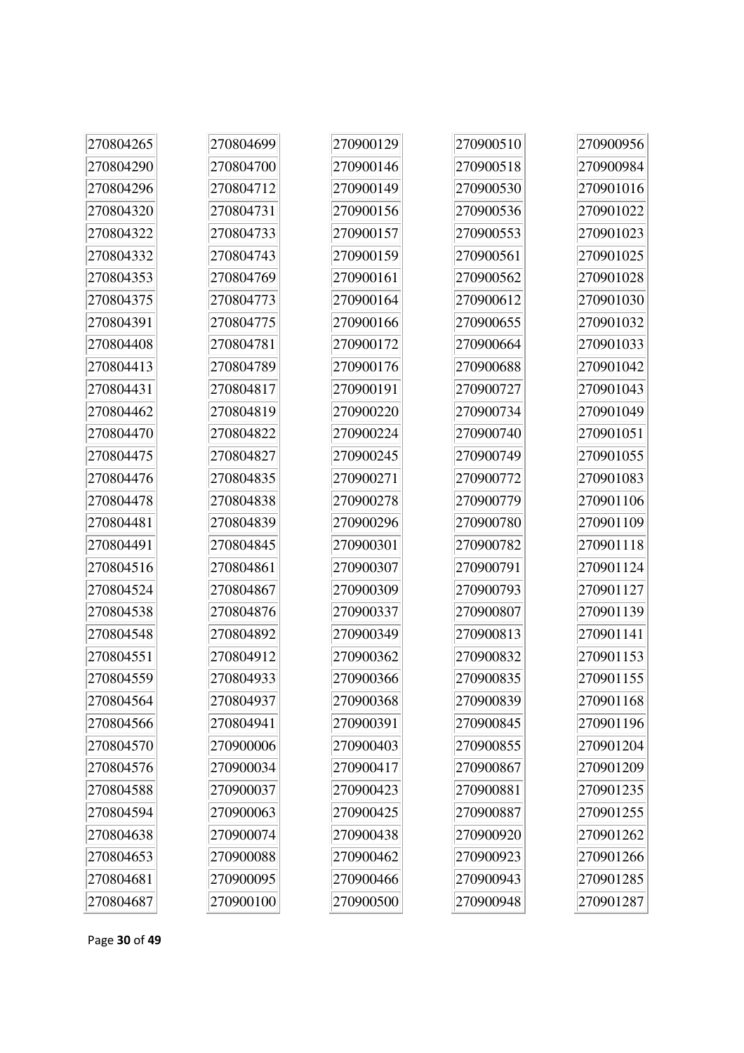| | | | | |
|---|---|---|---|---|
| 270804265 | 270804699 | 270900129 | 270900510 | 270900956 |
| 270804290 | 270804700 | 270900146 | 270900518 | 270900984 |
| 270804296 | 270804712 | 270900149 | 270900530 | 270901016 |
| 270804320 | 270804731 | 270900156 | 270900536 | 270901022 |
| 270804322 | 270804733 | 270900157 | 270900553 | 270901023 |
| 270804332 | 270804743 | 270900159 | 270900561 | 270901025 |
| 270804353 | 270804769 | 270900161 | 270900562 | 270901028 |
| 270804375 | 270804773 | 270900164 | 270900612 | 270901030 |
| 270804391 | 270804775 | 270900166 | 270900655 | 270901032 |
| 270804408 | 270804781 | 270900172 | 270900664 | 270901033 |
| 270804413 | 270804789 | 270900176 | 270900688 | 270901042 |
| 270804431 | 270804817 | 270900191 | 270900727 | 270901043 |
| 270804462 | 270804819 | 270900220 | 270900734 | 270901049 |
| 270804470 | 270804822 | 270900224 | 270900740 | 270901051 |
| 270804475 | 270804827 | 270900245 | 270900749 | 270901055 |
| 270804476 | 270804835 | 270900271 | 270900772 | 270901083 |
| 270804478 | 270804838 | 270900278 | 270900779 | 270901106 |
| 270804481 | 270804839 | 270900296 | 270900780 | 270901109 |
| 270804491 | 270804845 | 270900301 | 270900782 | 270901118 |
| 270804516 | 270804861 | 270900307 | 270900791 | 270901124 |
| 270804524 | 270804867 | 270900309 | 270900793 | 270901127 |
| 270804538 | 270804876 | 270900337 | 270900807 | 270901139 |
| 270804548 | 270804892 | 270900349 | 270900813 | 270901141 |
| 270804551 | 270804912 | 270900362 | 270900832 | 270901153 |
| 270804559 | 270804933 | 270900366 | 270900835 | 270901155 |
| 270804564 | 270804937 | 270900368 | 270900839 | 270901168 |
| 270804566 | 270804941 | 270900391 | 270900845 | 270901196 |
| 270804570 | 270900006 | 270900403 | 270900855 | 270901204 |
| 270804576 | 270900034 | 270900417 | 270900867 | 270901209 |
| 270804588 | 270900037 | 270900423 | 270900881 | 270901235 |
| 270804594 | 270900063 | 270900425 | 270900887 | 270901255 |
| 270804638 | 270900074 | 270900438 | 270900920 | 270901262 |
| 270804653 | 270900088 | 270900462 | 270900923 | 270901266 |
| 270804681 | 270900095 | 270900466 | 270900943 | 270901285 |
| 270804687 | 270900100 | 270900500 | 270900948 | 270901287 |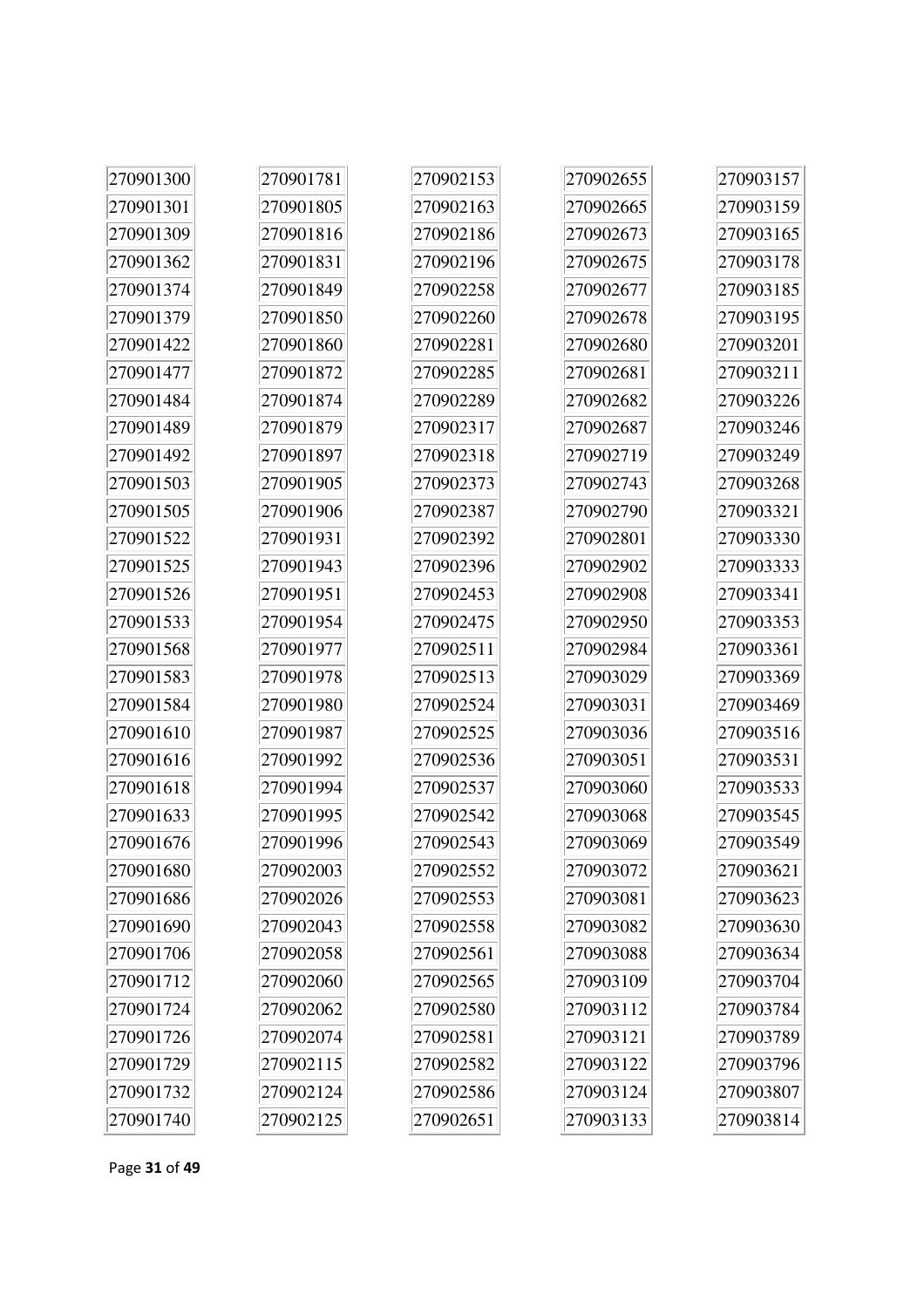| | | | | |
|---|---|---|---|---|
| 270901300 | 270901781 | 270902153 | 270902655 | 270903157 |
| 270901301 | 270901805 | 270902163 | 270902665 | 270903159 |
| 270901309 | 270901816 | 270902186 | 270902673 | 270903165 |
| 270901362 | 270901831 | 270902196 | 270902675 | 270903178 |
| 270901374 | 270901849 | 270902258 | 270902677 | 270903185 |
| 270901379 | 270901850 | 270902260 | 270902678 | 270903195 |
| 270901422 | 270901860 | 270902281 | 270902680 | 270903201 |
| 270901477 | 270901872 | 270902285 | 270902681 | 270903211 |
| 270901484 | 270901874 | 270902289 | 270902682 | 270903226 |
| 270901489 | 270901879 | 270902317 | 270902687 | 270903246 |
| 270901492 | 270901897 | 270902318 | 270902719 | 270903249 |
| 270901503 | 270901905 | 270902373 | 270902743 | 270903268 |
| 270901505 | 270901906 | 270902387 | 270902790 | 270903321 |
| 270901522 | 270901931 | 270902392 | 270902801 | 270903330 |
| 270901525 | 270901943 | 270902396 | 270902902 | 270903333 |
| 270901526 | 270901951 | 270902453 | 270902908 | 270903341 |
| 270901533 | 270901954 | 270902475 | 270902950 | 270903353 |
| 270901568 | 270901977 | 270902511 | 270902984 | 270903361 |
| 270901583 | 270901978 | 270902513 | 270903029 | 270903369 |
| 270901584 | 270901980 | 270902524 | 270903031 | 270903469 |
| 270901610 | 270901987 | 270902525 | 270903036 | 270903516 |
| 270901616 | 270901992 | 270902536 | 270903051 | 270903531 |
| 270901618 | 270901994 | 270902537 | 270903060 | 270903533 |
| 270901633 | 270901995 | 270902542 | 270903068 | 270903545 |
| 270901676 | 270901996 | 270902543 | 270903069 | 270903549 |
| 270901680 | 270902003 | 270902552 | 270903072 | 270903621 |
| 270901686 | 270902026 | 270902553 | 270903081 | 270903623 |
| 270901690 | 270902043 | 270902558 | 270903082 | 270903630 |
| 270901706 | 270902058 | 270902561 | 270903088 | 270903634 |
| 270901712 | 270902060 | 270902565 | 270903109 | 270903704 |
| 270901724 | 270902062 | 270902580 | 270903112 | 270903784 |
| 270901726 | 270902074 | 270902581 | 270903121 | 270903789 |
| 270901729 | 270902115 | 270902582 | 270903122 | 270903796 |
| 270901732 | 270902124 | 270902586 | 270903124 | 270903807 |
| 270901740 | 270902125 | 270902651 | 270903133 | 270903814 |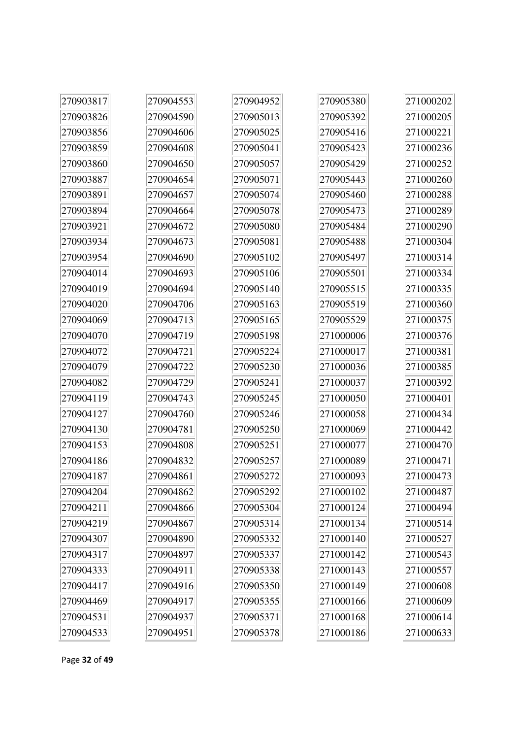270903817
270903826
270903856
270903859
270903860
270903887
270903891
270903894
270903921
270903934
270903954
270904014
270904019
270904020
270904069
270904070
270904072
270904079
270904082
270904119
270904127
270904130
270904153
270904186
270904187
270904204
270904211
270904219
270904307
270904317
270904333
270904417
270904469
270904531
270904533

270904553
270904590
270904606
270904608
270904650
270904654
270904657
270904664
270904672
270904673
270904690
270904693
270904694
270904706
270904713
270904719
270904721
270904722
270904729
270904743
270904760
270904781
270904808
270904832
270904861
270904862
270904866
270904867
270904890
270904897
270904911
270904916
270904917
270904937
270904951

270904952
270905013
270905025
270905041
270905057
270905071
270905074
270905078
270905080
270905081
270905102
270905106
270905140
270905163
270905165
270905198
270905224
270905230
270905241
270905245
270905246
270905250
270905251
270905257
270905272
270905292
270905304
270905314
270905332
270905337
270905338
270905350
270905355
270905371
270905378

270905380
270905392
270905416
270905423
270905429
270905443
270905460
270905473
270905484
270905488
270905497
270905501
270905515
270905519
270905529
271000006
271000017
271000036
271000037
271000050
271000058
271000069
271000077
271000089
271000093
271000102
271000124
271000134
271000140
271000142
271000143
271000149
271000166
271000168
271000186

271000202
271000205
271000221
271000236
271000252
271000260
271000288
271000289
271000290
271000304
271000314
271000334
271000335
271000360
271000375
271000376
271000381
271000385
271000392
271000401
271000434
271000442
271000470
271000471
271000473
271000487
271000494
271000514
271000527
271000543
271000557
271000608
271000609
271000614
271000633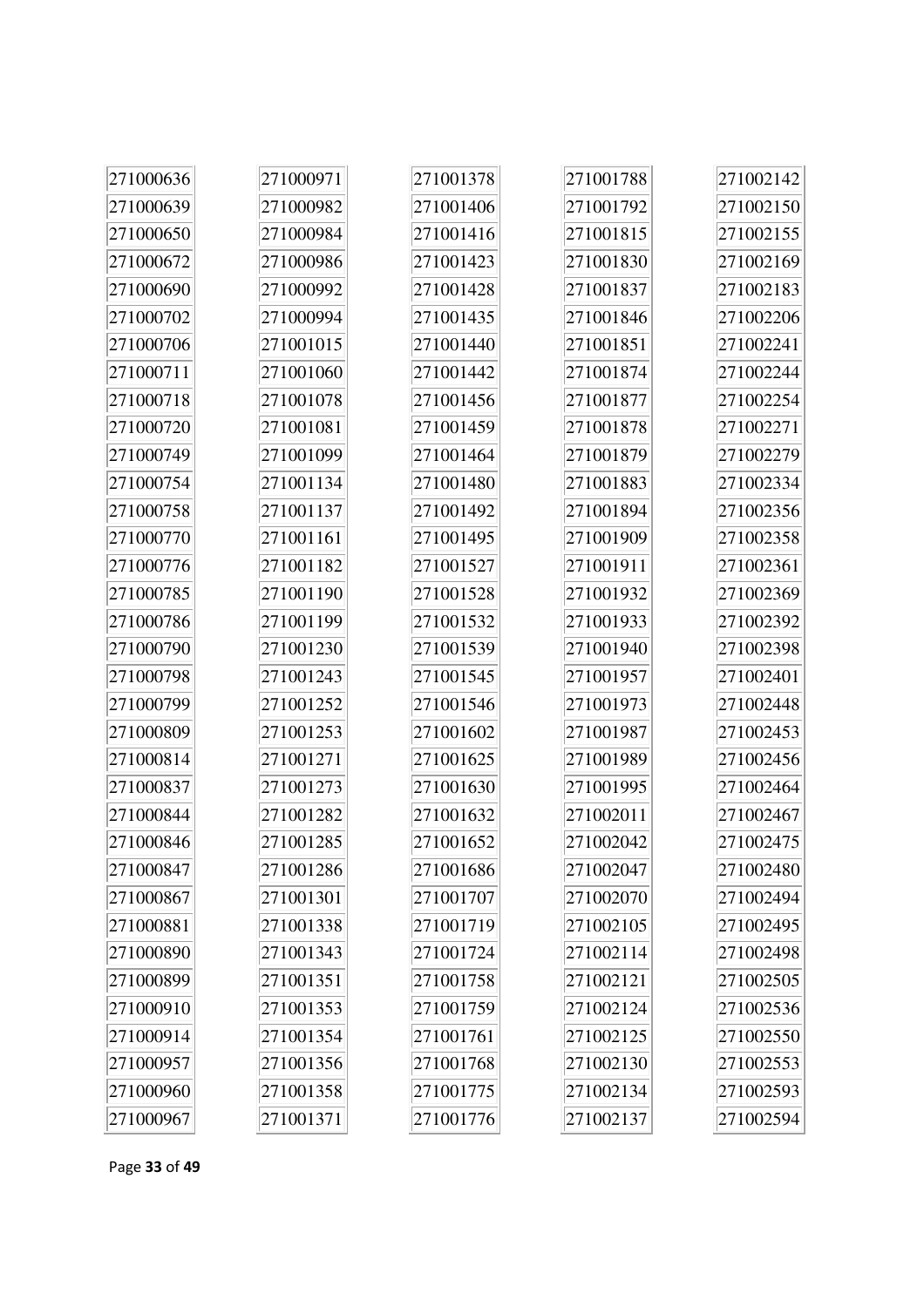- 271000636
- 271000639
- 271000650
- 271000672
- 271000690
- 271000702
- 271000706
- 271000711
- 271000718
- 271000720
- 271000749
- 271000754
- 271000758
- 271000770
- 271000776
- 271000785
- 271000786
- 271000790
- 271000798
- 271000799
- 271000809
- 271000814
- 271000837
- 271000844
- 271000846
- 271000847
- 271000867
- 271000881
- 271000890
- 271000899
- 271000910
- 271000914
- 271000957
- 271000960
- 271000967
- 271000971
- 271000982
- 271000984
- 271000986
- 271000992
- 271000994
- 271001015
- 271001060
- 271001078
- 271001081
- 271001099
- 271001134
- 271001137
- 271001161
- 271001182
- 271001190
- 271001199
- 271001230
- 271001243
- 271001252
- 271001253
- 271001271
- 271001273
- 271001282
- 271001285
- 271001286
- 271001301
- 271001338
- 271001343
- 271001351
- 271001353
- 271001354
- 271001356
- 271001358
- 271001371
- 271001378
- 271001406
- 271001416
- 271001423
- 271001428
- 271001435
- 271001440
- 271001442
- 271001456
- 271001459
- 271001464
- 271001480
- 271001492
- 271001495
- 271001527
- 271001528
- 271001532
- 271001539
- 271001545
- 271001546
- 271001602
- 271001625
- 271001630
- 271001632
- 271001652
- 271001686
- 271001707
- 271001719
- 271001724
- 271001758
- 271001759
- 271001761
- 271001768
- 271001775
- 271001776
- 271001788
- 271001792
- 271001815
- 271001830
- 271001837
- 271001846
- 271001851
- 271001874
- 271001877
- 271001878
- 271001879
- 271001883
- 271001894
- 271001909
- 271001911
- 271001932
- 271001933
- 271001940
- 271001957
- 271001973
- 271001987
- 271001989
- 271001995
- 271002011
- 271002042
- 271002047
- 271002070
- 271002105
- 271002114
- 271002121
- 271002124
- 271002125
- 271002130
- 271002134
- 271002137
- 271002142
- 271002150
- 271002155
- 271002169
- 271002183
- 271002206
- 271002241
- 271002244
- 271002254
- 271002271
- 271002279
- 271002334
- 271002356
- 271002358
- 271002361
- 271002369
- 271002392
- 271002398
- 271002401
- 271002448
- 271002453
- 271002456
- 271002464
- 271002467
- 271002475
- 271002480
- 271002494
- 271002495
- 271002498
- 271002505
- 271002536
- 271002550
- 271002553
- 271002593
- 271002594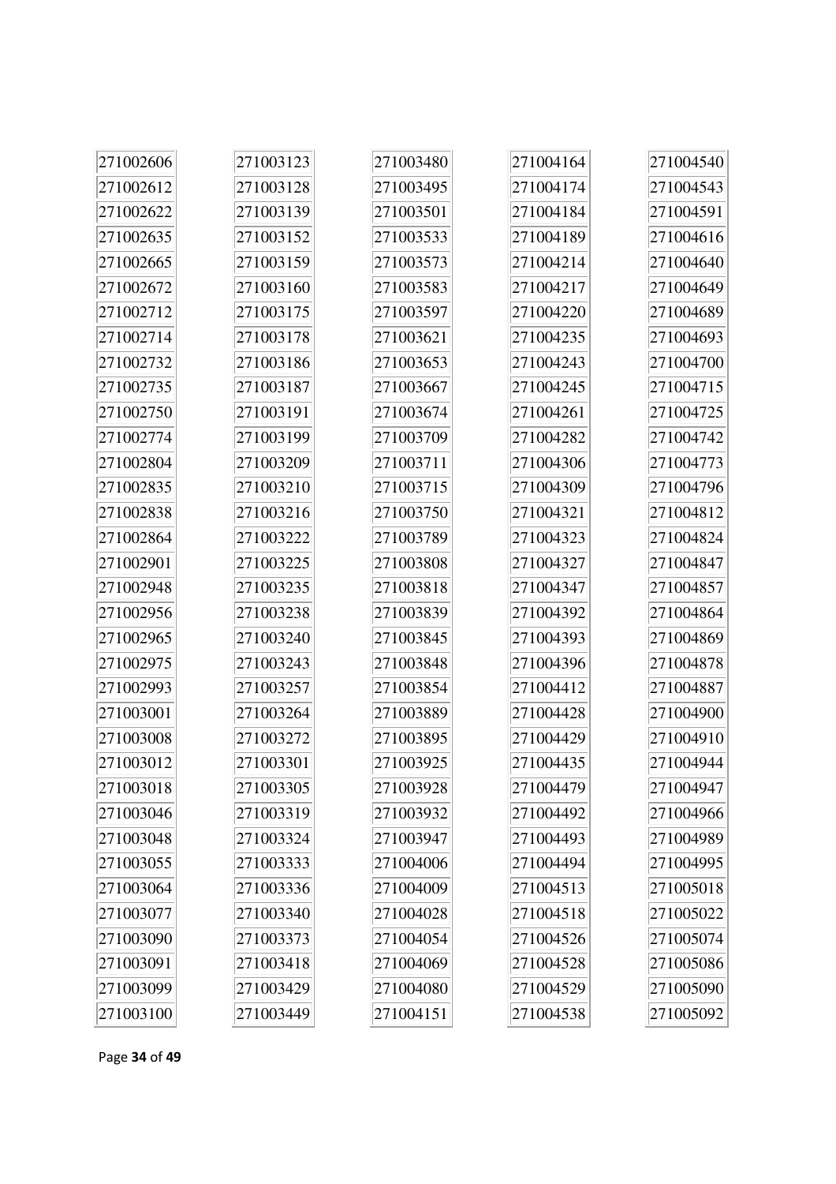| 271002606 | 271003123 | 271003480 | 271004164 | 271004540 |
|---|---|---|---|---|
| 271002612 | 271003128 | 271003495 | 271004174 | 271004543 |
| 271002622 | 271003139 | 271003501 | 271004184 | 271004591 |
| 271002635 | 271003152 | 271003533 | 271004189 | 271004616 |
| 271002665 | 271003159 | 271003573 | 271004214 | 271004640 |
| 271002672 | 271003160 | 271003583 | 271004217 | 271004649 |
| 271002712 | 271003175 | 271003597 | 271004220 | 271004689 |
| 271002714 | 271003178 | 271003621 | 271004235 | 271004693 |
| 271002732 | 271003186 | 271003653 | 271004243 | 271004700 |
| 271002735 | 271003187 | 271003667 | 271004245 | 271004715 |
| 271002750 | 271003191 | 271003674 | 271004261 | 271004725 |
| 271002774 | 271003199 | 271003709 | 271004282 | 271004742 |
| 271002804 | 271003209 | 271003711 | 271004306 | 271004773 |
| 271002835 | 271003210 | 271003715 | 271004309 | 271004796 |
| 271002838 | 271003216 | 271003750 | 271004321 | 271004812 |
| 271002864 | 271003222 | 271003789 | 271004323 | 271004824 |
| 271002901 | 271003225 | 271003808 | 271004327 | 271004847 |
| 271002948 | 271003235 | 271003818 | 271004347 | 271004857 |
| 271002956 | 271003238 | 271003839 | 271004392 | 271004864 |
| 271002965 | 271003240 | 271003845 | 271004393 | 271004869 |
| 271002975 | 271003243 | 271003848 | 271004396 | 271004878 |
| 271002993 | 271003257 | 271003854 | 271004412 | 271004887 |
| 271003001 | 271003264 | 271003889 | 271004428 | 271004900 |
| 271003008 | 271003272 | 271003895 | 271004429 | 271004910 |
| 271003012 | 271003301 | 271003925 | 271004435 | 271004944 |
| 271003018 | 271003305 | 271003928 | 271004479 | 271004947 |
| 271003046 | 271003319 | 271003932 | 271004492 | 271004966 |
| 271003048 | 271003324 | 271003947 | 271004493 | 271004989 |
| 271003055 | 271003333 | 271004006 | 271004494 | 271004995 |
| 271003064 | 271003336 | 271004009 | 271004513 | 271005018 |
| 271003077 | 271003340 | 271004028 | 271004518 | 271005022 |
| 271003090 | 271003373 | 271004054 | 271004526 | 271005074 |
| 271003091 | 271003418 | 271004069 | 271004528 | 271005086 |
| 271003099 | 271003429 | 271004080 | 271004529 | 271005090 |
| 271003100 | 271003449 | 271004151 | 271004538 | 271005092 |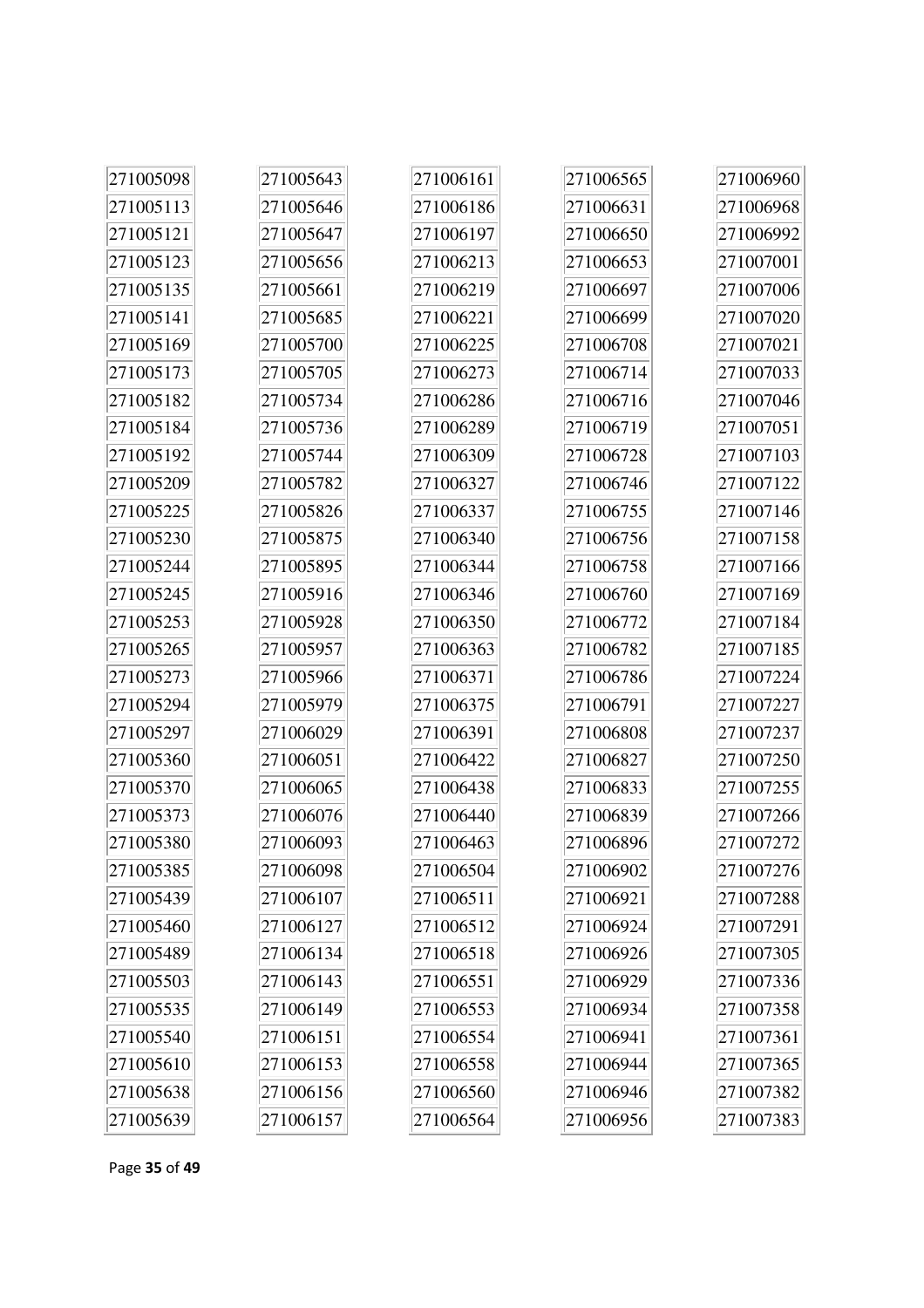| | | | | |
|---|---|---|---|---|
| 271005098 | 271005643 | 271006161 | 271006565 | 271006960 |
| 271005113 | 271005646 | 271006186 | 271006631 | 271006968 |
| 271005121 | 271005647 | 271006197 | 271006650 | 271006992 |
| 271005123 | 271005656 | 271006213 | 271006653 | 271007001 |
| 271005135 | 271005661 | 271006219 | 271006697 | 271007006 |
| 271005141 | 271005685 | 271006221 | 271006699 | 271007020 |
| 271005169 | 271005700 | 271006225 | 271006708 | 271007021 |
| 271005173 | 271005705 | 271006273 | 271006714 | 271007033 |
| 271005182 | 271005734 | 271006286 | 271006716 | 271007046 |
| 271005184 | 271005736 | 271006289 | 271006719 | 271007051 |
| 271005192 | 271005744 | 271006309 | 271006728 | 271007103 |
| 271005209 | 271005782 | 271006327 | 271006746 | 271007122 |
| 271005225 | 271005826 | 271006337 | 271006755 | 271007146 |
| 271005230 | 271005875 | 271006340 | 271006756 | 271007158 |
| 271005244 | 271005895 | 271006344 | 271006758 | 271007166 |
| 271005245 | 271005916 | 271006346 | 271006760 | 271007169 |
| 271005253 | 271005928 | 271006350 | 271006772 | 271007184 |
| 271005265 | 271005957 | 271006363 | 271006782 | 271007185 |
| 271005273 | 271005966 | 271006371 | 271006786 | 271007224 |
| 271005294 | 271005979 | 271006375 | 271006791 | 271007227 |
| 271005297 | 271006029 | 271006391 | 271006808 | 271007237 |
| 271005360 | 271006051 | 271006422 | 271006827 | 271007250 |
| 271005370 | 271006065 | 271006438 | 271006833 | 271007255 |
| 271005373 | 271006076 | 271006440 | 271006839 | 271007266 |
| 271005380 | 271006093 | 271006463 | 271006896 | 271007272 |
| 271005385 | 271006098 | 271006504 | 271006902 | 271007276 |
| 271005439 | 271006107 | 271006511 | 271006921 | 271007288 |
| 271005460 | 271006127 | 271006512 | 271006924 | 271007291 |
| 271005489 | 271006134 | 271006518 | 271006926 | 271007305 |
| 271005503 | 271006143 | 271006551 | 271006929 | 271007336 |
| 271005535 | 271006149 | 271006553 | 271006934 | 271007358 |
| 271005540 | 271006151 | 271006554 | 271006941 | 271007361 |
| 271005610 | 271006153 | 271006558 | 271006944 | 271007365 |
| 271005638 | 271006156 | 271006560 | 271006946 | 271007382 |
| 271005639 | 271006157 | 271006564 | 271006956 | 271007383 |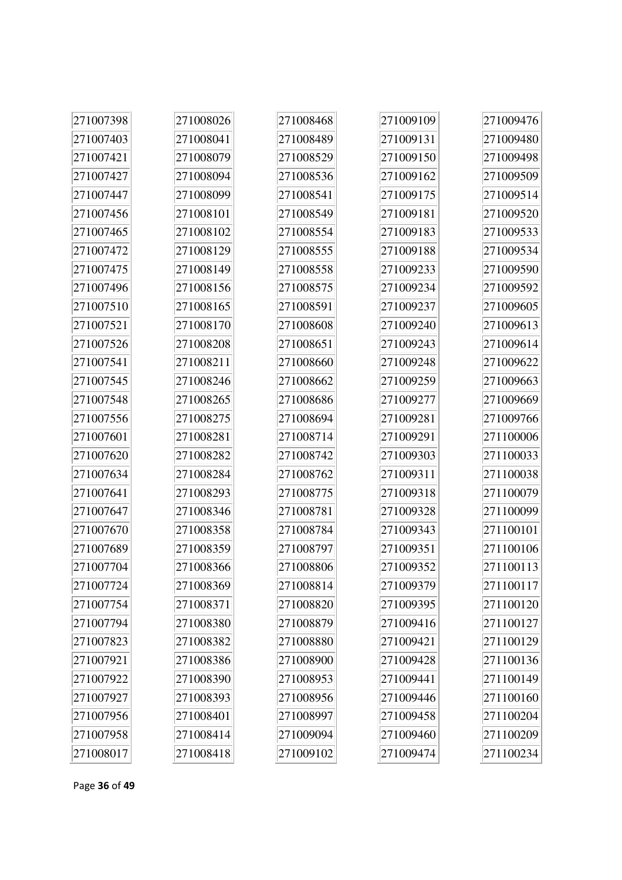| | | | | |
|---|---|---|---|---|
| 271007398 | 271008026 | 271008468 | 271009109 | 271009476 |
| 271007403 | 271008041 | 271008489 | 271009131 | 271009480 |
| 271007421 | 271008079 | 271008529 | 271009150 | 271009498 |
| 271007427 | 271008094 | 271008536 | 271009162 | 271009509 |
| 271007447 | 271008099 | 271008541 | 271009175 | 271009514 |
| 271007456 | 271008101 | 271008549 | 271009181 | 271009520 |
| 271007465 | 271008102 | 271008554 | 271009183 | 271009533 |
| 271007472 | 271008129 | 271008555 | 271009188 | 271009534 |
| 271007475 | 271008149 | 271008558 | 271009233 | 271009590 |
| 271007496 | 271008156 | 271008575 | 271009234 | 271009592 |
| 271007510 | 271008165 | 271008591 | 271009237 | 271009605 |
| 271007521 | 271008170 | 271008608 | 271009240 | 271009613 |
| 271007526 | 271008208 | 271008651 | 271009243 | 271009614 |
| 271007541 | 271008211 | 271008660 | 271009248 | 271009622 |
| 271007545 | 271008246 | 271008662 | 271009259 | 271009663 |
| 271007548 | 271008265 | 271008686 | 271009277 | 271009669 |
| 271007556 | 271008275 | 271008694 | 271009281 | 271009766 |
| 271007601 | 271008281 | 271008714 | 271009291 | 271100006 |
| 271007620 | 271008282 | 271008742 | 271009303 | 271100033 |
| 271007634 | 271008284 | 271008762 | 271009311 | 271100038 |
| 271007641 | 271008293 | 271008775 | 271009318 | 271100079 |
| 271007647 | 271008346 | 271008781 | 271009328 | 271100099 |
| 271007670 | 271008358 | 271008784 | 271009343 | 271100101 |
| 271007689 | 271008359 | 271008797 | 271009351 | 271100106 |
| 271007704 | 271008366 | 271008806 | 271009352 | 271100113 |
| 271007724 | 271008369 | 271008814 | 271009379 | 271100117 |
| 271007754 | 271008371 | 271008820 | 271009395 | 271100120 |
| 271007794 | 271008380 | 271008879 | 271009416 | 271100127 |
| 271007823 | 271008382 | 271008880 | 271009421 | 271100129 |
| 271007921 | 271008386 | 271008900 | 271009428 | 271100136 |
| 271007922 | 271008390 | 271008953 | 271009441 | 271100149 |
| 271007927 | 271008393 | 271008956 | 271009446 | 271100160 |
| 271007956 | 271008401 | 271008997 | 271009458 | 271100204 |
| 271007958 | 271008414 | 271009094 | 271009460 | 271100209 |
| 271008017 | 271008418 | 271009102 | 271009474 | 271100234 |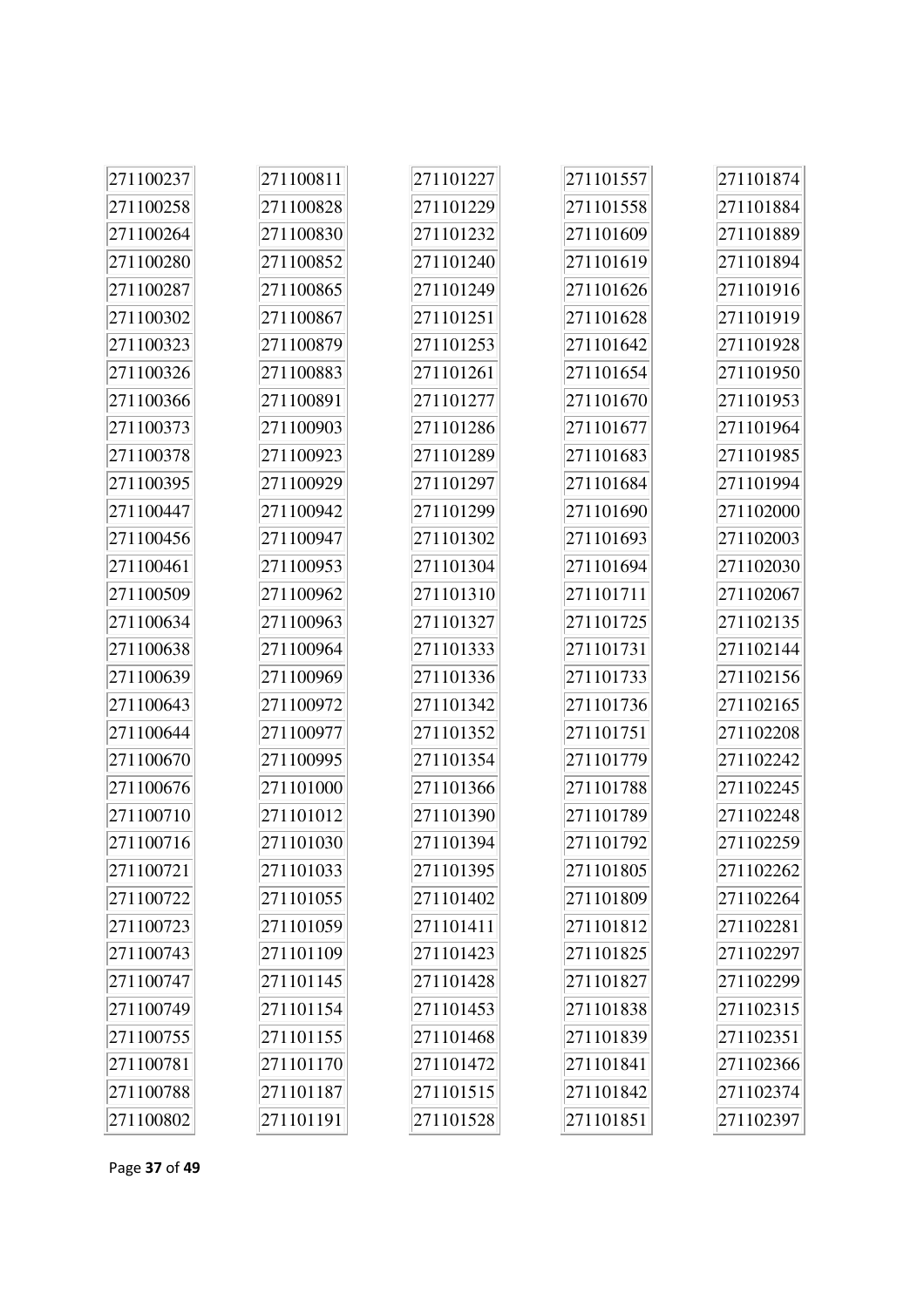| | | | | |
|---|---|---|---|---|
| 271100237 | 271100811 | 271101227 | 271101557 | 271101874 |
| 271100258 | 271100828 | 271101229 | 271101558 | 271101884 |
| 271100264 | 271100830 | 271101232 | 271101609 | 271101889 |
| 271100280 | 271100852 | 271101240 | 271101619 | 271101894 |
| 271100287 | 271100865 | 271101249 | 271101626 | 271101916 |
| 271100302 | 271100867 | 271101251 | 271101628 | 271101919 |
| 271100323 | 271100879 | 271101253 | 271101642 | 271101928 |
| 271100326 | 271100883 | 271101261 | 271101654 | 271101950 |
| 271100366 | 271100891 | 271101277 | 271101670 | 271101953 |
| 271100373 | 271100903 | 271101286 | 271101677 | 271101964 |
| 271100378 | 271100923 | 271101289 | 271101683 | 271101985 |
| 271100395 | 271100929 | 271101297 | 271101684 | 271101994 |
| 271100447 | 271100942 | 271101299 | 271101690 | 271102000 |
| 271100456 | 271100947 | 271101302 | 271101693 | 271102003 |
| 271100461 | 271100953 | 271101304 | 271101694 | 271102030 |
| 271100509 | 271100962 | 271101310 | 271101711 | 271102067 |
| 271100634 | 271100963 | 271101327 | 271101725 | 271102135 |
| 271100638 | 271100964 | 271101333 | 271101731 | 271102144 |
| 271100639 | 271100969 | 271101336 | 271101733 | 271102156 |
| 271100643 | 271100972 | 271101342 | 271101736 | 271102165 |
| 271100644 | 271100977 | 271101352 | 271101751 | 271102208 |
| 271100670 | 271100995 | 271101354 | 271101779 | 271102242 |
| 271100676 | 271101000 | 271101366 | 271101788 | 271102245 |
| 271100710 | 271101012 | 271101390 | 271101789 | 271102248 |
| 271100716 | 271101030 | 271101394 | 271101792 | 271102259 |
| 271100721 | 271101033 | 271101395 | 271101805 | 271102262 |
| 271100722 | 271101055 | 271101402 | 271101809 | 271102264 |
| 271100723 | 271101059 | 271101411 | 271101812 | 271102281 |
| 271100743 | 271101109 | 271101423 | 271101825 | 271102297 |
| 271100747 | 271101145 | 271101428 | 271101827 | 271102299 |
| 271100749 | 271101154 | 271101453 | 271101838 | 271102315 |
| 271100755 | 271101155 | 271101468 | 271101839 | 271102351 |
| 271100781 | 271101170 | 271101472 | 271101841 | 271102366 |
| 271100788 | 271101187 | 271101515 | 271101842 | 271102374 |
| 271100802 | 271101191 | 271101528 | 271101851 | 271102397 |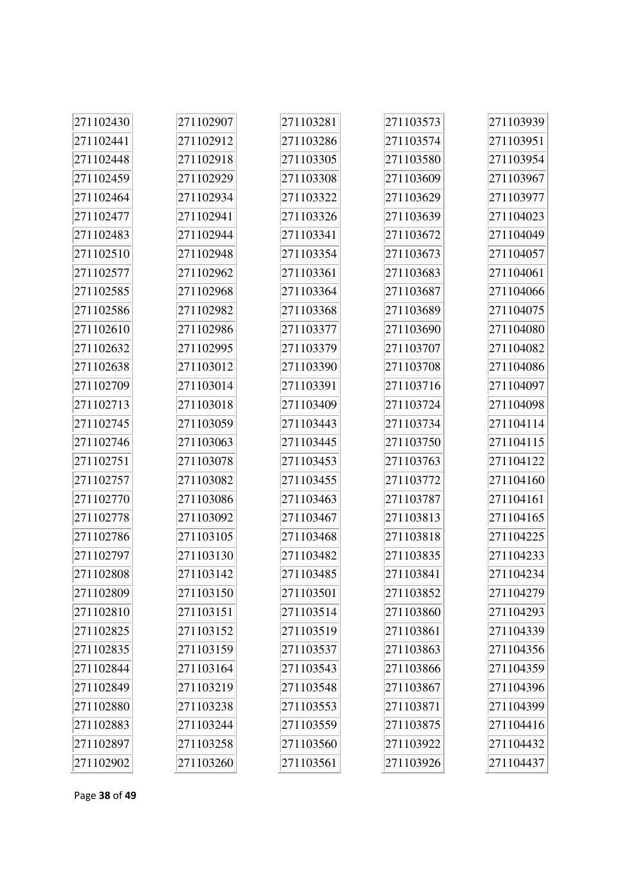| | | | | |
|---|---|---|---|---|
| 271102430 | 271102907 | 271103281 | 271103573 | 271103939 |
| 271102441 | 271102912 | 271103286 | 271103574 | 271103951 |
| 271102448 | 271102918 | 271103305 | 271103580 | 271103954 |
| 271102459 | 271102929 | 271103308 | 271103609 | 271103967 |
| 271102464 | 271102934 | 271103322 | 271103629 | 271103977 |
| 271102477 | 271102941 | 271103326 | 271103639 | 271104023 |
| 271102483 | 271102944 | 271103341 | 271103672 | 271104049 |
| 271102510 | 271102948 | 271103354 | 271103673 | 271104057 |
| 271102577 | 271102962 | 271103361 | 271103683 | 271104061 |
| 271102585 | 271102968 | 271103364 | 271103687 | 271104066 |
| 271102586 | 271102982 | 271103368 | 271103689 | 271104075 |
| 271102610 | 271102986 | 271103377 | 271103690 | 271104080 |
| 271102632 | 271102995 | 271103379 | 271103707 | 271104082 |
| 271102638 | 271103012 | 271103390 | 271103708 | 271104086 |
| 271102709 | 271103014 | 271103391 | 271103716 | 271104097 |
| 271102713 | 271103018 | 271103409 | 271103724 | 271104098 |
| 271102745 | 271103059 | 271103443 | 271103734 | 271104114 |
| 271102746 | 271103063 | 271103445 | 271103750 | 271104115 |
| 271102751 | 271103078 | 271103453 | 271103763 | 271104122 |
| 271102757 | 271103082 | 271103455 | 271103772 | 271104160 |
| 271102770 | 271103086 | 271103463 | 271103787 | 271104161 |
| 271102778 | 271103092 | 271103467 | 271103813 | 271104165 |
| 271102786 | 271103105 | 271103468 | 271103818 | 271104225 |
| 271102797 | 271103130 | 271103482 | 271103835 | 271104233 |
| 271102808 | 271103142 | 271103485 | 271103841 | 271104234 |
| 271102809 | 271103150 | 271103501 | 271103852 | 271104279 |
| 271102810 | 271103151 | 271103514 | 271103860 | 271104293 |
| 271102825 | 271103152 | 271103519 | 271103861 | 271104339 |
| 271102835 | 271103159 | 271103537 | 271103863 | 271104356 |
| 271102844 | 271103164 | 271103543 | 271103866 | 271104359 |
| 271102849 | 271103219 | 271103548 | 271103867 | 271104396 |
| 271102880 | 271103238 | 271103553 | 271103871 | 271104399 |
| 271102883 | 271103244 | 271103559 | 271103875 | 271104416 |
| 271102897 | 271103258 | 271103560 | 271103922 | 271104432 |
| 271102902 | 271103260 | 271103561 | 271103926 | 271104437 |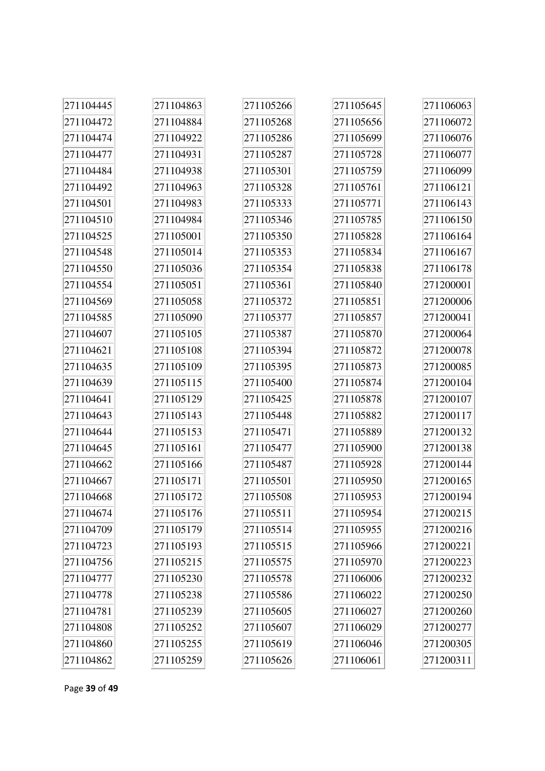271104445
271104472
271104474
271104477
271104484
271104492
271104501
271104510
271104525
271104548
271104550
271104554
271104569
271104585
271104607
271104621
271104635
271104639
271104641
271104643
271104644
271104645
271104662
271104667
271104668
271104674
271104709
271104723
271104756
271104777
271104778
271104781
271104808
271104860
271104862
271104863
271104884
271104922
271104931
271104938
271104963
271104983
271104984
271105001
271105014
271105036
271105051
271105058
271105090
271105105
271105108
271105109
271105115
271105129
271105143
271105153
271105161
271105166
271105171
271105172
271105176
271105179
271105193
271105215
271105230
271105238
271105239
271105252
271105255
271105259
271105266
271105268
271105286
271105287
271105301
271105328
271105333
271105346
271105350
271105353
271105354
271105361
271105372
271105377
271105387
271105394
271105395
271105400
271105425
271105448
271105471
271105477
271105487
271105501
271105508
271105511
271105514
271105515
271105575
271105578
271105586
271105605
271105607
271105619
271105626
271105645
271105656
271105699
271105728
271105759
271105761
271105771
271105785
271105828
271105834
271105838
271105840
271105851
271105857
271105870
271105872
271105873
271105874
271105878
271105882
271105889
271105900
271105928
271105950
271105953
271105954
271105955
271105966
271105970
271106006
271106022
271106027
271106029
271106046
271106061
271106063
271106072
271106076
271106077
271106099
271106121
271106143
271106150
271106164
271106167
271106178
271200001
271200006
271200041
271200064
271200078
271200085
271200104
271200107
271200117
271200132
271200138
271200144
271200165
271200194
271200215
271200216
271200221
271200223
271200232
271200250
271200260
271200277
271200305
271200311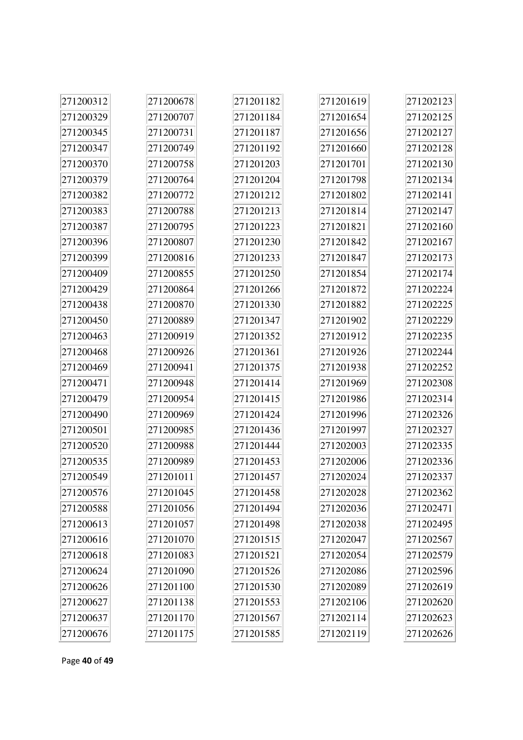271200312
271200329
271200345
271200347
271200370
271200379
271200382
271200383
271200387
271200396
271200399
271200409
271200429
271200438
271200450
271200463
271200468
271200469
271200471
271200479
271200490
271200501
271200520
271200535
271200549
271200576
271200588
271200613
271200616
271200618
271200624
271200626
271200627
271200637
271200676

271200678
271200707
271200731
271200749
271200758
271200764
271200772
271200788
271200795
271200807
271200816
271200855
271200864
271200870
271200889
271200919
271200926
271200941
271200948
271200954
271200969
271200985
271200988
271200989
271201011
271201045
271201056
271201057
271201070
271201083
271201090
271201100
271201138
271201170
271201175

271201182
271201184
271201187
271201192
271201203
271201204
271201212
271201213
271201223
271201230
271201233
271201250
271201266
271201330
271201347
271201352
271201361
271201375
271201414
271201415
271201424
271201436
271201444
271201453
271201457
271201458
271201494
271201498
271201515
271201521
271201526
271201530
271201553
271201567
271201585

271201619
271201654
271201656
271201660
271201701
271201798
271201802
271201814
271201821
271201842
271201847
271201854
271201872
271201882
271201902
271201912
271201926
271201938
271201969
271201986
271201996
271201997
271202003
271202006
271202024
271202028
271202036
271202038
271202047
271202054
271202086
271202089
271202106
271202114
271202119

271202123
271202125
271202127
271202128
271202130
271202134
271202141
271202147
271202160
271202167
271202173
271202174
271202224
271202225
271202229
271202235
271202244
271202252
271202308
271202314
271202326
271202327
271202335
271202336
271202337
271202362
271202471
271202495
271202567
271202579
271202596
271202619
271202620
271202623
271202626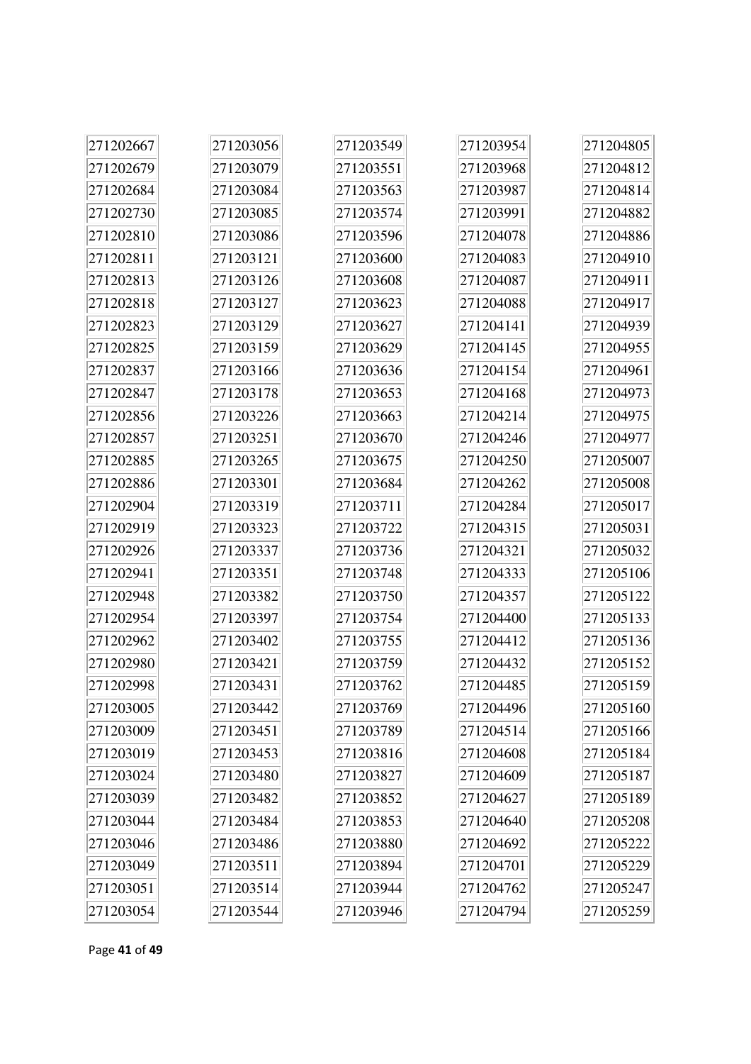| | | | | |
|---|---|---|---|---|
| 271202667 | 271203056 | 271203549 | 271203954 | 271204805 |
| 271202679 | 271203079 | 271203551 | 271203968 | 271204812 |
| 271202684 | 271203084 | 271203563 | 271203987 | 271204814 |
| 271202730 | 271203085 | 271203574 | 271203991 | 271204882 |
| 271202810 | 271203086 | 271203596 | 271204078 | 271204886 |
| 271202811 | 271203121 | 271203600 | 271204083 | 271204910 |
| 271202813 | 271203126 | 271203608 | 271204087 | 271204911 |
| 271202818 | 271203127 | 271203623 | 271204088 | 271204917 |
| 271202823 | 271203129 | 271203627 | 271204141 | 271204939 |
| 271202825 | 271203159 | 271203629 | 271204145 | 271204955 |
| 271202837 | 271203166 | 271203636 | 271204154 | 271204961 |
| 271202847 | 271203178 | 271203653 | 271204168 | 271204973 |
| 271202856 | 271203226 | 271203663 | 271204214 | 271204975 |
| 271202857 | 271203251 | 271203670 | 271204246 | 271204977 |
| 271202885 | 271203265 | 271203675 | 271204250 | 271205007 |
| 271202886 | 271203301 | 271203684 | 271204262 | 271205008 |
| 271202904 | 271203319 | 271203711 | 271204284 | 271205017 |
| 271202919 | 271203323 | 271203722 | 271204315 | 271205031 |
| 271202926 | 271203337 | 271203736 | 271204321 | 271205032 |
| 271202941 | 271203351 | 271203748 | 271204333 | 271205106 |
| 271202948 | 271203382 | 271203750 | 271204357 | 271205122 |
| 271202954 | 271203397 | 271203754 | 271204400 | 271205133 |
| 271202962 | 271203402 | 271203755 | 271204412 | 271205136 |
| 271202980 | 271203421 | 271203759 | 271204432 | 271205152 |
| 271202998 | 271203431 | 271203762 | 271204485 | 271205159 |
| 271203005 | 271203442 | 271203769 | 271204496 | 271205160 |
| 271203009 | 271203451 | 271203789 | 271204514 | 271205166 |
| 271203019 | 271203453 | 271203816 | 271204608 | 271205184 |
| 271203024 | 271203480 | 271203827 | 271204609 | 271205187 |
| 271203039 | 271203482 | 271203852 | 271204627 | 271205189 |
| 271203044 | 271203484 | 271203853 | 271204640 | 271205208 |
| 271203046 | 271203486 | 271203880 | 271204692 | 271205222 |
| 271203049 | 271203511 | 271203894 | 271204701 | 271205229 |
| 271203051 | 271203514 | 271203944 | 271204762 | 271205247 |
| 271203054 | 271203544 | 271203946 | 271204794 | 271205259 |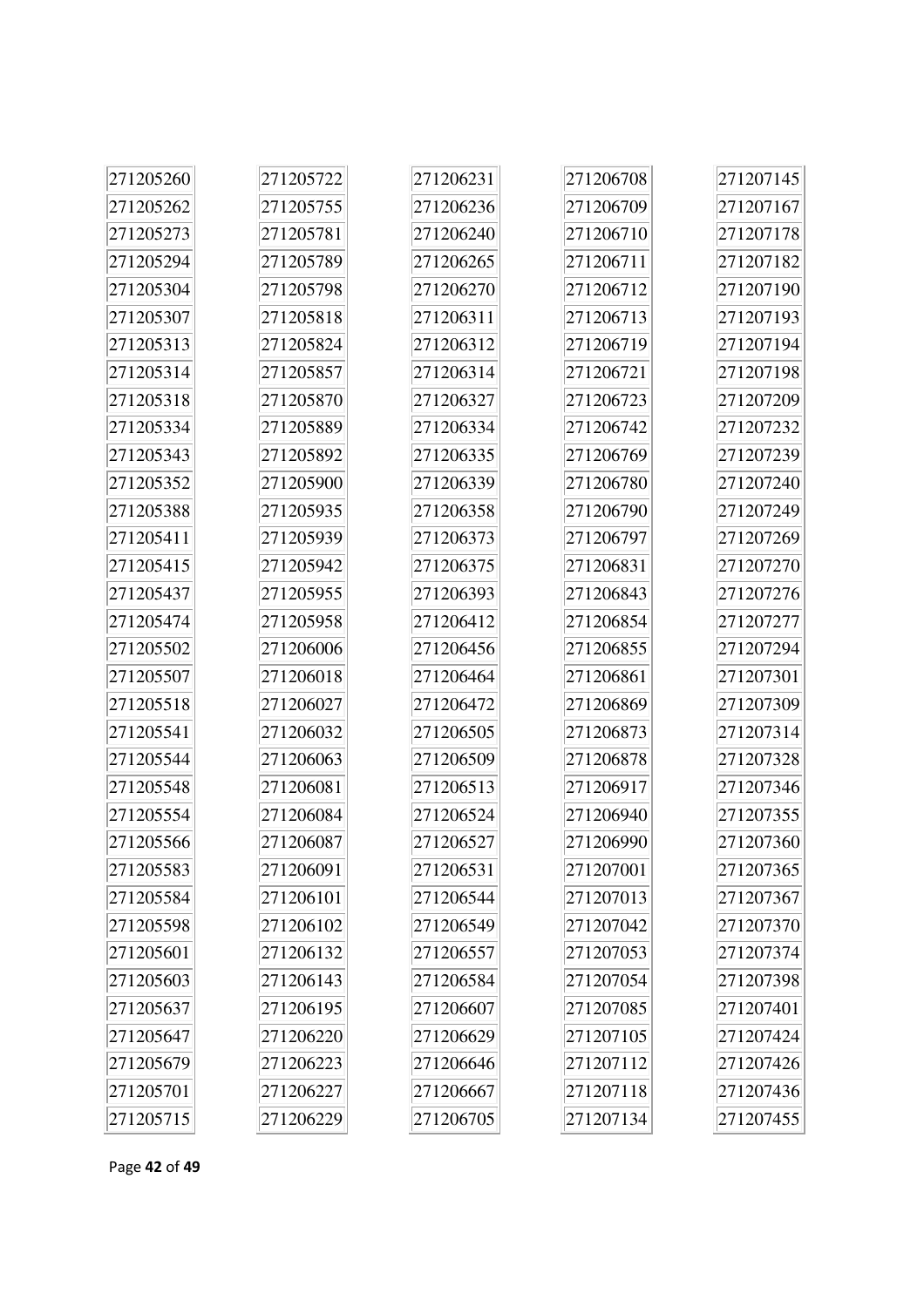271205260
271205262
271205273
271205294
271205304
271205307
271205313
271205314
271205318
271205334
271205343
271205352
271205388
271205411
271205415
271205437
271205474
271205502
271205507
271205518
271205541
271205544
271205548
271205554
271205566
271205583
271205584
271205598
271205601
271205603
271205637
271205647
271205679
271205701
271205715
271205722
271205755
271205781
271205789
271205798
271205818
271205824
271205857
271205870
271205889
271205892
271205900
271205935
271205939
271205942
271205955
271205958
271206006
271206018
271206027
271206032
271206063
271206081
271206084
271206087
271206091
271206101
271206102
271206132
271206143
271206195
271206220
271206223
271206227
271206229
271206231
271206236
271206240
271206265
271206270
271206311
271206312
271206314
271206327
271206334
271206335
271206339
271206358
271206373
271206375
271206393
271206412
271206456
271206464
271206472
271206505
271206509
271206513
271206524
271206527
271206531
271206544
271206549
271206557
271206584
271206607
271206629
271206646
271206667
271206705
271206708
271206709
271206710
271206711
271206712
271206713
271206719
271206721
271206723
271206742
271206769
271206780
271206790
271206797
271206831
271206843
271206854
271206855
271206861
271206869
271206873
271206878
271206917
271206940
271206990
271207001
271207013
271207042
271207053
271207054
271207085
271207105
271207112
271207118
271207134
271207145
271207167
271207178
271207182
271207190
271207193
271207194
271207198
271207209
271207232
271207239
271207240
271207249
271207269
271207270
271207276
271207277
271207294
271207301
271207309
271207314
271207328
271207346
271207355
271207360
271207365
271207367
271207370
271207374
271207398
271207401
271207424
271207426
271207436
271207455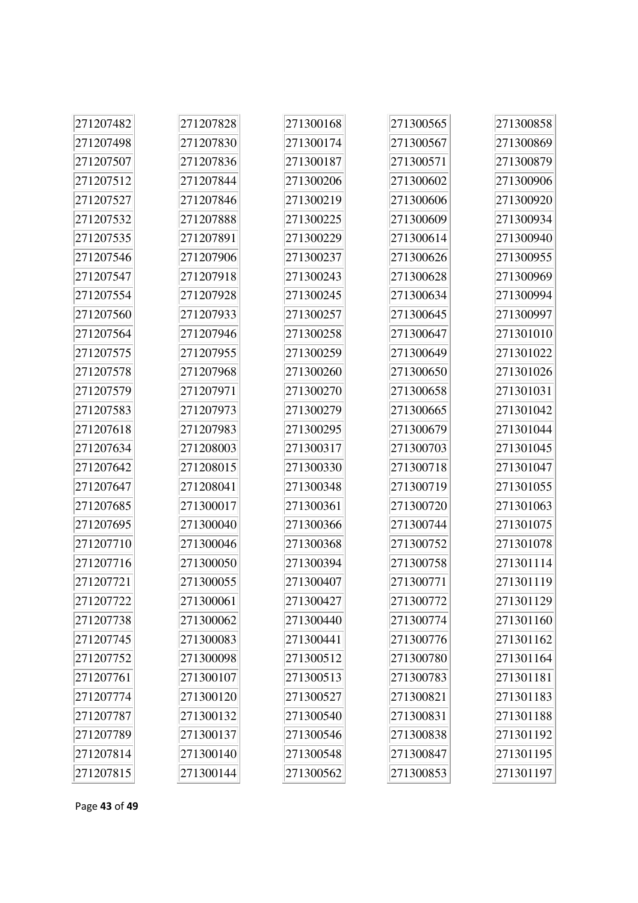271207482
271207498
271207507
271207512
271207527
271207532
271207535
271207546
271207547
271207554
271207560
271207564
271207575
271207578
271207579
271207583
271207618
271207634
271207642
271207647
271207685
271207695
271207710
271207716
271207721
271207722
271207738
271207745
271207752
271207761
271207774
271207787
271207789
271207814
271207815
271207828
271207830
271207836
271207844
271207846
271207888
271207891
271207906
271207918
271207928
271207933
271207946
271207955
271207968
271207971
271207973
271207983
271208003
271208015
271208041
271300017
271300040
271300046
271300050
271300055
271300061
271300062
271300083
271300098
271300107
271300120
271300132
271300137
271300140
271300144
271300168
271300174
271300187
271300206
271300219
271300225
271300229
271300237
271300243
271300245
271300257
271300258
271300259
271300260
271300270
271300279
271300295
271300317
271300330
271300348
271300361
271300366
271300368
271300394
271300407
271300427
271300440
271300441
271300512
271300513
271300527
271300540
271300546
271300548
271300562
271300565
271300567
271300571
271300602
271300606
271300609
271300614
271300626
271300628
271300634
271300645
271300647
271300649
271300650
271300658
271300665
271300679
271300703
271300718
271300719
271300720
271300744
271300752
271300758
271300771
271300772
271300774
271300776
271300780
271300783
271300821
271300831
271300838
271300847
271300853
271300858
271300869
271300879
271300906
271300920
271300934
271300940
271300955
271300969
271300994
271300997
271301010
271301022
271301026
271301031
271301042
271301044
271301045
271301047
271301055
271301063
271301075
271301078
271301114
271301119
271301129
271301160
271301162
271301164
271301181
271301183
271301188
271301192
271301195
271301197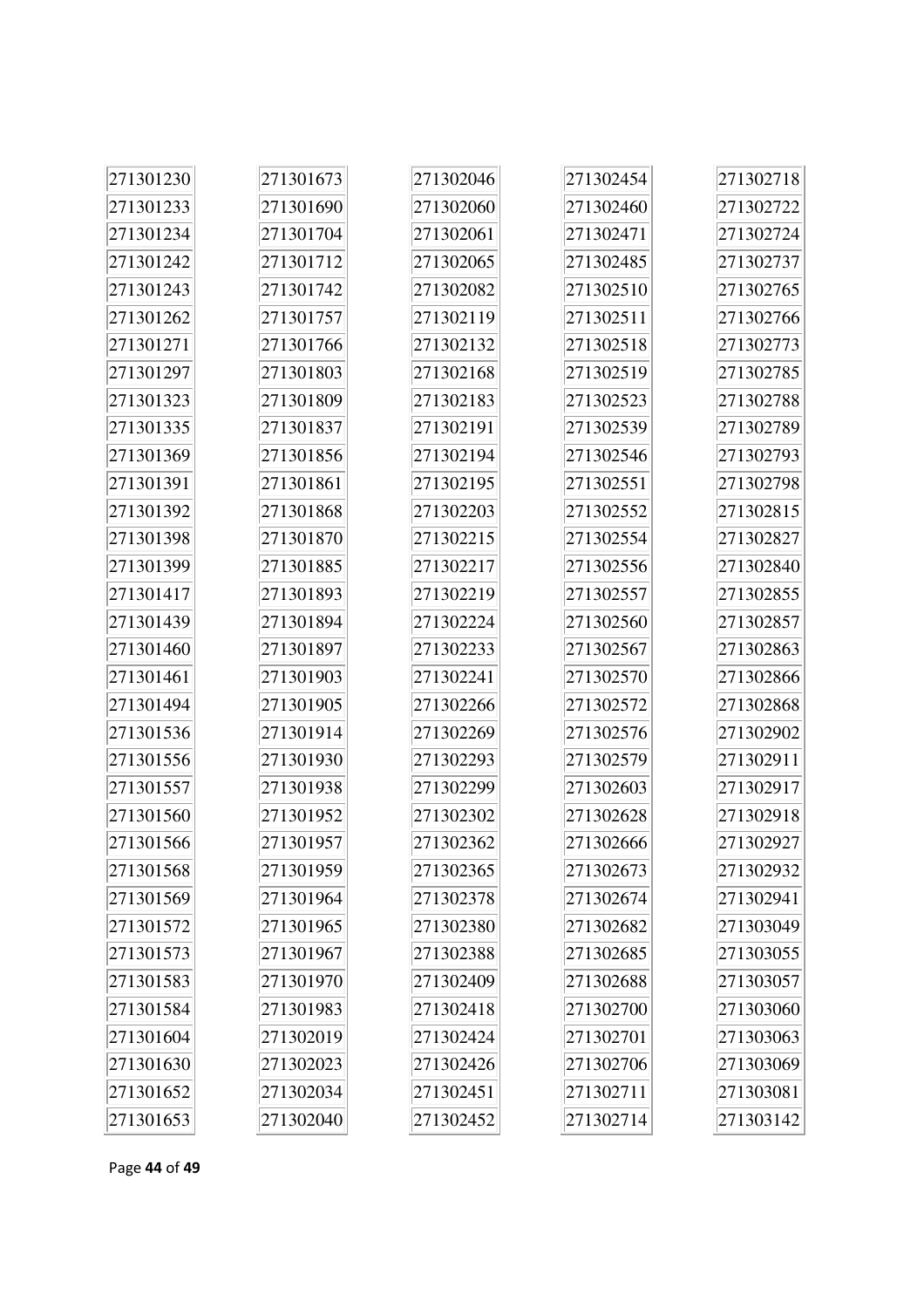271301230
271301233
271301234
271301242
271301243
271301262
271301271
271301297
271301323
271301335
271301369
271301391
271301392
271301398
271301399
271301417
271301439
271301460
271301461
271301494
271301536
271301556
271301557
271301560
271301566
271301568
271301569
271301572
271301573
271301583
271301584
271301604
271301630
271301652
271301653

271301673
271301690
271301704
271301712
271301742
271301757
271301766
271301803
271301809
271301837
271301856
271301861
271301868
271301870
271301885
271301893
271301894
271301897
271301903
271301905
271301914
271301930
271301938
271301952
271301957
271301959
271301964
271301965
271301967
271301970
271301983
271302019
271302023
271302034
271302040

271302046
271302060
271302061
271302065
271302082
271302119
271302132
271302168
271302183
271302191
271302194
271302195
271302203
271302215
271302217
271302219
271302224
271302233
271302241
271302266
271302269
271302293
271302299
271302302
271302362
271302365
271302378
271302380
271302388
271302409
271302418
271302424
271302426
271302451
271302452

271302454
271302460
271302471
271302485
271302510
271302511
271302518
271302519
271302523
271302539
271302546
271302551
271302552
271302554
271302556
271302557
271302560
271302567
271302570
271302572
271302576
271302579
271302603
271302628
271302666
271302673
271302674
271302682
271302685
271302688
271302700
271302701
271302706
271302711
271302714

271302718
271302722
271302724
271302737
271302765
271302766
271302773
271302785
271302788
271302789
271302793
271302798
271302815
271302827
271302840
271302855
271302857
271302863
271302866
271302868
271302902
271302911
271302917
271302918
271302927
271302932
271302941
271303049
271303055
271303057
271303060
271303063
271303069
271303081
271303142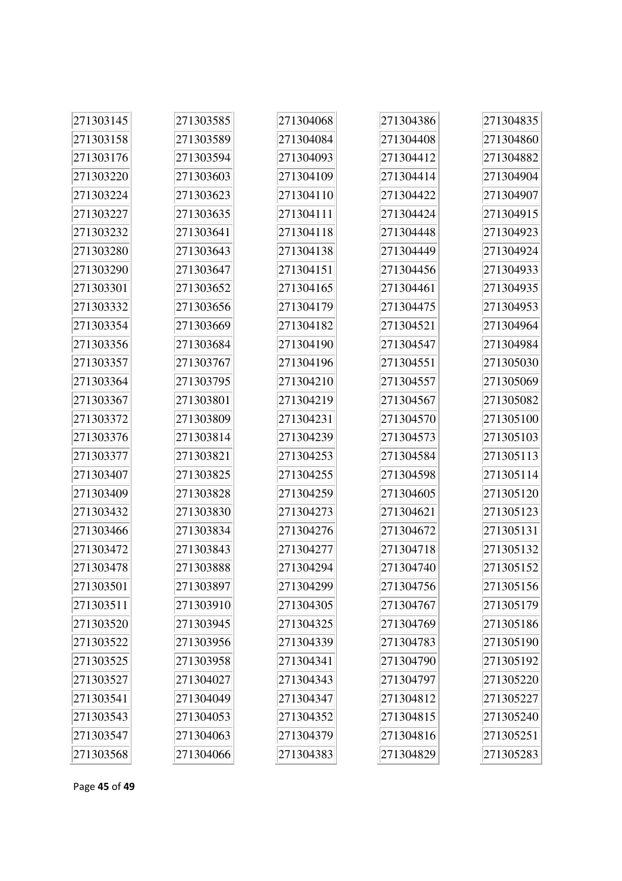271303145
271303158
271303176
271303220
271303224
271303227
271303232
271303280
271303290
271303301
271303332
271303354
271303356
271303357
271303364
271303367
271303372
271303376
271303377
271303407
271303409
271303432
271303466
271303472
271303478
271303501
271303511
271303520
271303522
271303525
271303527
271303541
271303543
271303547
271303568
271303585
271303589
271303594
271303603
271303623
271303635
271303641
271303643
271303647
271303652
271303656
271303669
271303684
271303767
271303795
271303801
271303809
271303814
271303821
271303825
271303828
271303830
271303834
271303843
271303888
271303897
271303910
271303945
271303956
271303958
271304027
271304049
271304053
271304063
271304066
271304068
271304084
271304093
271304109
271304110
271304111
271304118
271304138
271304151
271304165
271304179
271304182
271304190
271304196
271304210
271304219
271304231
271304239
271304253
271304255
271304259
271304273
271304276
271304277
271304294
271304299
271304305
271304325
271304339
271304341
271304343
271304347
271304352
271304379
271304383
271304386
271304408
271304412
271304414
271304422
271304424
271304448
271304449
271304456
271304461
271304475
271304521
271304547
271304551
271304557
271304567
271304570
271304573
271304584
271304598
271304605
271304621
271304672
271304718
271304740
271304756
271304767
271304769
271304783
271304790
271304797
271304812
271304815
271304816
271304829
271304835
271304860
271304882
271304904
271304907
271304915
271304923
271304924
271304933
271304935
271304953
271304964
271304984
271305030
271305069
271305082
271305100
271305103
271305113
271305114
271305120
271305123
271305131
271305132
271305152
271305156
271305179
271305186
271305190
271305192
271305220
271305227
271305240
271305251
271305283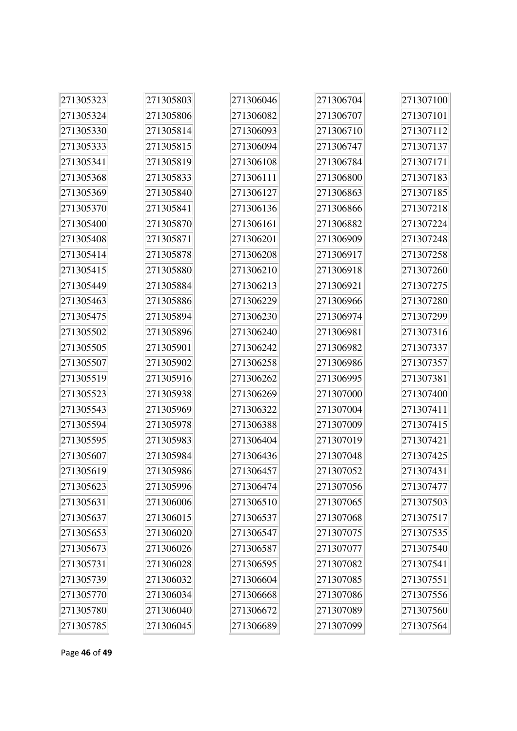271305323
271305324
271305330
271305333
271305341
271305368
271305369
271305370
271305400
271305408
271305414
271305415
271305449
271305463
271305475
271305502
271305505
271305507
271305519
271305523
271305543
271305594
271305595
271305607
271305619
271305623
271305631
271305637
271305653
271305673
271305731
271305739
271305770
271305780
271305785
271305803
271305806
271305814
271305815
271305819
271305833
271305840
271305841
271305870
271305871
271305878
271305880
271305884
271305886
271305894
271305896
271305901
271305902
271305916
271305938
271305969
271305978
271305983
271305984
271305986
271305996
271306006
271306015
271306020
271306026
271306028
271306032
271306034
271306040
271306045
271306046
271306082
271306093
271306094
271306108
271306111
271306127
271306136
271306161
271306201
271306208
271306210
271306213
271306229
271306230
271306240
271306242
271306258
271306262
271306269
271306322
271306388
271306404
271306436
271306457
271306474
271306510
271306537
271306547
271306587
271306595
271306604
271306668
271306672
271306689
271306704
271306707
271306710
271306747
271306784
271306800
271306863
271306866
271306882
271306909
271306917
271306918
271306921
271306966
271306974
271306981
271306982
271306986
271306995
271307000
271307004
271307009
271307019
271307048
271307052
271307056
271307065
271307068
271307075
271307077
271307082
271307085
271307086
271307089
271307099
271307100
271307101
271307112
271307137
271307171
271307183
271307185
271307218
271307224
271307248
271307258
271307260
271307275
271307280
271307299
271307316
271307337
271307357
271307381
271307400
271307411
271307415
271307421
271307425
271307431
271307477
271307503
271307517
271307535
271307540
271307541
271307551
271307556
271307560
271307564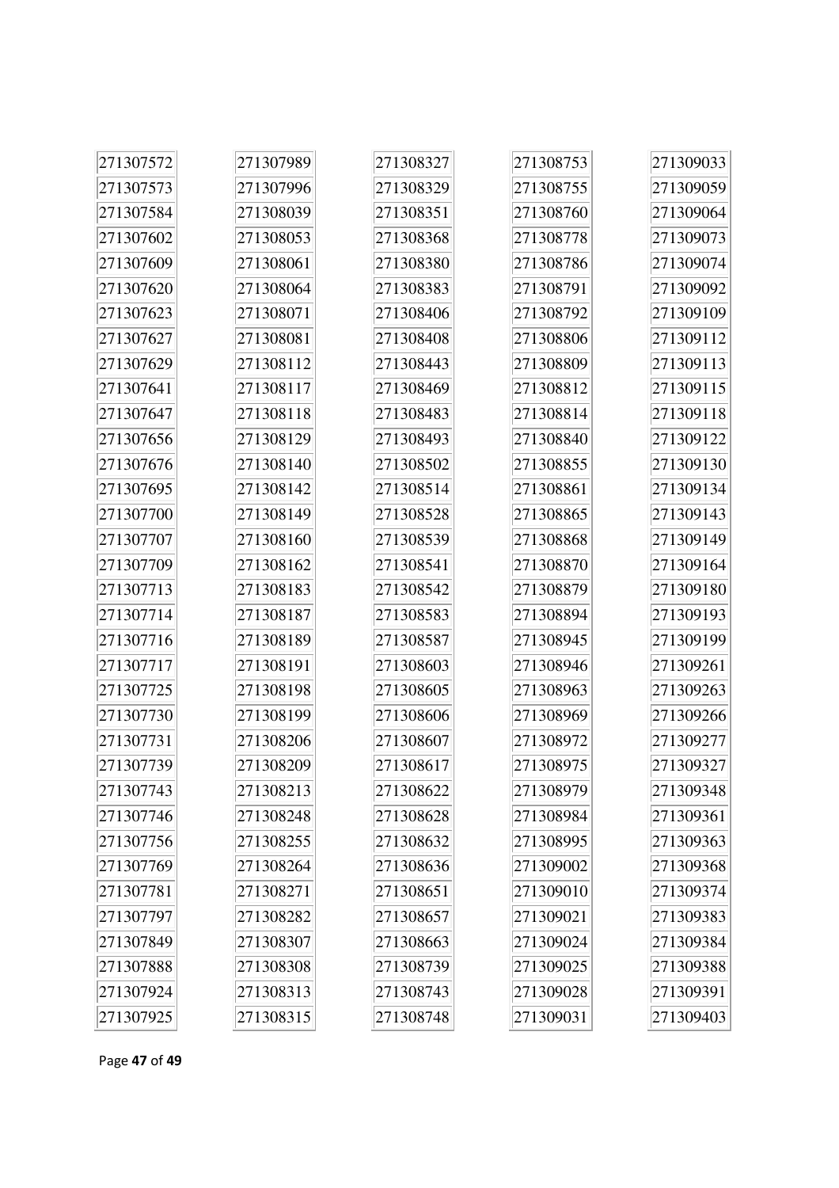271307572
271307573
271307584
271307602
271307609
271307620
271307623
271307627
271307629
271307641
271307647
271307656
271307676
271307695
271307700
271307707
271307709
271307713
271307714
271307716
271307717
271307725
271307730
271307731
271307739
271307743
271307746
271307756
271307769
271307781
271307797
271307849
271307888
271307924
271307925
271307989
271307996
271308039
271308053
271308061
271308064
271308071
271308081
271308112
271308117
271308118
271308129
271308140
271308142
271308149
271308160
271308162
271308183
271308187
271308189
271308191
271308198
271308199
271308206
271308209
271308213
271308248
271308255
271308264
271308271
271308282
271308307
271308308
271308313
271308315
271308327
271308329
271308351
271308368
271308380
271308383
271308406
271308408
271308443
271308469
271308483
271308493
271308502
271308514
271308528
271308539
271308541
271308542
271308583
271308587
271308603
271308605
271308606
271308607
271308617
271308622
271308628
271308632
271308636
271308651
271308657
271308663
271308739
271308743
271308748
271308753
271308755
271308760
271308778
271308786
271308791
271308792
271308806
271308809
271308812
271308814
271308840
271308855
271308861
271308865
271308868
271308870
271308879
271308894
271308945
271308946
271308963
271308969
271308972
271308975
271308979
271308984
271308995
271309002
271309010
271309021
271309024
271309025
271309028
271309031
271309033
271309059
271309064
271309073
271309074
271309092
271309109
271309112
271309113
271309115
271309118
271309122
271309130
271309134
271309143
271309149
271309164
271309180
271309193
271309199
271309261
271309263
271309266
271309277
271309327
271309348
271309361
271309363
271309368
271309374
271309383
271309384
271309388
271309391
271309403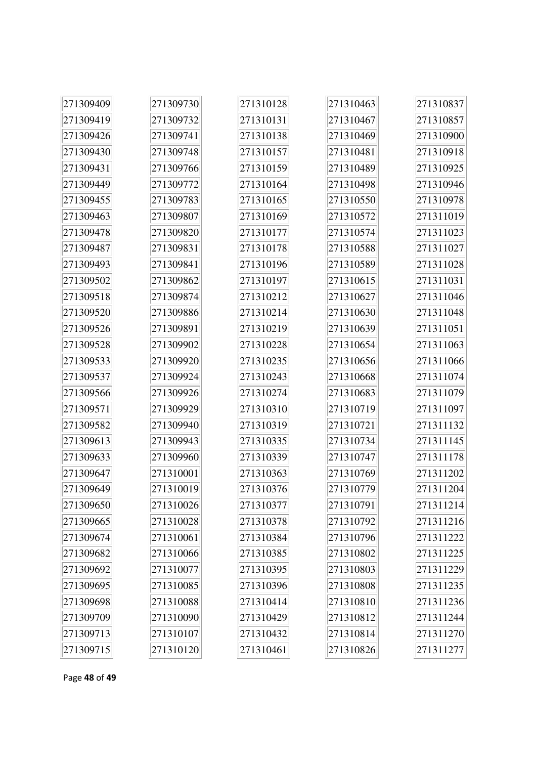271309409
271309419
271309426
271309430
271309431
271309449
271309455
271309463
271309478
271309487
271309493
271309502
271309518
271309520
271309526
271309528
271309533
271309537
271309566
271309571
271309582
271309613
271309633
271309647
271309649
271309650
271309665
271309674
271309682
271309692
271309695
271309698
271309709
271309713
271309715
271309730
271309732
271309741
271309748
271309766
271309772
271309783
271309807
271309820
271309831
271309841
271309862
271309874
271309886
271309891
271309902
271309920
271309924
271309926
271309929
271309940
271309943
271309960
271310001
271310019
271310026
271310028
271310061
271310066
271310077
271310085
271310088
271310090
271310107
271310120
271310128
271310131
271310138
271310157
271310159
271310164
271310165
271310169
271310177
271310178
271310196
271310197
271310212
271310214
271310219
271310228
271310235
271310243
271310274
271310310
271310319
271310335
271310339
271310363
271310376
271310377
271310378
271310384
271310385
271310395
271310396
271310414
271310429
271310432
271310461
271310463
271310467
271310469
271310481
271310489
271310498
271310550
271310572
271310574
271310588
271310589
271310615
271310627
271310630
271310639
271310654
271310656
271310668
271310683
271310719
271310721
271310734
271310747
271310769
271310779
271310791
271310792
271310796
271310802
271310803
271310808
271310810
271310812
271310814
271310826
271310837
271310857
271310900
271310918
271310925
271310946
271310978
271311019
271311023
271311027
271311028
271311031
271311046
271311048
271311051
271311063
271311066
271311074
271311079
271311097
271311132
271311145
271311178
271311202
271311204
271311214
271311216
271311222
271311225
271311229
271311235
271311236
271311244
271311270
271311277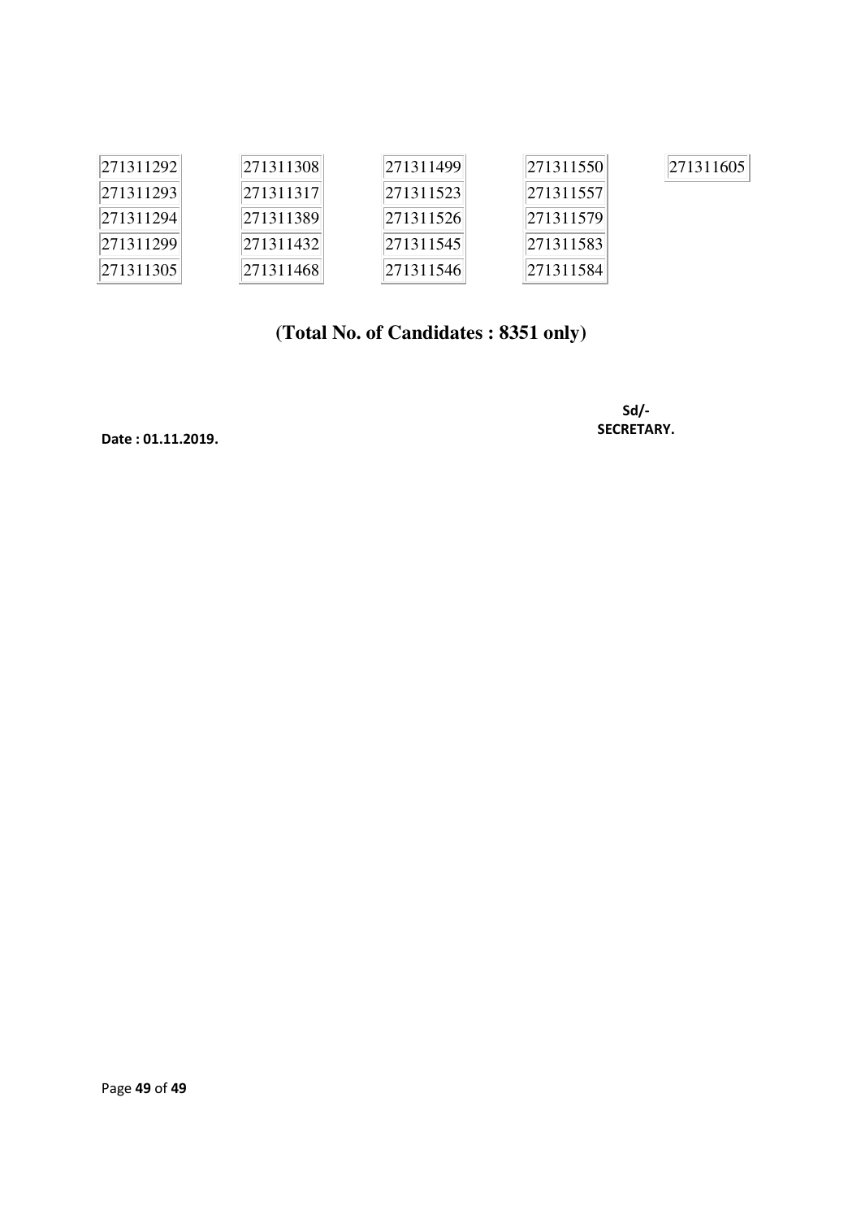| | | | | |
|---|---|---|---|---|
| 271311292 | 271311308 | 271311499 | 271311550 | 271311605 |
| 271311293 | 271311317 | 271311523 | 271311557 | |
| 271311294 | 271311389 | 271311526 | 271311579 | |
| 271311299 | 271311432 | 271311545 | 271311583 | |
| 271311305 | 271311468 | 271311546 | 271311584 | |

**(Total No. of Candidates : 8351 only)**

**Sd/-**
**SECRETARY.**

**Date : 01.11.2019.**